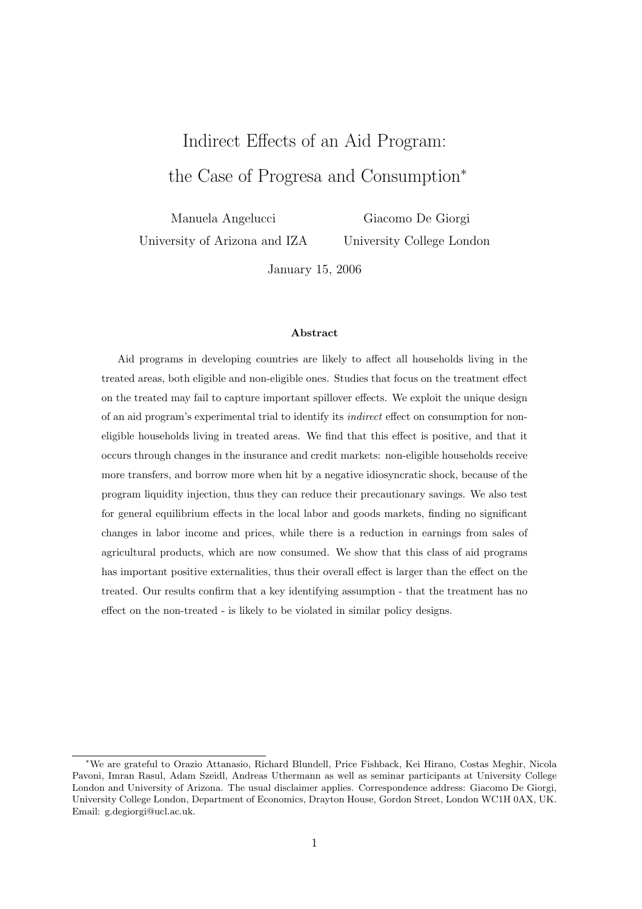# Indirect Effects of an Aid Program: the Case of Progresa and Consumption*

Manuela Angelucci  
University of Arizona and IZA

Giacomo De Giorgi  
University College London

January 15, 2006

## Abstract

Aid programs in developing countries are likely to affect all households living in the treated areas, both eligible and non-eligible ones. Studies that focus on the treatment effect on the treated may fail to capture important spillover effects. We exploit the unique design of an aid program's experimental trial to identify its *indirect* effect on consumption for non-eligible households living in treated areas. We find that this effect is positive, and that it occurs through changes in the insurance and credit markets: non-eligible households receive more transfers, and borrow more when hit by a negative idiosyncratic shock, because of the program liquidity injection, thus they can reduce their precautionary savings. We also test for general equilibrium effects in the local labor and goods markets, finding no significant changes in labor income and prices, while there is a reduction in earnings from sales of agricultural products, which are now consumed. We show that this class of aid programs has important positive externalities, thus their overall effect is larger than the effect on the treated. Our results confirm that a key identifying assumption - that the treatment has no effect on the non-treated - is likely to be violated in similar policy designs.

---

*We are grateful to Orazio Attanasio, Richard Blundell, Price Fishback, Kei Hirano, Costas Meghir, Nicola Pavoni, Imran Rasul, Adam Szeidl, Andreas Uthermann as well as seminar participants at University College London and University of Arizona. The usual disclaimer applies. Correspondence address: Giacomo De Giorgi, University College London, Department of Economics, Drayton House, Gordon Street, London WC1H 0AX, UK. Email: g.degiorgi@ucl.ac.uk.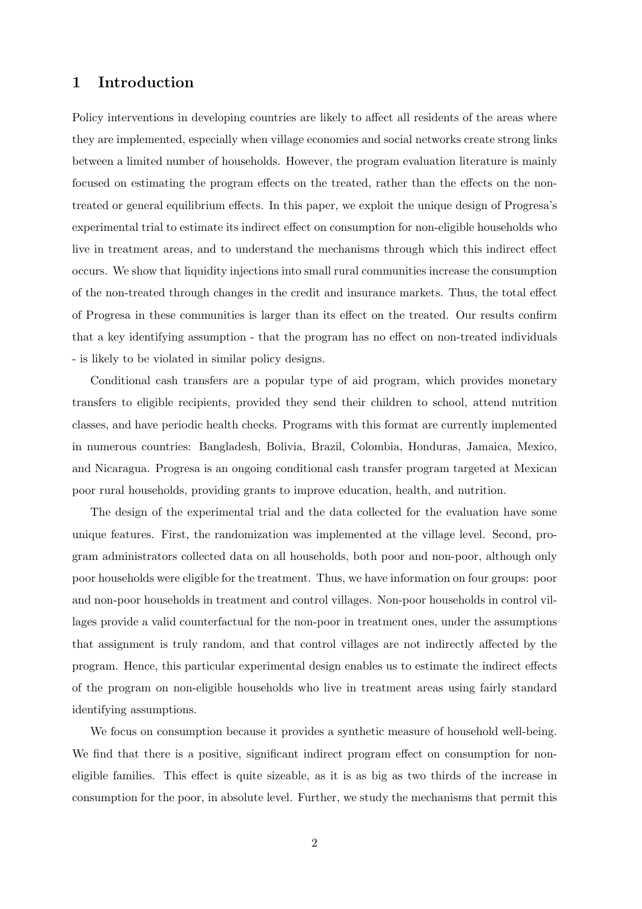# 1 Introduction

Policy interventions in developing countries are likely to affect all residents of the areas where they are implemented, especially when village economies and social networks create strong links between a limited number of households. However, the program evaluation literature is mainly focused on estimating the program effects on the treated, rather than the effects on the non-treated or general equilibrium effects. In this paper, we exploit the unique design of Progresa's experimental trial to estimate its indirect effect on consumption for non-eligible households who live in treatment areas, and to understand the mechanisms through which this indirect effect occurs. We show that liquidity injections into small rural communities increase the consumption of the non-treated through changes in the credit and insurance markets. Thus, the total effect of Progresa in these communities is larger than its effect on the treated. Our results confirm that a key identifying assumption - that the program has no effect on non-treated individuals - is likely to be violated in similar policy designs.

Conditional cash transfers are a popular type of aid program, which provides monetary transfers to eligible recipients, provided they send their children to school, attend nutrition classes, and have periodic health checks. Programs with this format are currently implemented in numerous countries: Bangladesh, Bolivia, Brazil, Colombia, Honduras, Jamaica, Mexico, and Nicaragua. Progresa is an ongoing conditional cash transfer program targeted at Mexican poor rural households, providing grants to improve education, health, and nutrition.

The design of the experimental trial and the data collected for the evaluation have some unique features. First, the randomization was implemented at the village level. Second, program administrators collected data on all households, both poor and non-poor, although only poor households were eligible for the treatment. Thus, we have information on four groups: poor and non-poor households in treatment and control villages. Non-poor households in control villages provide a valid counterfactual for the non-poor in treatment ones, under the assumptions that assignment is truly random, and that control villages are not indirectly affected by the program. Hence, this particular experimental design enables us to estimate the indirect effects of the program on non-eligible households who live in treatment areas using fairly standard identifying assumptions.

We focus on consumption because it provides a synthetic measure of household well-being. We find that there is a positive, significant indirect program effect on consumption for non-eligible families. This effect is quite sizeable, as it is as big as two thirds of the increase in consumption for the poor, in absolute level. Further, we study the mechanisms that permit this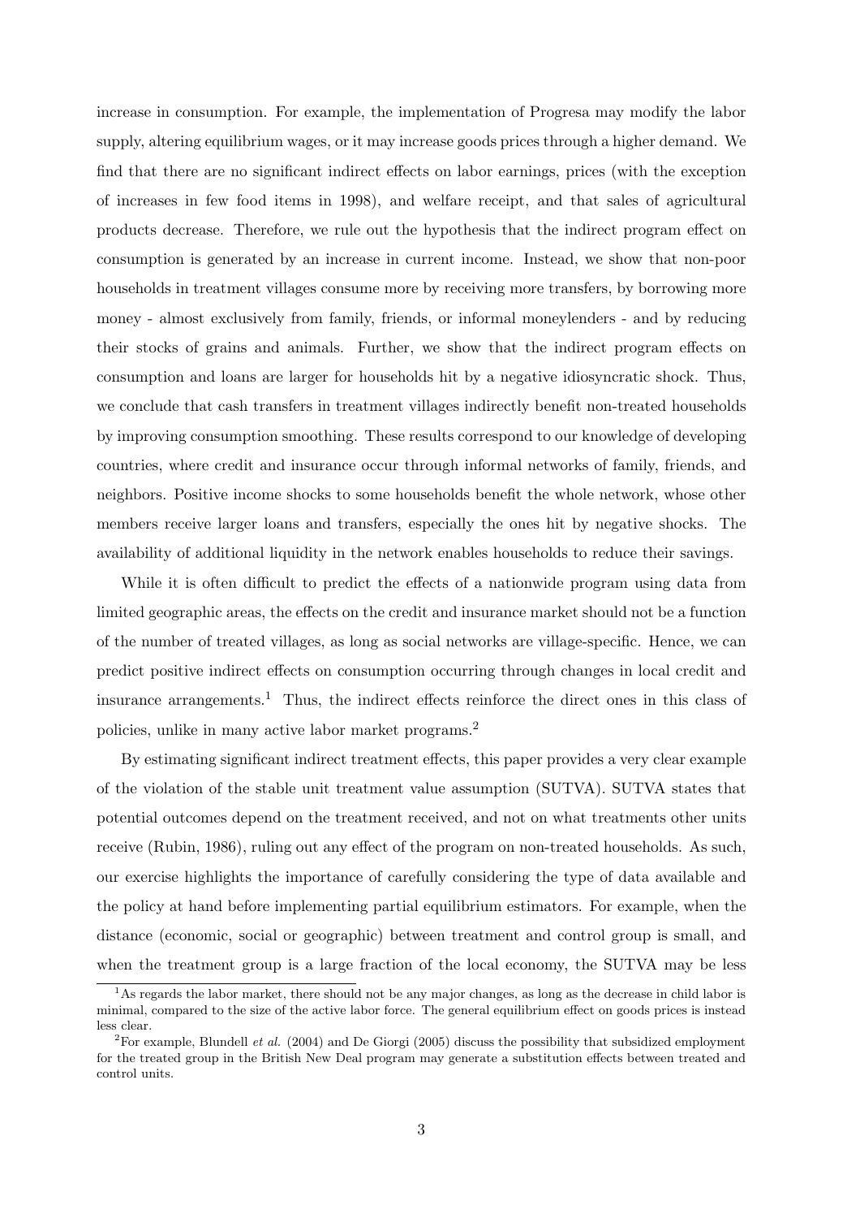increase in consumption. For example, the implementation of Progresa may modify the labor supply, altering equilibrium wages, or it may increase goods prices through a higher demand. We find that there are no significant indirect effects on labor earnings, prices (with the exception of increases in few food items in 1998), and welfare receipt, and that sales of agricultural products decrease. Therefore, we rule out the hypothesis that the indirect program effect on consumption is generated by an increase in current income. Instead, we show that non-poor households in treatment villages consume more by receiving more transfers, by borrowing more money - almost exclusively from family, friends, or informal moneylenders - and by reducing their stocks of grains and animals. Further, we show that the indirect program effects on consumption and loans are larger for households hit by a negative idiosyncratic shock. Thus, we conclude that cash transfers in treatment villages indirectly benefit non-treated households by improving consumption smoothing. These results correspond to our knowledge of developing countries, where credit and insurance occur through informal networks of family, friends, and neighbors. Positive income shocks to some households benefit the whole network, whose other members receive larger loans and transfers, especially the ones hit by negative shocks. The availability of additional liquidity in the network enables households to reduce their savings.

While it is often difficult to predict the effects of a nationwide program using data from limited geographic areas, the effects on the credit and insurance market should not be a function of the number of treated villages, as long as social networks are village-specific. Hence, we can predict positive indirect effects on consumption occurring through changes in local credit and insurance arrangements.[1] Thus, the indirect effects reinforce the direct ones in this class of policies, unlike in many active labor market programs.[2]

By estimating significant indirect treatment effects, this paper provides a very clear example of the violation of the stable unit treatment value assumption (SUTVA). SUTVA states that potential outcomes depend on the treatment received, and not on what treatments other units receive (Rubin, 1986), ruling out any effect of the program on non-treated households. As such, our exercise highlights the importance of carefully considering the type of data available and the policy at hand before implementing partial equilibrium estimators. For example, when the distance (economic, social or geographic) between treatment and control group is small, and when the treatment group is a large fraction of the local economy, the SUTVA may be less

[1] As regards the labor market, there should not be any major changes, as long as the decrease in child labor is minimal, compared to the size of the active labor force. The general equilibrium effect on goods prices is instead less clear.

[2] For example, Blundell *et al.* (2004) and De Giorgi (2005) discuss the possibility that subsidized employment for the treated group in the British New Deal program may generate a substitution effects between treated and control units.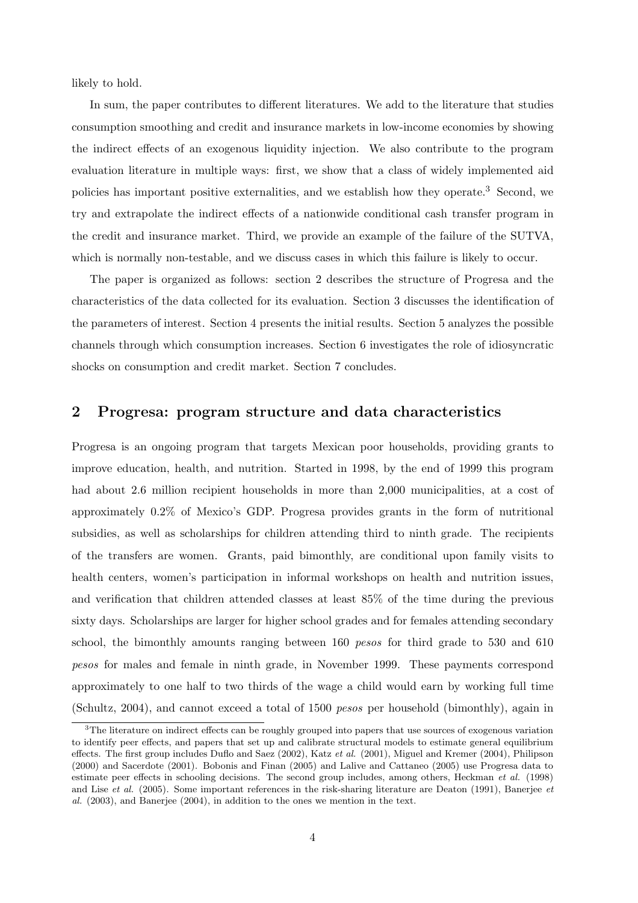likely to hold.

In sum, the paper contributes to different literatures. We add to the literature that studies consumption smoothing and credit and insurance markets in low-income economies by showing the indirect effects of an exogenous liquidity injection. We also contribute to the program evaluation literature in multiple ways: first, we show that a class of widely implemented aid policies has important positive externalities, and we establish how they operate.[3] Second, we try and extrapolate the indirect effects of a nationwide conditional cash transfer program in the credit and insurance market. Third, we provide an example of the failure of the SUTVA, which is normally non-testable, and we discuss cases in which this failure is likely to occur.

The paper is organized as follows: section 2 describes the structure of Progresa and the characteristics of the data collected for its evaluation. Section 3 discusses the identification of the parameters of interest. Section 4 presents the initial results. Section 5 analyzes the possible channels through which consumption increases. Section 6 investigates the role of idiosyncratic shocks on consumption and credit market. Section 7 concludes.

## 2 Progresa: program structure and data characteristics

Progresa is an ongoing program that targets Mexican poor households, providing grants to improve education, health, and nutrition. Started in 1998, by the end of 1999 this program had about 2.6 million recipient households in more than 2,000 municipalities, at a cost of approximately 0.2% of Mexico's GDP. Progresa provides grants in the form of nutritional subsidies, as well as scholarships for children attending third to ninth grade. The recipients of the transfers are women. Grants, paid bimonthly, are conditional upon family visits to health centers, women's participation in informal workshops on health and nutrition issues, and verification that children attended classes at least 85% of the time during the previous sixty days. Scholarships are larger for higher school grades and for females attending secondary school, the bimonthly amounts ranging between 160 *pesos* for third grade to 530 and 610 *pesos* for males and female in ninth grade, in November 1999. These payments correspond approximately to one half to two thirds of the wage a child would earn by working full time (Schultz, 2004), and cannot exceed a total of 1500 *pesos* per household (bimonthly), again in

[3]The literature on indirect effects can be roughly grouped into papers that use sources of exogenous variation to identify peer effects, and papers that set up and calibrate structural models to estimate general equilibrium effects. The first group includes Duflo and Saez (2002), Katz *et al.* (2001), Miguel and Kremer (2004), Philipson (2000) and Sacerdote (2001). Bobonis and Finan (2005) and Lalive and Cattaneo (2005) use Progresa data to estimate peer effects in schooling decisions. The second group includes, among others, Heckman *et al.* (1998) and Lise *et al.* (2005). Some important references in the risk-sharing literature are Deaton (1991), Banerjee *et al.* (2003), and Banerjee (2004), in addition to the ones we mention in the text.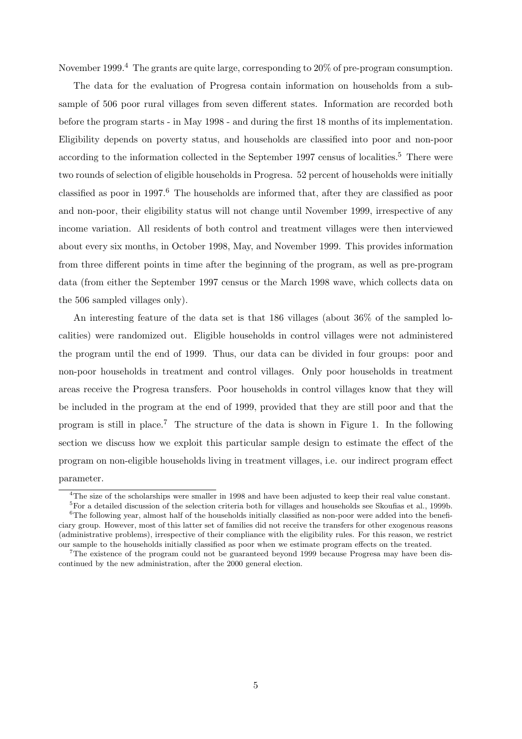November 1999.[4] The grants are quite large, corresponding to 20% of pre-program consumption.

The data for the evaluation of Progresa contain information on households from a subsample of 506 poor rural villages from seven different states. Information are recorded both before the program starts - in May 1998 - and during the first 18 months of its implementation. Eligibility depends on poverty status, and households are classified into poor and non-poor according to the information collected in the September 1997 census of localities.[5] There were two rounds of selection of eligible households in Progresa. 52 percent of households were initially classified as poor in 1997.[6] The households are informed that, after they are classified as poor and non-poor, their eligibility status will not change until November 1999, irrespective of any income variation. All residents of both control and treatment villages were then interviewed about every six months, in October 1998, May, and November 1999. This provides information from three different points in time after the beginning of the program, as well as pre-program data (from either the September 1997 census or the March 1998 wave, which collects data on the 506 sampled villages only).

An interesting feature of the data set is that 186 villages (about 36% of the sampled localities) were randomized out. Eligible households in control villages were not administered the program until the end of 1999. Thus, our data can be divided in four groups: poor and non-poor households in treatment and control villages. Only poor households in treatment areas receive the Progresa transfers. Poor households in control villages know that they will be included in the program at the end of 1999, provided that they are still poor and that the program is still in place.[7] The structure of the data is shown in Figure 1. In the following section we discuss how we exploit this particular sample design to estimate the effect of the program on non-eligible households living in treatment villages, i.e. our indirect program effect parameter.

[4] The size of the scholarships were smaller in 1998 and have been adjusted to keep their real value constant.

[5] For a detailed discussion of the selection criteria both for villages and households see Skoufias et al., 1999b.

[6] The following year, almost half of the households initially classified as non-poor were added into the beneficiary group. However, most of this latter set of families did not receive the transfers for other exogenous reasons (administrative problems), irrespective of their compliance with the eligibility rules. For this reason, we restrict our sample to the households initially classified as poor when we estimate program effects on the treated.

[7] The existence of the program could not be guaranteed beyond 1999 because Progresa may have been discontinued by the new administration, after the 2000 general election.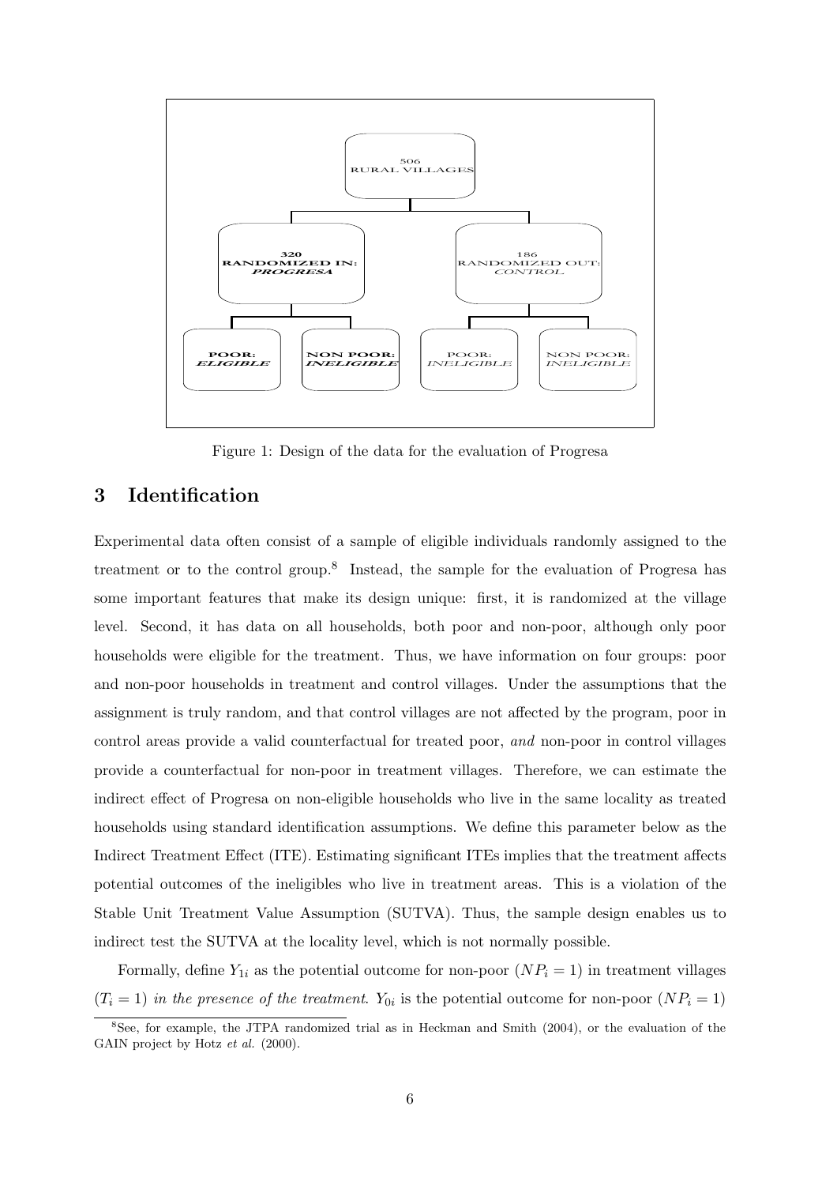506
RURAL VILLAGES

**320**
**RANDOMIZED IN:**
***PROGRESA***

186
RANDOMIZED OUT:
*CONTROL*

**POOR:**
***ELIGIBLE***

**NON POOR:**
***INELIGIBLE***

POOR:
*INELIGIBLE*

NON POOR:
*INELIGIBLE*

Figure 1: Design of the data for the evaluation of Progresa

## 3 Identification

Experimental data often consist of a sample of eligible individuals randomly assigned to the treatment or to the control group.[8] Instead, the sample for the evaluation of Progresa has some important features that make its design unique: first, it is randomized at the village level. Second, it has data on all households, both poor and non-poor, although only poor households were eligible for the treatment. Thus, we have information on four groups: poor and non-poor households in treatment and control villages. Under the assumptions that the assignment is truly random, and that control villages are not affected by the program, poor in control areas provide a valid counterfactual for treated poor, *and* non-poor in control villages provide a counterfactual for non-poor in treatment villages. Therefore, we can estimate the indirect effect of Progresa on non-eligible households who live in the same locality as treated households using standard identification assumptions. We define this parameter below as the Indirect Treatment Effect (ITE). Estimating significant ITEs implies that the treatment affects potential outcomes of the ineligibles who live in treatment areas. This is a violation of the Stable Unit Treatment Value Assumption (SUTVA). Thus, the sample design enables us to indirect test the SUTVA at the locality level, which is not normally possible.

Formally, define $Y_{1i}$ as the potential outcome for non-poor ($NP_i = 1$) in treatment villages ($T_i = 1$) *in the presence of the treatment*. $Y_{0i}$ is the potential outcome for non-poor ($NP_i = 1$)

[8] See, for example, the JTPA randomized trial as in Heckman and Smith (2004), or the evaluation of the GAIN project by Hotz *et al.* (2000).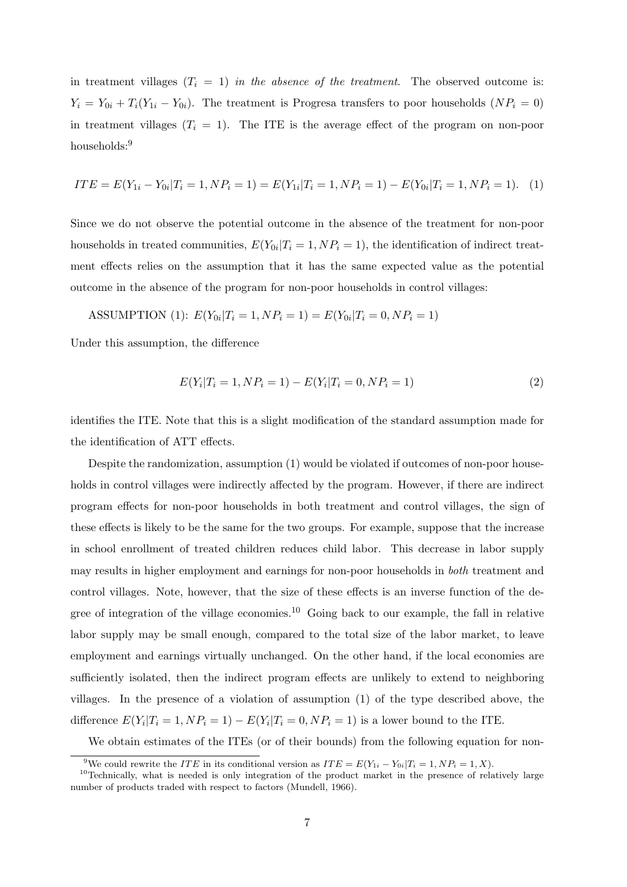in treatment villages ($T_i = 1$) *in the absence of the treatment*. The observed outcome is: $Y_i = Y_{0i} + T_i(Y_{1i} - Y_{0i})$. The treatment is Progresa transfers to poor households ($NP_i = 0$) in treatment villages ($T_i = 1$). The ITE is the average effect of the program on non-poor households:[9]

$$ITE = E(Y_{1i} - Y_{0i}|T_i = 1, NP_i = 1) = E(Y_{1i}|T_i = 1, NP_i = 1) - E(Y_{0i}|T_i = 1, NP_i = 1). \quad (1)$$

Since we do not observe the potential outcome in the absence of the treatment for non-poor households in treated communities, $E(Y_{0i}|T_i = 1, NP_i = 1)$, the identification of indirect treatment effects relies on the assumption that it has the same expected value as the potential outcome in the absence of the program for non-poor households in control villages:

ASSUMPTION (1): $E(Y_{0i}|T_i = 1, NP_i = 1) = E(Y_{0i}|T_i = 0, NP_i = 1)$

Under this assumption, the difference

$$E(Y_i|T_i = 1, NP_i = 1) - E(Y_i|T_i = 0, NP_i = 1) \quad (2)$$

identifies the ITE. Note that this is a slight modification of the standard assumption made for the identification of ATT effects.

Despite the randomization, assumption (1) would be violated if outcomes of non-poor households in control villages were indirectly affected by the program. However, if there are indirect program effects for non-poor households in both treatment and control villages, the sign of these effects is likely to be the same for the two groups. For example, suppose that the increase in school enrollment of treated children reduces child labor. This decrease in labor supply may results in higher employment and earnings for non-poor households in *both* treatment and control villages. Note, however, that the size of these effects is an inverse function of the degree of integration of the village economies.[10] Going back to our example, the fall in relative labor supply may be small enough, compared to the total size of the labor market, to leave employment and earnings virtually unchanged. On the other hand, if the local economies are sufficiently isolated, then the indirect program effects are unlikely to extend to neighboring villages. In the presence of a violation of assumption (1) of the type described above, the difference $E(Y_i|T_i = 1, NP_i = 1) - E(Y_i|T_i = 0, NP_i = 1)$ is a lower bound to the ITE.

We obtain estimates of the ITEs (or of their bounds) from the following equation for non-

[9] We could rewrite the $ITE$ in its conditional version as $ITE = E(Y_{1i} - Y_{0i}|T_i = 1, NP_i = 1, X)$.

[10] Technically, what is needed is only integration of the product market in the presence of relatively large number of products traded with respect to factors (Mundell, 1966).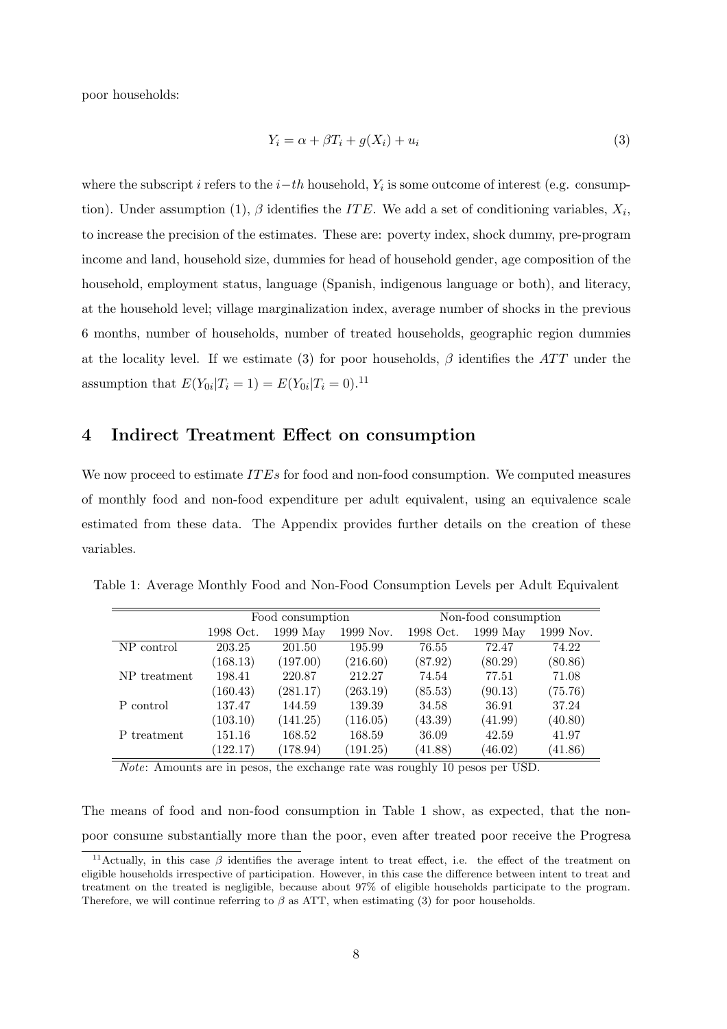poor households:

$$Y_i = \alpha + \beta T_i + g(X_i) + u_i \tag{3}$$

where the subscript $i$ refers to the $i-th$ household, $Y_i$ is some outcome of interest (e.g. consumption). Under assumption (1), $\beta$ identifies the $ITE$. We add a set of conditioning variables, $X_i$, to increase the precision of the estimates. These are: poverty index, shock dummy, pre-program income and land, household size, dummies for head of household gender, age composition of the household, employment status, language (Spanish, indigenous language or both), and literacy, at the household level; village marginalization index, average number of shocks in the previous 6 months, number of households, number of treated households, geographic region dummies at the locality level. If we estimate (3) for poor households, $\beta$ identifies the $ATT$ under the assumption that $E(Y_{0i}|T_i = 1) = E(Y_{0i}|T_i = 0)$.[11]

## 4 Indirect Treatment Effect on consumption

We now proceed to estimate $ITEs$ for food and non-food consumption. We computed measures of monthly food and non-food expenditure per adult equivalent, using an equivalence scale estimated from these data. The Appendix provides further details on the creation of these variables.

Table 1: Average Monthly Food and Non-Food Consumption Levels per Adult Equivalent

| | Food consumption | | | Non-food consumption | | |
|---|---|---|---|---|---|---|
| | 1998 Oct. | 1999 May | 1999 Nov. | 1998 Oct. | 1999 May | 1999 Nov. |
| NP control | 203.25 | 201.50 | 195.99 | 76.55 | 72.47 | 74.22 |
| | (168.13) | (197.00) | (216.60) | (87.92) | (80.29) | (80.86) |
| NP treatment | 198.41 | 220.87 | 212.27 | 74.54 | 77.51 | 71.08 |
| | (160.43) | (281.17) | (263.19) | (85.53) | (90.13) | (75.76) |
| P control | 137.47 | 144.59 | 139.39 | 34.58 | 36.91 | 37.24 |
| | (103.10) | (141.25) | (116.05) | (43.39) | (41.99) | (40.80) |
| P treatment | 151.16 | 168.52 | 168.59 | 36.09 | 42.59 | 41.97 |
| | (122.17) | (178.94) | (191.25) | (41.88) | (46.02) | (41.86) |

*Note*: Amounts are in pesos, the exchange rate was roughly 10 pesos per USD.

The means of food and non-food consumption in Table 1 show, as expected, that the non-poor consume substantially more than the poor, even after treated poor receive the Progresa

[11] Actually, in this case $\beta$ identifies the average intent to treat effect, i.e. the effect of the treatment on eligible households irrespective of participation. However, in this case the difference between intent to treat and treatment on the treated is negligible, because about 97% of eligible households participate to the program. Therefore, we will continue referring to $\beta$ as ATT, when estimating (3) for poor households.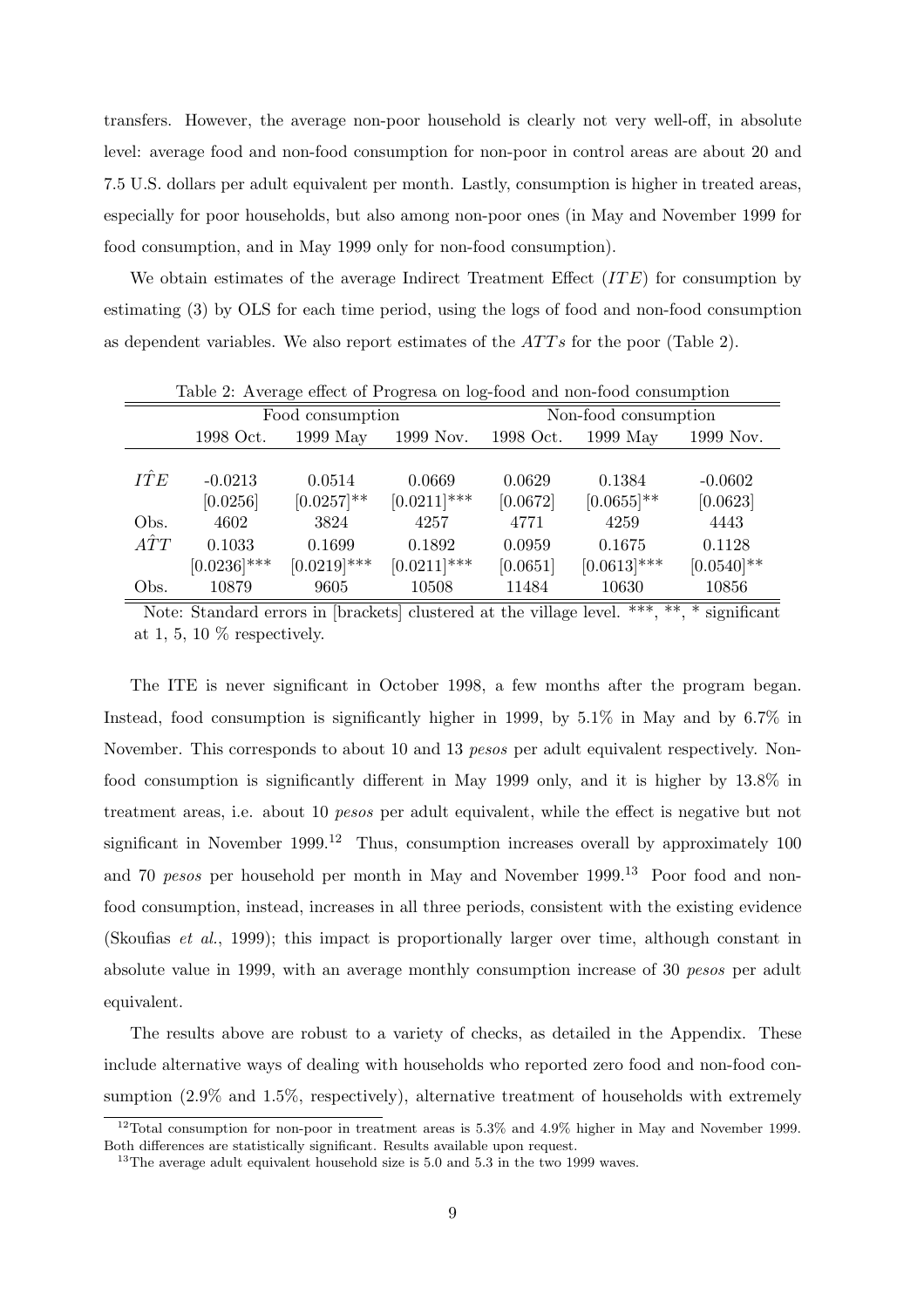transfers. However, the average non-poor household is clearly not very well-off, in absolute level: average food and non-food consumption for non-poor in control areas are about 20 and 7.5 U.S. dollars per adult equivalent per month. Lastly, consumption is higher in treated areas, especially for poor households, but also among non-poor ones (in May and November 1999 for food consumption, and in May 1999 only for non-food consumption).

We obtain estimates of the average Indirect Treatment Effect ($ITE$) for consumption by estimating (3) by OLS for each time period, using the logs of food and non-food consumption as dependent variables. We also report estimates of the $ATTs$ for the poor (Table 2).

Table 2: Average effect of Progresa on log-food and non-food consumption

| | Food consumption | | | Non-food consumption | | |
|---|---|---|---|---|---|---|
| | 1998 Oct. | 1999 May | 1999 Nov. | 1998 Oct. | 1999 May | 1999 Nov. |
| $\hat{ITE}$ | -0.0213 | 0.0514 | 0.0669 | 0.0629 | 0.1384 | -0.0602 |
| | [0.0256] | [0.0257]** | [0.0211]*** | [0.0672] | [0.0655]** | [0.0623] |
| Obs. | 4602 | 3824 | 4257 | 4771 | 4259 | 4443 |
| $\hat{ATT}$ | 0.1033 | 0.1699 | 0.1892 | 0.0959 | 0.1675 | 0.1128 |
| | [0.0236]*** | [0.0219]*** | [0.0211]*** | [0.0651] | [0.0613]*** | [0.0540]** |
| Obs. | 10879 | 9605 | 10508 | 11484 | 10630 | 10856 |

Note: Standard errors in [brackets] clustered at the village level. ***, **, * significant at 1, 5, 10 % respectively.

The ITE is never significant in October 1998, a few months after the program began. Instead, food consumption is significantly higher in 1999, by 5.1% in May and by 6.7% in November. This corresponds to about 10 and 13 *pesos* per adult equivalent respectively. Non-food consumption is significantly different in May 1999 only, and it is higher by 13.8% in treatment areas, i.e. about 10 *pesos* per adult equivalent, while the effect is negative but not significant in November 1999.[12] Thus, consumption increases overall by approximately 100 and 70 *pesos* per household per month in May and November 1999.[13] Poor food and non-food consumption, instead, increases in all three periods, consistent with the existing evidence (Skoufias *et al.*, 1999); this impact is proportionally larger over time, although constant in absolute value in 1999, with an average monthly consumption increase of 30 *pesos* per adult equivalent.

The results above are robust to a variety of checks, as detailed in the Appendix. These include alternative ways of dealing with households who reported zero food and non-food consumption (2.9% and 1.5%, respectively), alternative treatment of households with extremely

[12] Total consumption for non-poor in treatment areas is 5.3% and 4.9% higher in May and November 1999. Both differences are statistically significant. Results available upon request.

[13] The average adult equivalent household size is 5.0 and 5.3 in the two 1999 waves.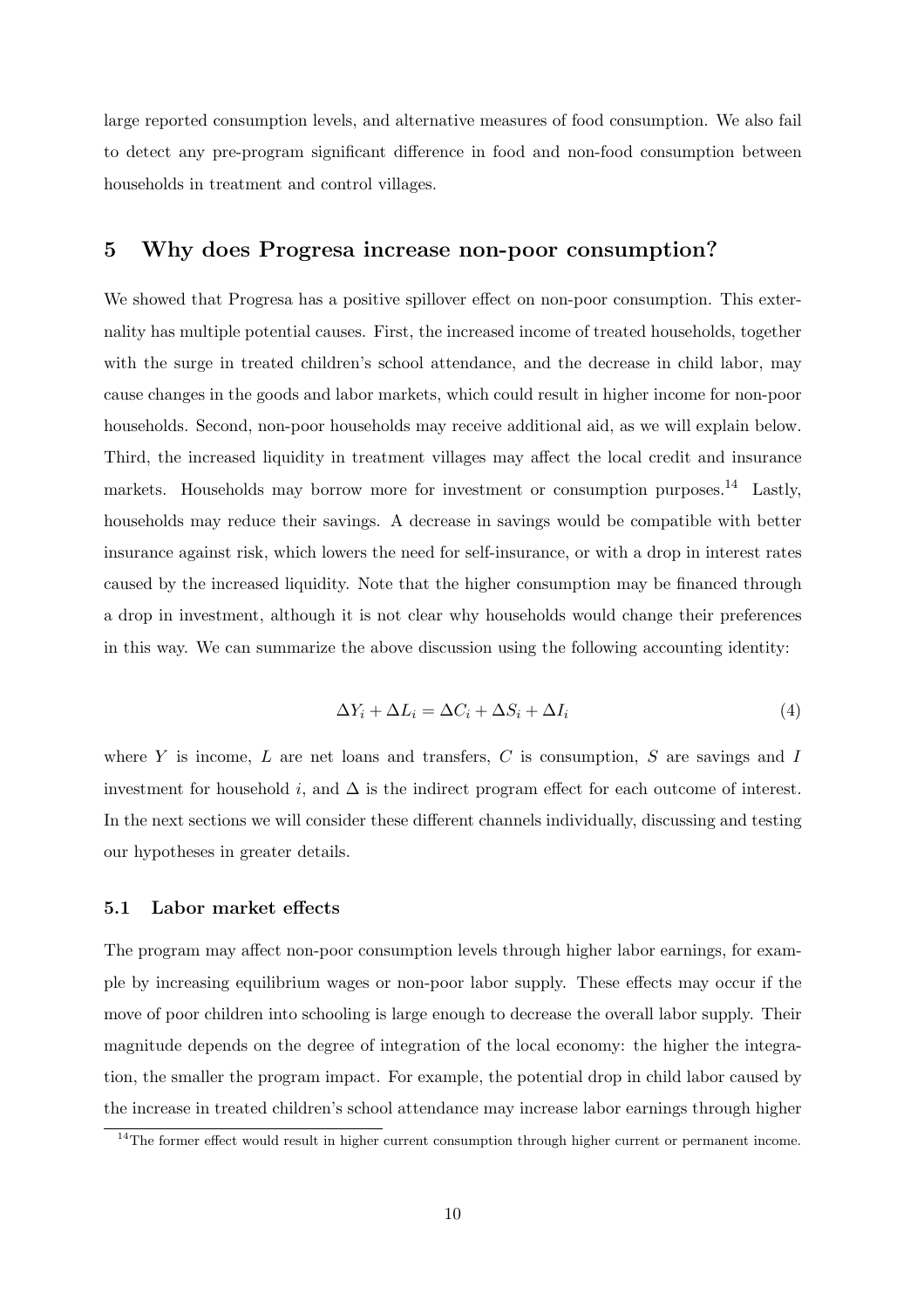large reported consumption levels, and alternative measures of food consumption. We also fail to detect any pre-program significant difference in food and non-food consumption between households in treatment and control villages.

## 5 Why does Progresa increase non-poor consumption?

We showed that Progresa has a positive spillover effect on non-poor consumption. This externality has multiple potential causes. First, the increased income of treated households, together with the surge in treated children's school attendance, and the decrease in child labor, may cause changes in the goods and labor markets, which could result in higher income for non-poor households. Second, non-poor households may receive additional aid, as we will explain below. Third, the increased liquidity in treatment villages may affect the local credit and insurance markets. Households may borrow more for investment or consumption purposes.[14] Lastly, households may reduce their savings. A decrease in savings would be compatible with better insurance against risk, which lowers the need for self-insurance, or with a drop in interest rates caused by the increased liquidity. Note that the higher consumption may be financed through a drop in investment, although it is not clear why households would change their preferences in this way. We can summarize the above discussion using the following accounting identity:

$$\Delta Y_i + \Delta L_i = \Delta C_i + \Delta S_i + \Delta I_i \tag{4}$$

where $Y$ is income, $L$ are net loans and transfers, $C$ is consumption, $S$ are savings and $I$ investment for household $i$, and $\Delta$ is the indirect program effect for each outcome of interest. In the next sections we will consider these different channels individually, discussing and testing our hypotheses in greater details.

### 5.1 Labor market effects

The program may affect non-poor consumption levels through higher labor earnings, for example by increasing equilibrium wages or non-poor labor supply. These effects may occur if the move of poor children into schooling is large enough to decrease the overall labor supply. Their magnitude depends on the degree of integration of the local economy: the higher the integration, the smaller the program impact. For example, the potential drop in child labor caused by the increase in treated children's school attendance may increase labor earnings through higher

[14] The former effect would result in higher current consumption through higher current or permanent income.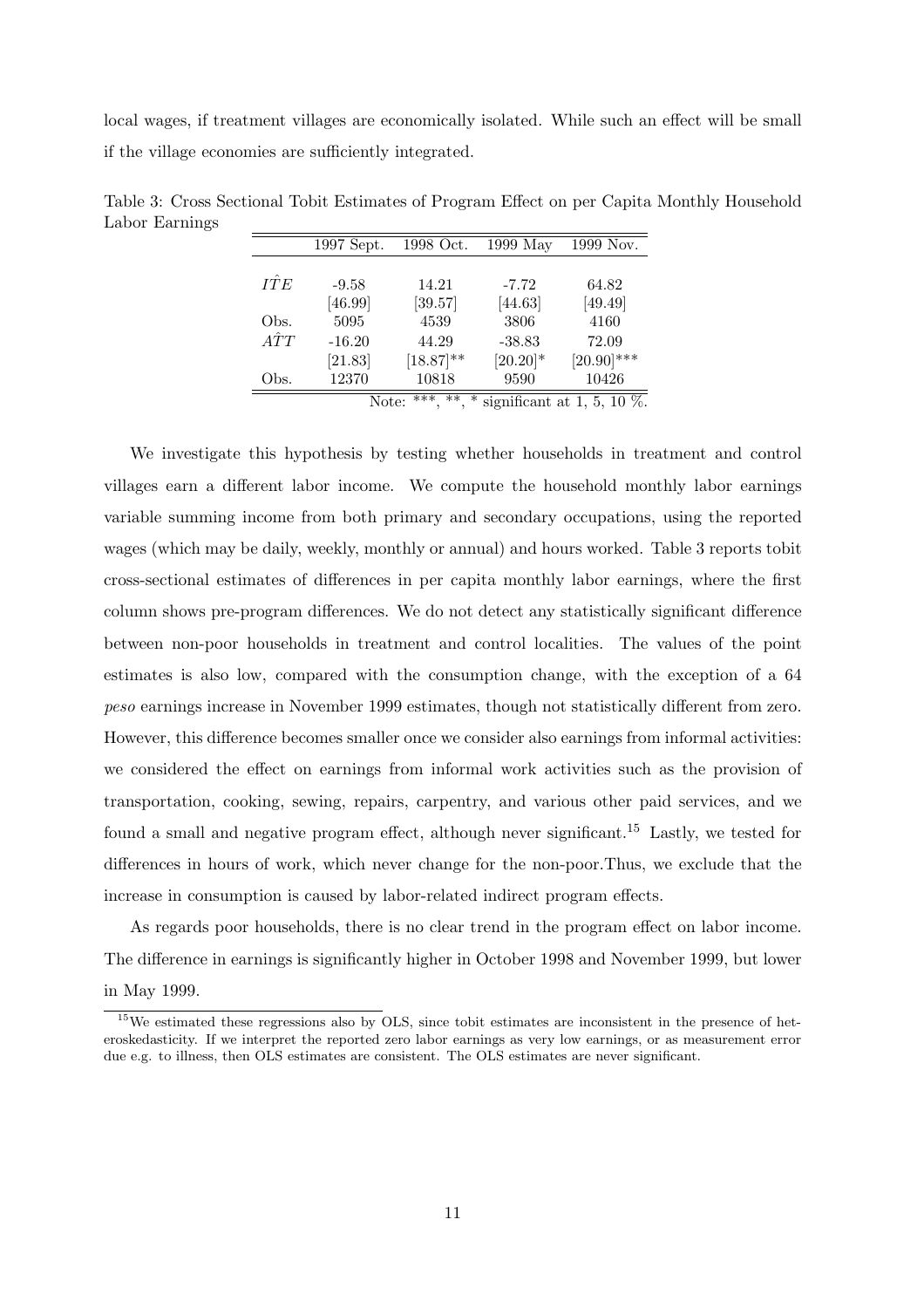local wages, if treatment villages are economically isolated. While such an effect will be small if the village economies are sufficiently integrated.

Table 3: Cross Sectional Tobit Estimates of Program Effect on per Capita Monthly Household Labor Earnings

| | 1997 Sept. | 1998 Oct. | 1999 May | 1999 Nov. |
|---|---|---|---|---|
| $\hat{ITE}$ | -9.58 | 14.21 | -7.72 | 64.82 |
| | [46.99] | [39.57] | [44.63] | [49.49] |
| Obs. | 5095 | 4539 | 3806 | 4160 |
| $\hat{ATT}$ | -16.20 | 44.29 | -38.83 | 72.09 |
| | [21.83] | [18.87]** | [20.20]* | [20.90]*** |
| Obs. | 12370 | 10818 | 9590 | 10426 |

Note: ***, **, * significant at 1, 5, 10 %.

We investigate this hypothesis by testing whether households in treatment and control villages earn a different labor income. We compute the household monthly labor earnings variable summing income from both primary and secondary occupations, using the reported wages (which may be daily, weekly, monthly or annual) and hours worked. Table 3 reports tobit cross-sectional estimates of differences in per capita monthly labor earnings, where the first column shows pre-program differences. We do not detect any statistically significant difference between non-poor households in treatment and control localities. The values of the point estimates is also low, compared with the consumption change, with the exception of a 64 *peso* earnings increase in November 1999 estimates, though not statistically different from zero. However, this difference becomes smaller once we consider also earnings from informal activities: we considered the effect on earnings from informal work activities such as the provision of transportation, cooking, sewing, repairs, carpentry, and various other paid services, and we found a small and negative program effect, although never significant.[15] Lastly, we tested for differences in hours of work, which never change for the non-poor.Thus, we exclude that the increase in consumption is caused by labor-related indirect program effects.

As regards poor households, there is no clear trend in the program effect on labor income. The difference in earnings is significantly higher in October 1998 and November 1999, but lower in May 1999.

[15] We estimated these regressions also by OLS, since tobit estimates are inconsistent in the presence of heteroskedasticity. If we interpret the reported zero labor earnings as very low earnings, or as measurement error due e.g. to illness, then OLS estimates are consistent. The OLS estimates are never significant.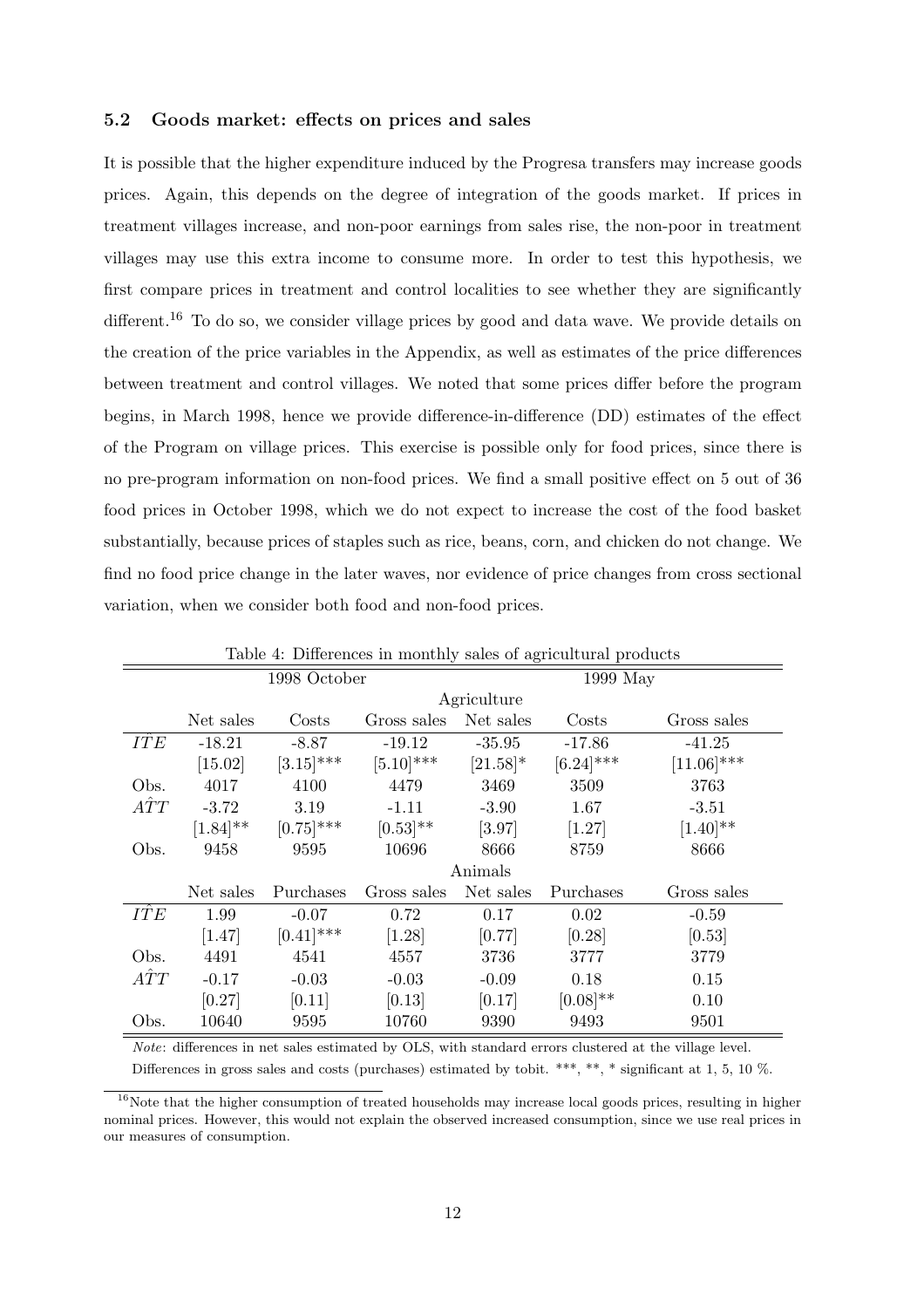### 5.2 Goods market: effects on prices and sales

It is possible that the higher expenditure induced by the Progresa transfers may increase goods prices. Again, this depends on the degree of integration of the goods market. If prices in treatment villages increase, and non-poor earnings from sales rise, the non-poor in treatment villages may use this extra income to consume more. In order to test this hypothesis, we first compare prices in treatment and control localities to see whether they are significantly different.[16] To do so, we consider village prices by good and data wave. We provide details on the creation of the price variables in the Appendix, as well as estimates of the price differences between treatment and control villages. We noted that some prices differ before the program begins, in March 1998, hence we provide difference-in-difference (DD) estimates of the effect of the Program on village prices. This exercise is possible only for food prices, since there is no pre-program information on non-food prices. We find a small positive effect on 5 out of 36 food prices in October 1998, which we do not expect to increase the cost of the food basket substantially, because prices of staples such as rice, beans, corn, and chicken do not change. We find no food price change in the later waves, nor evidence of price changes from cross sectional variation, when we consider both food and non-food prices.

Table 4: Differences in monthly sales of agricultural products

| | 1998 October | | | 1999 May | | |
|---|---|---|---|---|---|---|
| | Agriculture | | | | | |
| | Net sales | Costs | Gross sales | Net sales | Costs | Gross sales |
| $\hat{ITE}$ | -18.21 | -8.87 | -19.12 | -35.95 | -17.86 | -41.25 |
| | [15.02] | [3.15]*** | [5.10]*** | [21.58]* | [6.24]*** | [11.06]*** |
| Obs. | 4017 | 4100 | 4479 | 3469 | 3509 | 3763 |
| $\hat{ATT}$ | -3.72 | 3.19 | -1.11 | -3.90 | 1.67 | -3.51 |
| | [1.84]** | [0.75]*** | [0.53]** | [3.97] | [1.27] | [1.40]** |
| Obs. | 9458 | 9595 | 10696 | 8666 | 8759 | 8666 |
| | Animals | | | | | |
| | Net sales | Purchases | Gross sales | Net sales | Purchases | Gross sales |
| $\hat{ITE}$ | 1.99 | -0.07 | 0.72 | 0.17 | 0.02 | -0.59 |
| | [1.47] | [0.41]*** | [1.28] | [0.77] | [0.28] | [0.53] |
| Obs. | 4491 | 4541 | 4557 | 3736 | 3777 | 3779 |
| $\hat{ATT}$ | -0.17 | -0.03 | -0.03 | -0.09 | 0.18 | 0.15 |
| | [0.27] | [0.11] | [0.13] | [0.17] | [0.08]** | 0.10 |
| Obs. | 10640 | 9595 | 10760 | 9390 | 9493 | 9501 |

*Note*: differences in net sales estimated by OLS, with standard errors clustered at the village level. Differences in gross sales and costs (purchases) estimated by tobit. ***, **, * significant at 1, 5, 10 %.

[16] Note that the higher consumption of treated households may increase local goods prices, resulting in higher nominal prices. However, this would not explain the observed increased consumption, since we use real prices in our measures of consumption.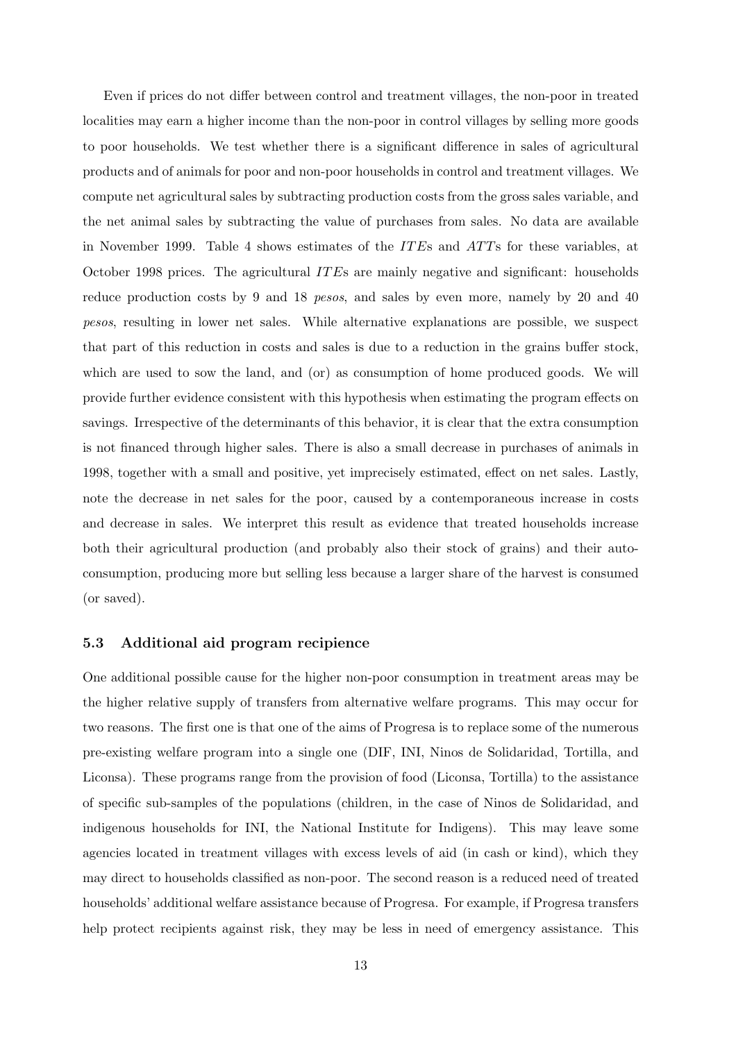Even if prices do not differ between control and treatment villages, the non-poor in treated localities may earn a higher income than the non-poor in control villages by selling more goods to poor households. We test whether there is a significant difference in sales of agricultural products and of animals for poor and non-poor households in control and treatment villages. We compute net agricultural sales by subtracting production costs from the gross sales variable, and the net animal sales by subtracting the value of purchases from sales. No data are available in November 1999. Table 4 shows estimates of the $ITE$s and $ATT$s for these variables, at October 1998 prices. The agricultural $ITE$s are mainly negative and significant: households reduce production costs by 9 and 18 *pesos*, and sales by even more, namely by 20 and 40 *pesos*, resulting in lower net sales. While alternative explanations are possible, we suspect that part of this reduction in costs and sales is due to a reduction in the grains buffer stock, which are used to sow the land, and (or) as consumption of home produced goods. We will provide further evidence consistent with this hypothesis when estimating the program effects on savings. Irrespective of the determinants of this behavior, it is clear that the extra consumption is not financed through higher sales. There is also a small decrease in purchases of animals in 1998, together with a small and positive, yet imprecisely estimated, effect on net sales. Lastly, note the decrease in net sales for the poor, caused by a contemporaneous increase in costs and decrease in sales. We interpret this result as evidence that treated households increase both their agricultural production (and probably also their stock of grains) and their auto-consumption, producing more but selling less because a larger share of the harvest is consumed (or saved).

### 5.3 Additional aid program recipience

One additional possible cause for the higher non-poor consumption in treatment areas may be the higher relative supply of transfers from alternative welfare programs. This may occur for two reasons. The first one is that one of the aims of Progresa is to replace some of the numerous pre-existing welfare program into a single one (DIF, INI, Ninos de Solidaridad, Tortilla, and Liconsa). These programs range from the provision of food (Liconsa, Tortilla) to the assistance of specific sub-samples of the populations (children, in the case of Ninos de Solidaridad, and indigenous households for INI, the National Institute for Indigens). This may leave some agencies located in treatment villages with excess levels of aid (in cash or kind), which they may direct to households classified as non-poor. The second reason is a reduced need of treated households' additional welfare assistance because of Progresa. For example, if Progresa transfers help protect recipients against risk, they may be less in need of emergency assistance. This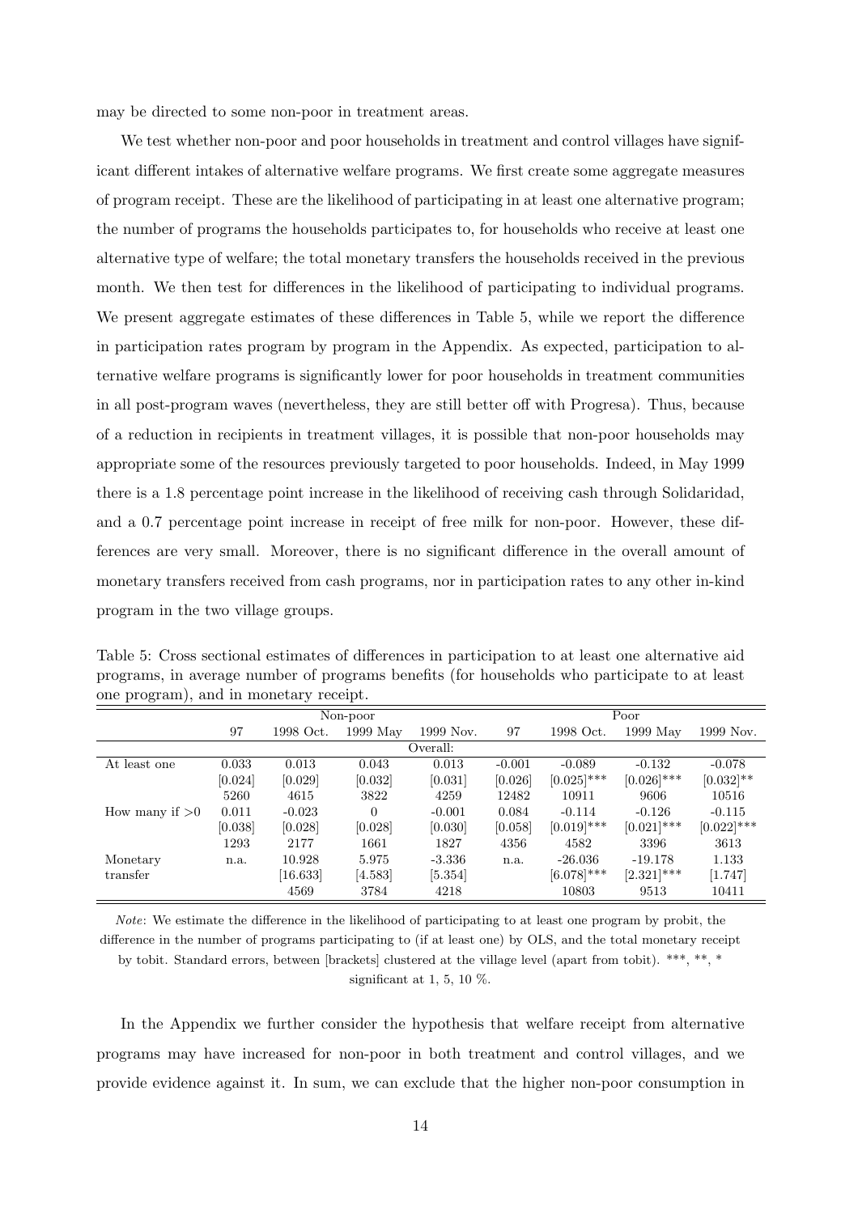may be directed to some non-poor in treatment areas.

We test whether non-poor and poor households in treatment and control villages have significant different intakes of alternative welfare programs. We first create some aggregate measures of program receipt. These are the likelihood of participating in at least one alternative program; the number of programs the households participates to, for households who receive at least one alternative type of welfare; the total monetary transfers the households received in the previous month. We then test for differences in the likelihood of participating to individual programs. We present aggregate estimates of these differences in Table 5, while we report the difference in participation rates program by program in the Appendix. As expected, participation to alternative welfare programs is significantly lower for poor households in treatment communities in all post-program waves (nevertheless, they are still better off with Progresa). Thus, because of a reduction in recipients in treatment villages, it is possible that non-poor households may appropriate some of the resources previously targeted to poor households. Indeed, in May 1999 there is a 1.8 percentage point increase in the likelihood of receiving cash through Solidaridad, and a 0.7 percentage point increase in receipt of free milk for non-poor. However, these differences are very small. Moreover, there is no significant difference in the overall amount of monetary transfers received from cash programs, nor in participation rates to any other in-kind program in the two village groups.

Table 5: Cross sectional estimates of differences in participation to at least one alternative aid programs, in average number of programs benefits (for households who participate to at least one program), and in monetary receipt.

| | Non-poor | | | | Poor | | | |
|---|---|---|---|---|---|---|---|---|
| | 97 | 1998 Oct. | 1999 May | 1999 Nov. | 97 | 1998 Oct. | 1999 May | 1999 Nov. |
| | | | | Overall: | | | | |
| At least one | 0.033 | 0.013 | 0.043 | 0.013 | -0.001 | -0.089 | -0.132 | -0.078 |
| | [0.024] | [0.029] | [0.032] | [0.031] | [0.026] | [0.025]*** | [0.026]*** | [0.032]** |
| | 5260 | 4615 | 3822 | 4259 | 12482 | 10911 | 9606 | 10516 |
| How many if >0 | 0.011 | -0.023 | 0 | -0.001 | 0.084 | -0.114 | -0.126 | -0.115 |
| | [0.038] | [0.028] | [0.028] | [0.030] | [0.058] | [0.019]*** | [0.021]*** | [0.022]*** |
| | 1293 | 2177 | 1661 | 1827 | 4356 | 4582 | 3396 | 3613 |
| Monetary transfer | n.a. | 10.928 | 5.975 | -3.336 | n.a. | -26.036 | -19.178 | 1.133 |
| | | [16.633] | [4.583] | [5.354] | | [6.078]*** | [2.321]*** | [1.747] |
| | | 4569 | 3784 | 4218 | | 10803 | 9513 | 10411 |

*Note*: We estimate the difference in the likelihood of participating to at least one program by probit, the difference in the number of programs participating to (if at least one) by OLS, and the total monetary receipt by tobit. Standard errors, between [brackets] clustered at the village level (apart from tobit). ***, **, * significant at 1, 5, 10 %.

In the Appendix we further consider the hypothesis that welfare receipt from alternative programs may have increased for non-poor in both treatment and control villages, and we provide evidence against it. In sum, we can exclude that the higher non-poor consumption in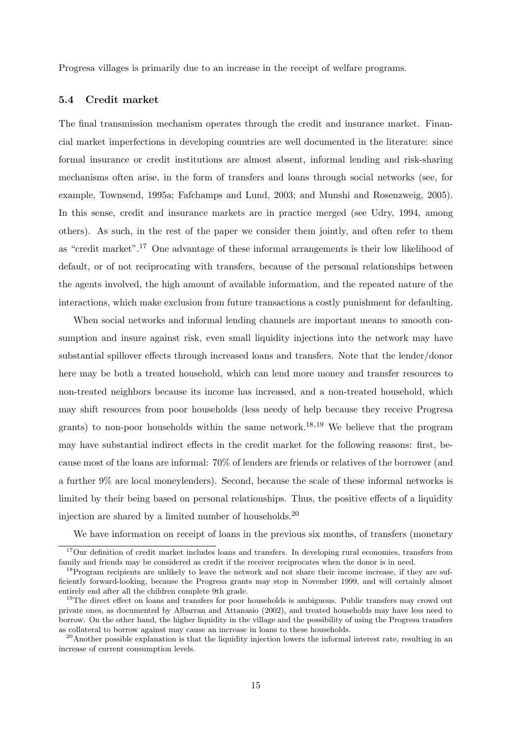Progresa villages is primarily due to an increase in the receipt of welfare programs.

### 5.4 Credit market

The final transmission mechanism operates through the credit and insurance market. Financial market imperfections in developing countries are well documented in the literature: since formal insurance or credit institutions are almost absent, informal lending and risk-sharing mechanisms often arise, in the form of transfers and loans through social networks (see, for example, Townsend, 1995a; Fafchamps and Lund, 2003; and Munshi and Rosenzweig, 2005). In this sense, credit and insurance markets are in practice merged (see Udry, 1994, among others). As such, in the rest of the paper we consider them jointly, and often refer to them as "credit market".[17] One advantage of these informal arrangements is their low likelihood of default, or of not reciprocating with transfers, because of the personal relationships between the agents involved, the high amount of available information, and the repeated nature of the interactions, which make exclusion from future transactions a costly punishment for defaulting.

When social networks and informal lending channels are important means to smooth consumption and insure against risk, even small liquidity injections into the network may have substantial spillover effects through increased loans and transfers. Note that the lender/donor here may be both a treated household, which can lend more money and transfer resources to non-treated neighbors because its income has increased, and a non-treated household, which may shift resources from poor households (less needy of help because they receive Progresa grants) to non-poor households within the same network.[18,19] We believe that the program may have substantial indirect effects in the credit market for the following reasons: first, because most of the loans are informal: 70% of lenders are friends or relatives of the borrower (and a further 9% are local moneylenders). Second, because the scale of these informal networks is limited by their being based on personal relationships. Thus, the positive effects of a liquidity injection are shared by a limited number of households.[20]

We have information on receipt of loans in the previous six months, of transfers (monetary

[17] Our definition of credit market includes loans and transfers. In developing rural economies, transfers from family and friends may be considered as credit if the receiver reciprocates when the donor is in need.

[18] Program recipients are unlikely to leave the network and not share their income increase, if they are sufficiently forward-looking, because the Progresa grants may stop in November 1999, and will certainly almost entirely end after all the children complete 9th grade.

[19] The direct effect on loans and transfers for poor households is ambiguous. Public transfers may crowd out private ones, as documented by Albarran and Attanasio (2002), and treated households may have less need to borrow. On the other hand, the higher liquidity in the village and the possibility of using the Progresa transfers as collateral to borrow against may cause an increase in loans to these households.

[20] Another possible explanation is that the liquidity injection lowers the informal interest rate, resulting in an increase of current consumption levels.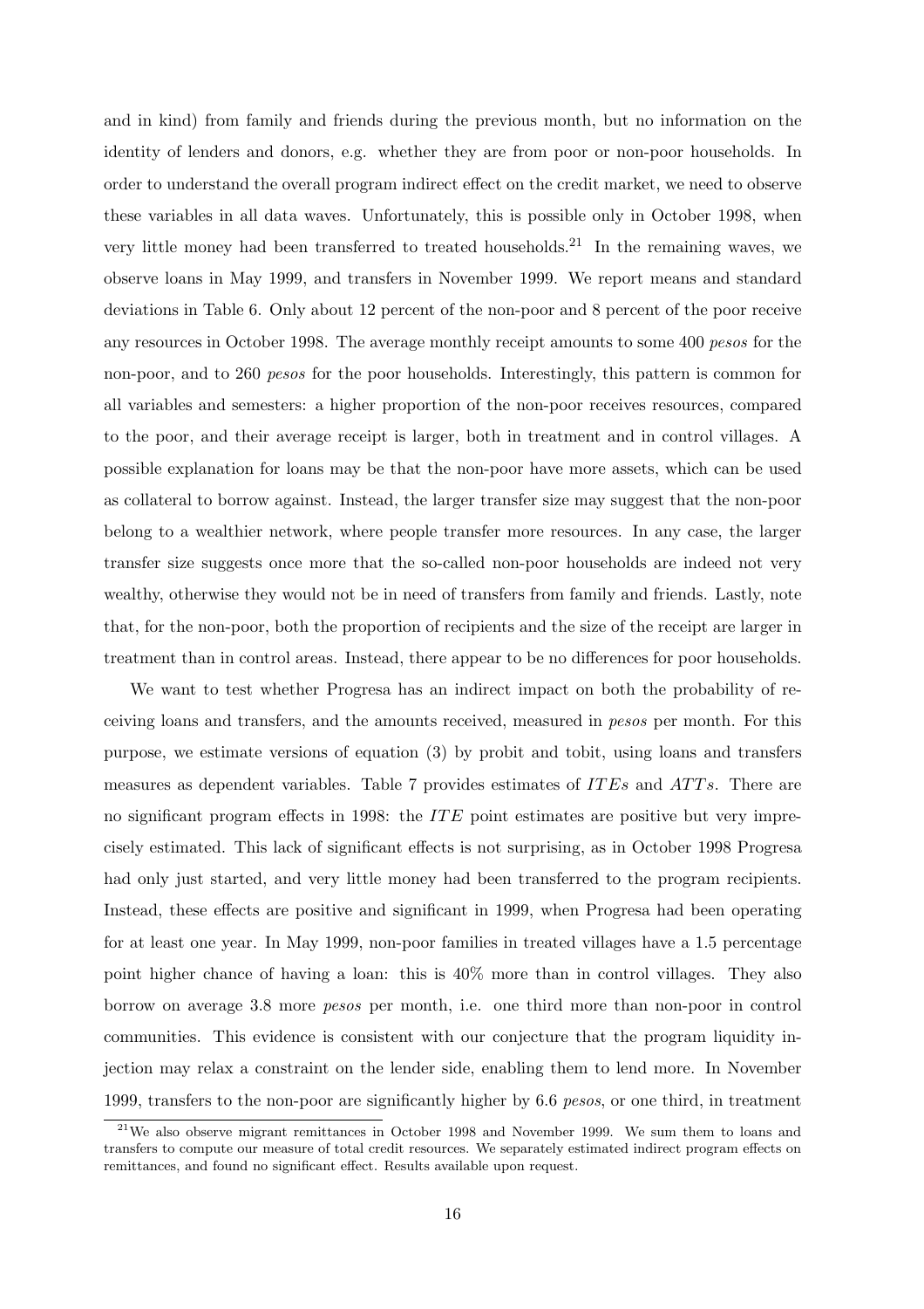and in kind) from family and friends during the previous month, but no information on the identity of lenders and donors, e.g. whether they are from poor or non-poor households. In order to understand the overall program indirect effect on the credit market, we need to observe these variables in all data waves. Unfortunately, this is possible only in October 1998, when very little money had been transferred to treated households.[21] In the remaining waves, we observe loans in May 1999, and transfers in November 1999. We report means and standard deviations in Table 6. Only about 12 percent of the non-poor and 8 percent of the poor receive any resources in October 1998. The average monthly receipt amounts to some 400 *pesos* for the non-poor, and to 260 *pesos* for the poor households. Interestingly, this pattern is common for all variables and semesters: a higher proportion of the non-poor receives resources, compared to the poor, and their average receipt is larger, both in treatment and in control villages. A possible explanation for loans may be that the non-poor have more assets, which can be used as collateral to borrow against. Instead, the larger transfer size may suggest that the non-poor belong to a wealthier network, where people transfer more resources. In any case, the larger transfer size suggests once more that the so-called non-poor households are indeed not very wealthy, otherwise they would not be in need of transfers from family and friends. Lastly, note that, for the non-poor, both the proportion of recipients and the size of the receipt are larger in treatment than in control areas. Instead, there appear to be no differences for poor households.

We want to test whether Progresa has an indirect impact on both the probability of receiving loans and transfers, and the amounts received, measured in *pesos* per month. For this purpose, we estimate versions of equation (3) by probit and tobit, using loans and transfers measures as dependent variables. Table 7 provides estimates of $ITEs$ and $ATTs$. There are no significant program effects in 1998: the $ITE$ point estimates are positive but very imprecisely estimated. This lack of significant effects is not surprising, as in October 1998 Progresa had only just started, and very little money had been transferred to the program recipients. Instead, these effects are positive and significant in 1999, when Progresa had been operating for at least one year. In May 1999, non-poor families in treated villages have a 1.5 percentage point higher chance of having a loan: this is 40% more than in control villages. They also borrow on average 3.8 more *pesos* per month, i.e. one third more than non-poor in control communities. This evidence is consistent with our conjecture that the program liquidity injection may relax a constraint on the lender side, enabling them to lend more. In November 1999, transfers to the non-poor are significantly higher by 6.6 *pesos*, or one third, in treatment

[21] We also observe migrant remittances in October 1998 and November 1999. We sum them to loans and transfers to compute our measure of total credit resources. We separately estimated indirect program effects on remittances, and found no significant effect. Results available upon request.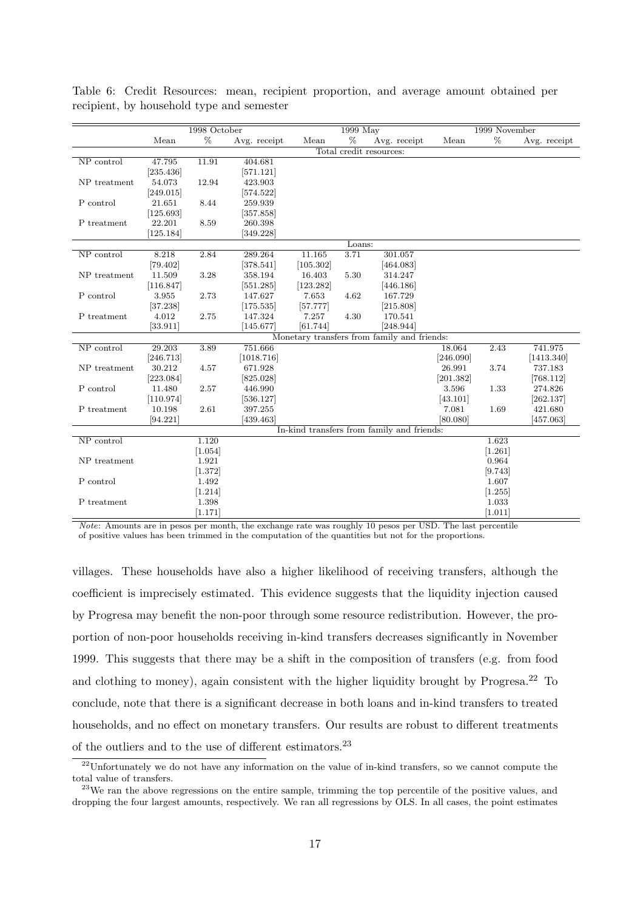Table 6: Credit Resources: mean, recipient proportion, and average amount obtained per recipient, by household type and semester

| | 1998 October | | | 1999 May | | | 1999 November | | |
|---|---|---|---|---|---|---|---|---|---|
| | Mean | % | Avg. receipt | Mean | % | Avg. receipt | Mean | % | Avg. receipt |
| Total credit resources: | | | | | | | | | |
| NP control | 47.795 | 11.91 | 404.681 | | | | | | |
| | [235.436] | | [571.121] | | | | | | |
| NP treatment | 54.073 | 12.94 | 423.903 | | | | | | |
| | [249.015] | | [574.522] | | | | | | |
| P control | 21.651 | 8.44 | 259.939 | | | | | | |
| | [125.693] | | [357.858] | | | | | | |
| P treatment | 22.201 | 8.59 | 260.398 | | | | | | |
| | [125.184] | | [349.228] | | | | | | |
| Loans: | | | | | | | | | |
| NP control | 8.218 | 2.84 | 289.264 | 11.165 | 3.71 | 301.057 | | | |
| | [79.402] | | [378.541] | [105.302] | | [464.083] | | | |
| NP treatment | 11.509 | 3.28 | 358.194 | 16.403 | 5.30 | 314.247 | | | |
| | [116.847] | | [551.285] | [123.282] | | [446.186] | | | |
| P control | 3.955 | 2.73 | 147.627 | 7.653 | 4.62 | 167.729 | | | |
| | [37.238] | | [175.535] | [57.777] | | [215.808] | | | |
| P treatment | 4.012 | 2.75 | 147.324 | 7.257 | 4.30 | 170.541 | | | |
| | [33.911] | | [145.677] | [61.744] | | [248.944] | | | |
| Monetary transfers from family and friends: | | | | | | | | | |
| NP control | 29.203 | 3.89 | 751.666 | | | | 18.064 | 2.43 | 741.975 |
| | [246.713] | | [1018.716] | | | | [246.090] | | [1413.340] |
| NP treatment | 30.212 | 4.57 | 671.928 | | | | 26.991 | 3.74 | 737.183 |
| | [223.084] | | [825.028] | | | | [201.382] | | [768.112] |
| P control | 11.480 | 2.57 | 446.990 | | | | 3.596 | 1.33 | 274.826 |
| | [110.974] | | [536.127] | | | | [43.101] | | [262.137] |
| P treatment | 10.198 | 2.61 | 397.255 | | | | 7.081 | 1.69 | 421.680 |
| | [94.221] | | [439.463] | | | | [80.080] | | [457.063] |
| In-kind transfers from family and friends: | | | | | | | | | |
| NP control | | 1.120 | | | | | | 1.623 | |
| | | [1.054] | | | | | | [1.261] | |
| NP treatment | | 1.921 | | | | | | 0.964 | |
| | | [1.372] | | | | | | [9.743] | |
| P control | | 1.492 | | | | | | 1.607 | |
| | | [1.214] | | | | | | [1.255] | |
| P treatment | | 1.398 | | | | | | 1.033 | |
| | | [1.171] | | | | | | [1.011] | |

*Note*: Amounts are in pesos per month, the exchange rate was roughly 10 pesos per USD. The last percentile of positive values has been trimmed in the computation of the quantities but not for the proportions.

villages. These households have also a higher likelihood of receiving transfers, although the coefficient is imprecisely estimated. This evidence suggests that the liquidity injection caused by Progresa may benefit the non-poor through some resource redistribution. However, the proportion of non-poor households receiving in-kind transfers decreases significantly in November 1999. This suggests that there may be a shift in the composition of transfers (e.g. from food and clothing to money), again consistent with the higher liquidity brought by Progresa.[22] To conclude, note that there is a significant decrease in both loans and in-kind transfers to treated households, and no effect on monetary transfers. Our results are robust to different treatments of the outliers and to the use of different estimators.[23]

[22] Unfortunately we do not have any information on the value of in-kind transfers, so we cannot compute the total value of transfers.

[23] We ran the above regressions on the entire sample, trimming the top percentile of the positive values, and dropping the four largest amounts, respectively. We ran all regressions by OLS. In all cases, the point estimates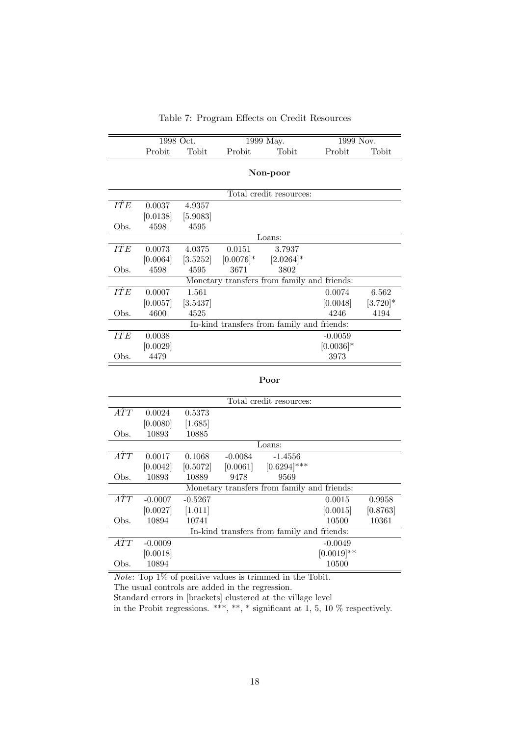Table 7: Program Effects on Credit Resources

| | 1998 Oct. | | 1999 May. | | 1999 Nov. | |
|---|---|---|---|---|---|---|
| | Probit | Tobit | Probit | Tobit | Probit | Tobit |
| **Non-poor** | | | | | | |
| Total credit resources: | | | | | | |
| $\hat{ITE}$ | 0.0037 | 4.9357 | | | | |
| | [0.0138] | [5.9083] | | | | |
| Obs. | 4598 | 4595 | | | | |
| Loans: | | | | | | |
| $\hat{ITE}$ | 0.0073 | 4.0375 | 0.0151 | 3.7937 | | |
| | [0.0064] | [3.5252] | [0.0076]* | [2.0264]* | | |
| Obs. | 4598 | 4595 | 3671 | 3802 | | |
| Monetary transfers from family and friends: | | | | | | |
| $\hat{ITE}$ | 0.0007 | 1.561 | | | 0.0074 | 6.562 |
| | [0.0057] | [3.5437] | | | [0.0048] | [3.720]* |
| Obs. | 4600 | 4525 | | | 4246 | 4194 |
| In-kind transfers from family and friends: | | | | | | |
| $\hat{ITE}$ | 0.0038 | | | | -0.0059 | |
| | [0.0029] | | | | [0.0036]* | |
| Obs. | 4479 | | | | 3973 | |
| **Poor** | | | | | | |
| Total credit resources: | | | | | | |
| $\hat{ATT}$ | 0.0024 | 0.5373 | | | | |
| | [0.0080] | [1.685] | | | | |
| Obs. | 10893 | 10885 | | | | |
| Loans: | | | | | | |
| $\hat{ATT}$ | 0.0017 | 0.1068 | -0.0084 | -1.4556 | | |
| | [0.0042] | [0.5072] | [0.0061] | [0.6294]*** | | |
| Obs. | 10893 | 10889 | 9478 | 9569 | | |
| Monetary transfers from family and friends: | | | | | | |
| $\hat{ATT}$ | -0.0007 | -0.5267 | | | 0.0015 | 0.9958 |
| | [0.0027] | [1.011] | | | [0.0015] | [0.8763] |
| Obs. | 10894 | 10741 | | | 10500 | 10361 |
| In-kind transfers from family and friends: | | | | | | |
| $\hat{ATT}$ | -0.0009 | | | | -0.0049 | |
| | [0.0018] | | | | [0.0019]** | |
| Obs. | 10894 | | | | 10500 | |

*Note*: Top 1% of positive values is trimmed in the Tobit.
The usual controls are added in the regression.
Standard errors in [brackets] clustered at the village level
in the Probit regressions. ***, **, * significant at 1, 5, 10 % respectively.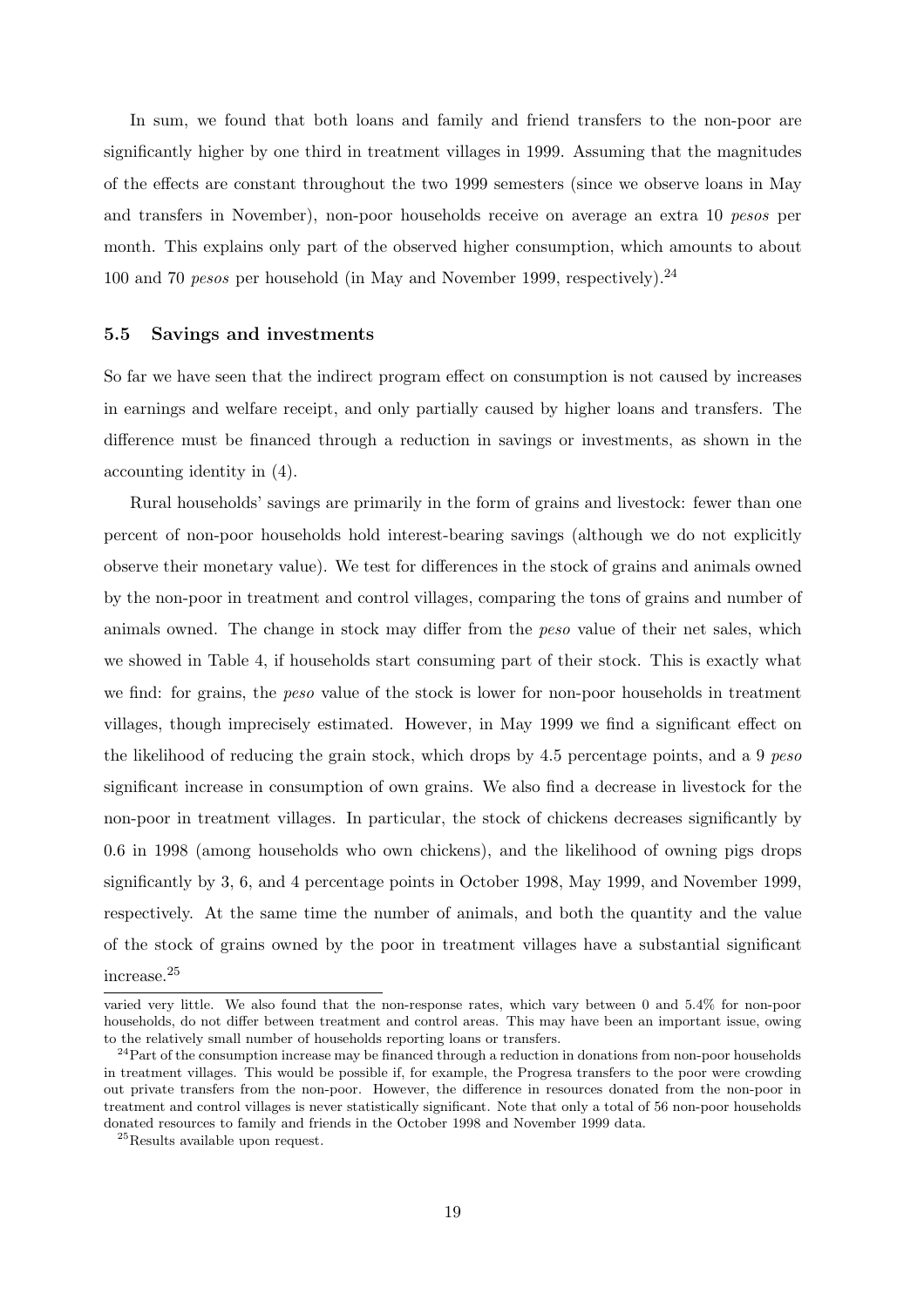In sum, we found that both loans and family and friend transfers to the non-poor are significantly higher by one third in treatment villages in 1999. Assuming that the magnitudes of the effects are constant throughout the two 1999 semesters (since we observe loans in May and transfers in November), non-poor households receive on average an extra 10 *pesos* per month. This explains only part of the observed higher consumption, which amounts to about 100 and 70 *pesos* per household (in May and November 1999, respectively).[24]

### 5.5 Savings and investments

So far we have seen that the indirect program effect on consumption is not caused by increases in earnings and welfare receipt, and only partially caused by higher loans and transfers. The difference must be financed through a reduction in savings or investments, as shown in the accounting identity in (4).

Rural households' savings are primarily in the form of grains and livestock: fewer than one percent of non-poor households hold interest-bearing savings (although we do not explicitly observe their monetary value). We test for differences in the stock of grains and animals owned by the non-poor in treatment and control villages, comparing the tons of grains and number of animals owned. The change in stock may differ from the *peso* value of their net sales, which we showed in Table 4, if households start consuming part of their stock. This is exactly what we find: for grains, the *peso* value of the stock is lower for non-poor households in treatment villages, though imprecisely estimated. However, in May 1999 we find a significant effect on the likelihood of reducing the grain stock, which drops by 4.5 percentage points, and a 9 *peso* significant increase in consumption of own grains. We also find a decrease in livestock for the non-poor in treatment villages. In particular, the stock of chickens decreases significantly by 0.6 in 1998 (among households who own chickens), and the likelihood of owning pigs drops significantly by 3, 6, and 4 percentage points in October 1998, May 1999, and November 1999, respectively. At the same time the number of animals, and both the quantity and the value of the stock of grains owned by the poor in treatment villages have a substantial significant increase.[25]

varied very little. We also found that the non-response rates, which vary between 0 and 5.4% for non-poor households, do not differ between treatment and control areas. This may have been an important issue, owing to the relatively small number of households reporting loans or transfers.

[24] Part of the consumption increase may be financed through a reduction in donations from non-poor households in treatment villages. This would be possible if, for example, the Progresa transfers to the poor were crowding out private transfers from the non-poor. However, the difference in resources donated from the non-poor in treatment and control villages is never statistically significant. Note that only a total of 56 non-poor households donated resources to family and friends in the October 1998 and November 1999 data.

[25] Results available upon request.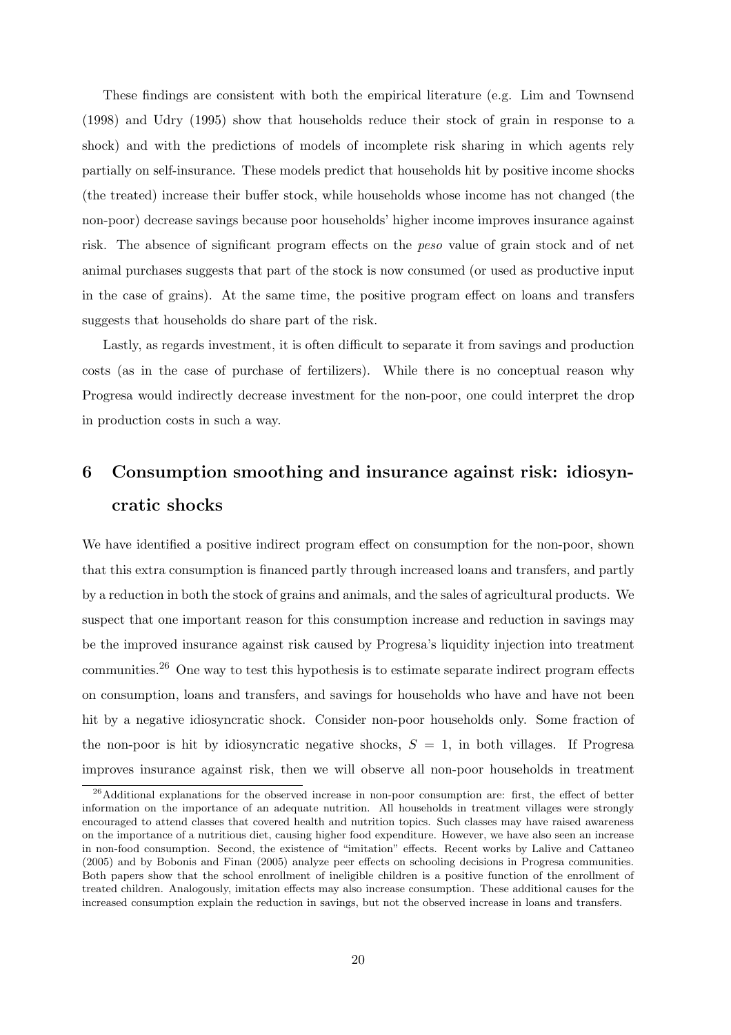These findings are consistent with both the empirical literature (e.g. Lim and Townsend (1998) and Udry (1995) show that households reduce their stock of grain in response to a shock) and with the predictions of models of incomplete risk sharing in which agents rely partially on self-insurance. These models predict that households hit by positive income shocks (the treated) increase their buffer stock, while households whose income has not changed (the non-poor) decrease savings because poor households' higher income improves insurance against risk. The absence of significant program effects on the *peso* value of grain stock and of net animal purchases suggests that part of the stock is now consumed (or used as productive input in the case of grains). At the same time, the positive program effect on loans and transfers suggests that households do share part of the risk.

Lastly, as regards investment, it is often difficult to separate it from savings and production costs (as in the case of purchase of fertilizers). While there is no conceptual reason why Progresa would indirectly decrease investment for the non-poor, one could interpret the drop in production costs in such a way.

# 6 Consumption smoothing and insurance against risk: idiosyncratic shocks

We have identified a positive indirect program effect on consumption for the non-poor, shown that this extra consumption is financed partly through increased loans and transfers, and partly by a reduction in both the stock of grains and animals, and the sales of agricultural products. We suspect that one important reason for this consumption increase and reduction in savings may be the improved insurance against risk caused by Progresa's liquidity injection into treatment communities.[26] One way to test this hypothesis is to estimate separate indirect program effects on consumption, loans and transfers, and savings for households who have and have not been hit by a negative idiosyncratic shock. Consider non-poor households only. Some fraction of the non-poor is hit by idiosyncratic negative shocks, $S = 1$, in both villages. If Progresa improves insurance against risk, then we will observe all non-poor households in treatment

[26] Additional explanations for the observed increase in non-poor consumption are: first, the effect of better information on the importance of an adequate nutrition. All households in treatment villages were strongly encouraged to attend classes that covered health and nutrition topics. Such classes may have raised awareness on the importance of a nutritious diet, causing higher food expenditure. However, we have also seen an increase in non-food consumption. Second, the existence of "imitation" effects. Recent works by Lalive and Cattaneo (2005) and by Bobonis and Finan (2005) analyze peer effects on schooling decisions in Progresa communities. Both papers show that the school enrollment of ineligible children is a positive function of the enrollment of treated children. Analogously, imitation effects may also increase consumption. These additional causes for the increased consumption explain the reduction in savings, but not the observed increase in loans and transfers.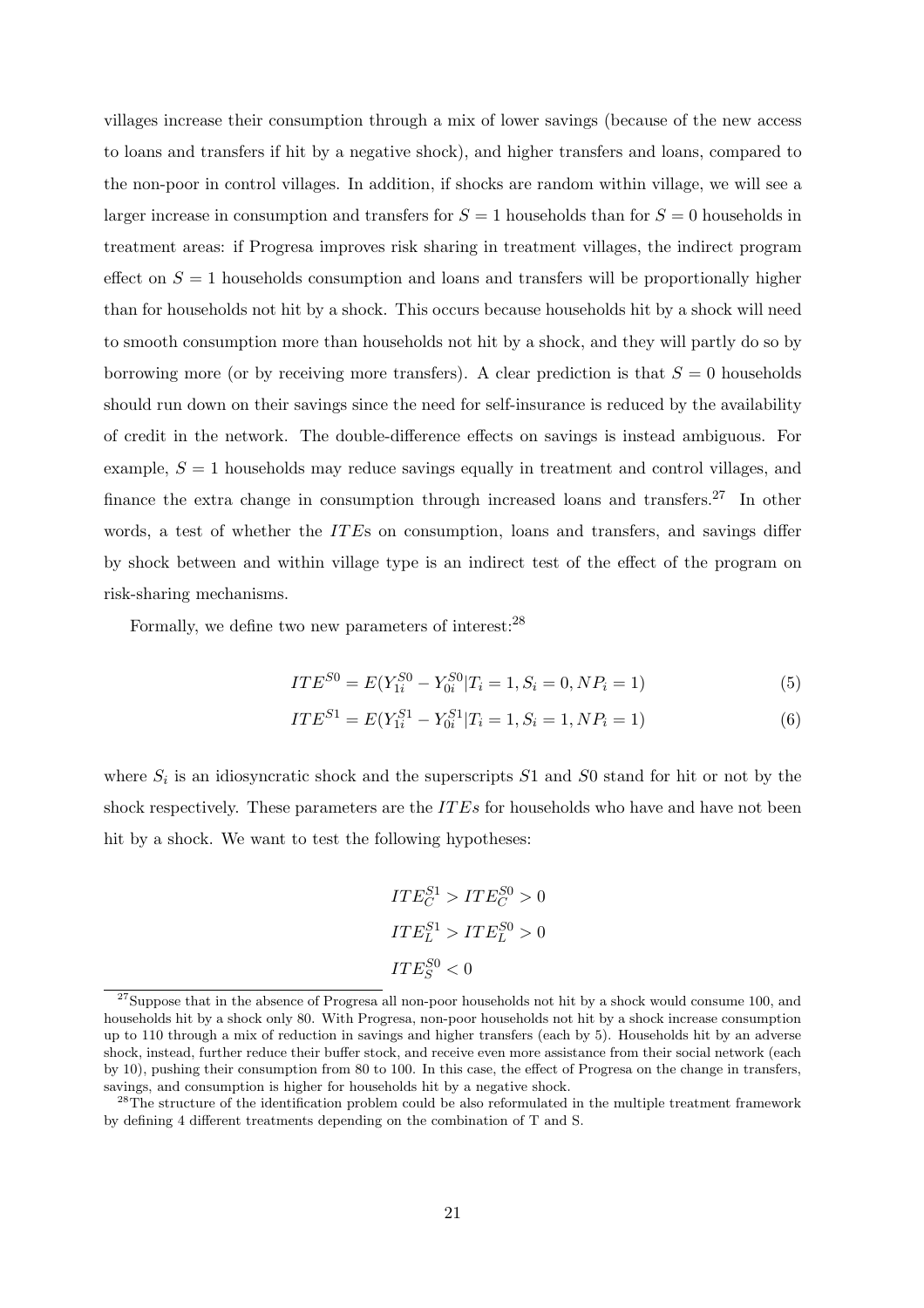villages increase their consumption through a mix of lower savings (because of the new access to loans and transfers if hit by a negative shock), and higher transfers and loans, compared to the non-poor in control villages. In addition, if shocks are random within village, we will see a larger increase in consumption and transfers for $S = 1$ households than for $S = 0$ households in treatment areas: if Progresa improves risk sharing in treatment villages, the indirect program effect on $S = 1$ households consumption and loans and transfers will be proportionally higher than for households not hit by a shock. This occurs because households hit by a shock will need to smooth consumption more than households not hit by a shock, and they will partly do so by borrowing more (or by receiving more transfers). A clear prediction is that $S = 0$ households should run down on their savings since the need for self-insurance is reduced by the availability of credit in the network. The double-difference effects on savings is instead ambiguous. For example, $S = 1$ households may reduce savings equally in treatment and control villages, and finance the extra change in consumption through increased loans and transfers.[27] In other words, a test of whether the $ITE$s on consumption, loans and transfers, and savings differ by shock between and within village type is an indirect test of the effect of the program on risk-sharing mechanisms.

Formally, we define two new parameters of interest:[28]

$$ITE^{S0} = E(Y_{1i}^{S0} - Y_{0i}^{S0} | T_i = 1, S_i = 0, NP_i = 1) \tag{5}$$

$$ITE^{S1} = E(Y_{1i}^{S1} - Y_{0i}^{S1} | T_i = 1, S_i = 1, NP_i = 1) \tag{6}$$

where $S_i$ is an idiosyncratic shock and the superscripts $S1$ and $S0$ stand for hit or not by the shock respectively. These parameters are the $ITEs$ for households who have and have not been hit by a shock. We want to test the following hypotheses:

$$ITE_C^{S1} > ITE_C^{S0} > 0$$

$$ITE_L^{S1} > ITE_L^{S0} > 0$$

$$ITE_S^{S0} < 0$$

[27] Suppose that in the absence of Progresa all non-poor households not hit by a shock would consume 100, and households hit by a shock only 80. With Progresa, non-poor households not hit by a shock increase consumption up to 110 through a mix of reduction in savings and higher transfers (each by 5). Households hit by an adverse shock, instead, further reduce their buffer stock, and receive even more assistance from their social network (each by 10), pushing their consumption from 80 to 100. In this case, the effect of Progresa on the change in transfers, savings, and consumption is higher for households hit by a negative shock.

[28] The structure of the identification problem could be also reformulated in the multiple treatment framework by defining 4 different treatments depending on the combination of T and S.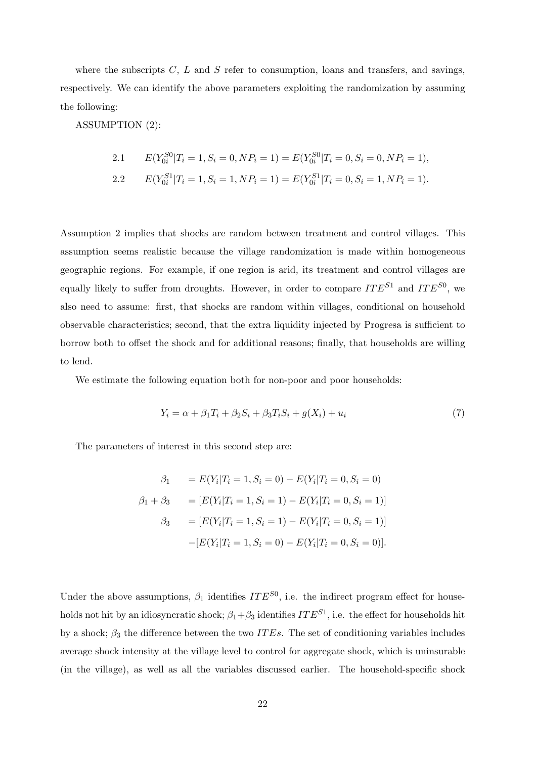where the subscripts $C$, $L$ and $S$ refer to consumption, loans and transfers, and savings, respectively. We can identify the above parameters exploiting the randomization by assuming the following:

ASSUMPTION (2):

$$
\begin{aligned}
&2.1 \qquad E(Y_{0i}^{S0}|T_i = 1, S_i = 0, NP_i = 1) = E(Y_{0i}^{S0}|T_i = 0, S_i = 0, NP_i = 1), \\
&2.2 \qquad E(Y_{0i}^{S1}|T_i = 1, S_i = 1, NP_i = 1) = E(Y_{0i}^{S1}|T_i = 0, S_i = 1, NP_i = 1).
\end{aligned}
$$

Assumption 2 implies that shocks are random between treatment and control villages. This assumption seems realistic because the village randomization is made within homogeneous geographic regions. For example, if one region is arid, its treatment and control villages are equally likely to suffer from droughts. However, in order to compare $ITE^{S1}$ and $ITE^{S0}$, we also need to assume: first, that shocks are random within villages, conditional on household observable characteristics; second, that the extra liquidity injected by Progresa is sufficient to borrow both to offset the shock and for additional reasons; finally, that households are willing to lend.

We estimate the following equation both for non-poor and poor households:

$$
Y_i = \alpha + \beta_1 T_i + \beta_2 S_i + \beta_3 T_i S_i + g(X_i) + u_i \tag{7}
$$

The parameters of interest in this second step are:

$$
\begin{aligned}
\beta_1 \quad &= E(Y_i|T_i = 1, S_i = 0) - E(Y_i|T_i = 0, S_i = 0) \\
\beta_1 + \beta_3 \quad &= [E(Y_i|T_i = 1, S_i = 1) - E(Y_i|T_i = 0, S_i = 1)] \\
\beta_3 \quad &= [E(Y_i|T_i = 1, S_i = 1) - E(Y_i|T_i = 0, S_i = 1)] \\
&\quad - [E(Y_i|T_i = 1, S_i = 0) - E(Y_i|T_i = 0, S_i = 0)].
\end{aligned}
$$

Under the above assumptions, $\beta_1$ identifies $ITE^{S0}$, i.e. the indirect program effect for households not hit by an idiosyncratic shock; $\beta_1 + \beta_3$ identifies $ITE^{S1}$, i.e. the effect for households hit by a shock; $\beta_3$ the difference between the two $ITEs$. The set of conditioning variables includes average shock intensity at the village level to control for aggregate shock, which is uninsurable (in the village), as well as all the variables discussed earlier. The household-specific shock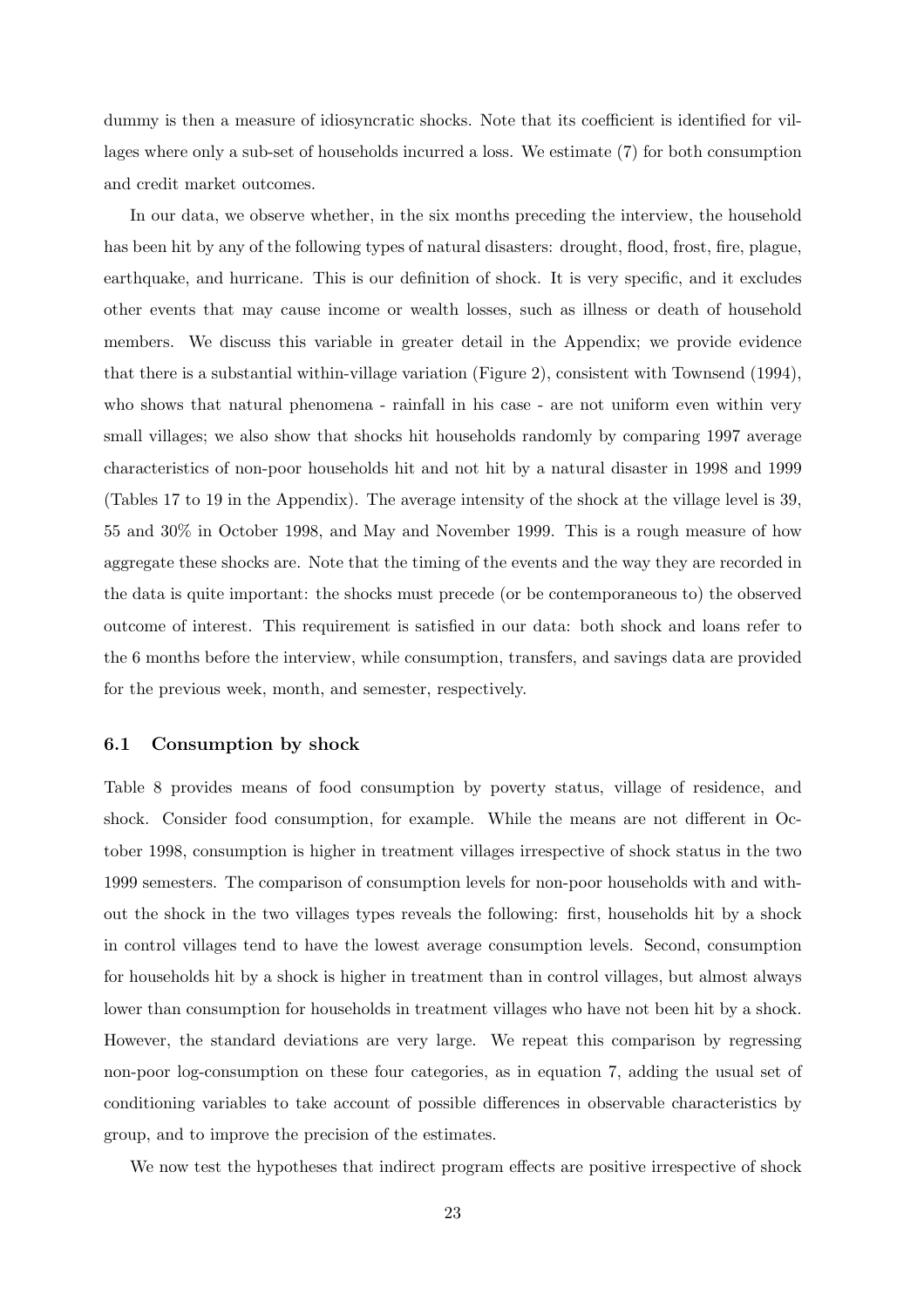dummy is then a measure of idiosyncratic shocks. Note that its coefficient is identified for villages where only a sub-set of households incurred a loss. We estimate (7) for both consumption and credit market outcomes.

In our data, we observe whether, in the six months preceding the interview, the household has been hit by any of the following types of natural disasters: drought, flood, frost, fire, plague, earthquake, and hurricane. This is our definition of shock. It is very specific, and it excludes other events that may cause income or wealth losses, such as illness or death of household members. We discuss this variable in greater detail in the Appendix; we provide evidence that there is a substantial within-village variation (Figure 2), consistent with Townsend (1994), who shows that natural phenomena - rainfall in his case - are not uniform even within very small villages; we also show that shocks hit households randomly by comparing 1997 average characteristics of non-poor households hit and not hit by a natural disaster in 1998 and 1999 (Tables 17 to 19 in the Appendix). The average intensity of the shock at the village level is 39, 55 and 30% in October 1998, and May and November 1999. This is a rough measure of how aggregate these shocks are. Note that the timing of the events and the way they are recorded in the data is quite important: the shocks must precede (or be contemporaneous to) the observed outcome of interest. This requirement is satisfied in our data: both shock and loans refer to the 6 months before the interview, while consumption, transfers, and savings data are provided for the previous week, month, and semester, respectively.

### 6.1 Consumption by shock

Table 8 provides means of food consumption by poverty status, village of residence, and shock. Consider food consumption, for example. While the means are not different in October 1998, consumption is higher in treatment villages irrespective of shock status in the two 1999 semesters. The comparison of consumption levels for non-poor households with and without the shock in the two villages types reveals the following: first, households hit by a shock in control villages tend to have the lowest average consumption levels. Second, consumption for households hit by a shock is higher in treatment than in control villages, but almost always lower than consumption for households in treatment villages who have not been hit by a shock. However, the standard deviations are very large. We repeat this comparison by regressing non-poor log-consumption on these four categories, as in equation 7, adding the usual set of conditioning variables to take account of possible differences in observable characteristics by group, and to improve the precision of the estimates.

We now test the hypotheses that indirect program effects are positive irrespective of shock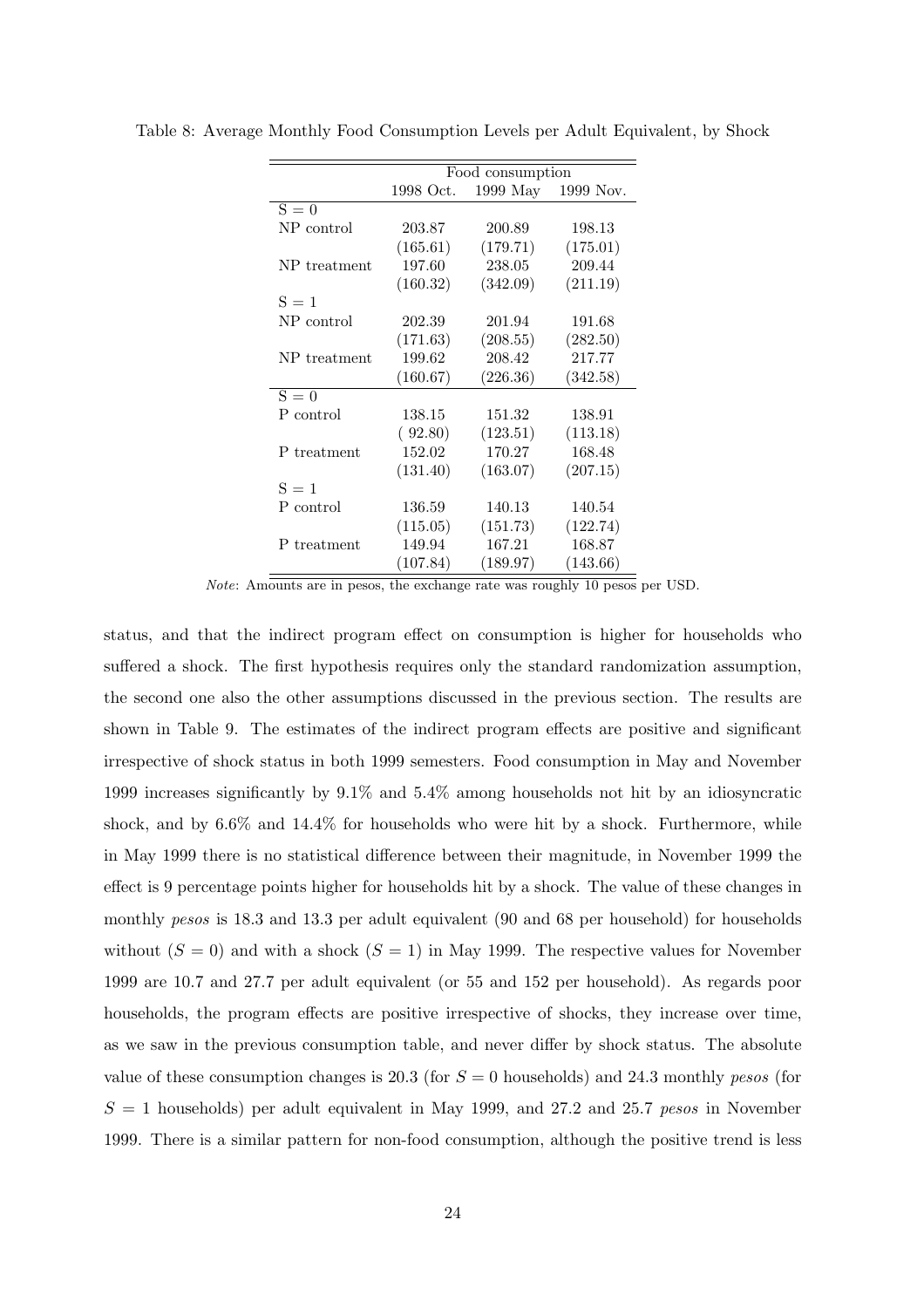Table 8: Average Monthly Food Consumption Levels per Adult Equivalent, by Shock

| | Food consumption | | |
|---|---|---|---|
| | 1998 Oct. | 1999 May | 1999 Nov. |
| S = 0 | | | |
| NP control | 203.87 | 200.89 | 198.13 |
| | (165.61) | (179.71) | (175.01) |
| NP treatment | 197.60 | 238.05 | 209.44 |
| | (160.32) | (342.09) | (211.19) |
| S = 1 | | | |
| NP control | 202.39 | 201.94 | 191.68 |
| | (171.63) | (208.55) | (282.50) |
| NP treatment | 199.62 | 208.42 | 217.77 |
| | (160.67) | (226.36) | (342.58) |
| S = 0 | | | |
| P control | 138.15 | 151.32 | 138.91 |
| | ( 92.80) | (123.51) | (113.18) |
| P treatment | 152.02 | 170.27 | 168.48 |
| | (131.40) | (163.07) | (207.15) |
| S = 1 | | | |
| P control | 136.59 | 140.13 | 140.54 |
| | (115.05) | (151.73) | (122.74) |
| P treatment | 149.94 | 167.21 | 168.87 |
| | (107.84) | (189.97) | (143.66) |

*Note*: Amounts are in pesos, the exchange rate was roughly 10 pesos per USD.

status, and that the indirect program effect on consumption is higher for households who suffered a shock. The first hypothesis requires only the standard randomization assumption, the second one also the other assumptions discussed in the previous section. The results are shown in Table 9. The estimates of the indirect program effects are positive and significant irrespective of shock status in both 1999 semesters. Food consumption in May and November 1999 increases significantly by 9.1% and 5.4% among households not hit by an idiosyncratic shock, and by 6.6% and 14.4% for households who were hit by a shock. Furthermore, while in May 1999 there is no statistical difference between their magnitude, in November 1999 the effect is 9 percentage points higher for households hit by a shock. The value of these changes in monthly *pesos* is 18.3 and 13.3 per adult equivalent (90 and 68 per household) for households without ($S = 0$) and with a shock ($S = 1$) in May 1999. The respective values for November 1999 are 10.7 and 27.7 per adult equivalent (or 55 and 152 per household). As regards poor households, the program effects are positive irrespective of shocks, they increase over time, as we saw in the previous consumption table, and never differ by shock status. The absolute value of these consumption changes is 20.3 (for $S = 0$ households) and 24.3 monthly *pesos* (for $S = 1$ households) per adult equivalent in May 1999, and 27.2 and 25.7 *pesos* in November 1999. There is a similar pattern for non-food consumption, although the positive trend is less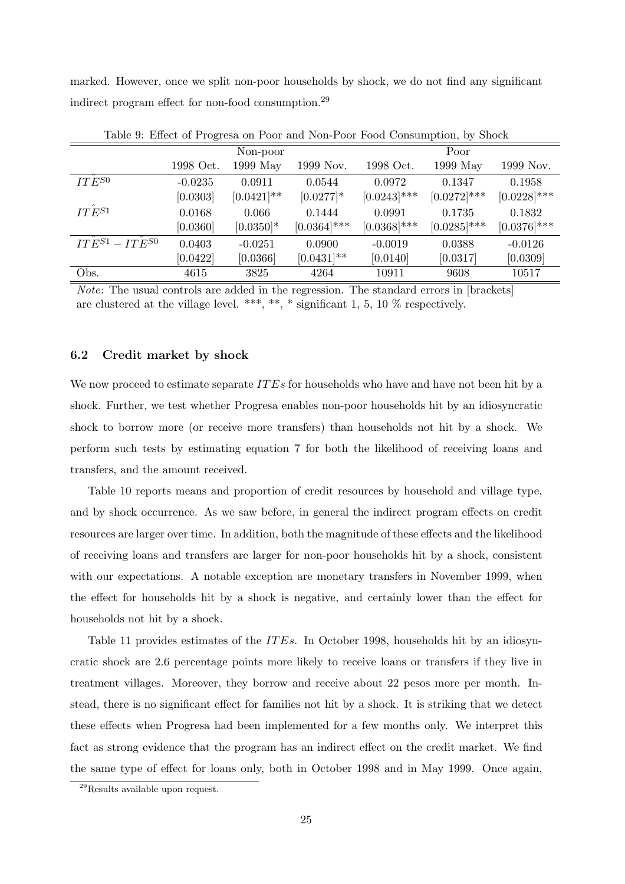marked. However, once we split non-poor households by shock, we do not find any significant indirect program effect for non-food consumption.[29]

Table 9: Effect of Progresa on Poor and Non-Poor Food Consumption, by Shock

| | Non-poor | | | Poor | | |
|---|---|---|---|---|---|---|
| | 1998 Oct. | 1999 May | 1999 Nov. | 1998 Oct. | 1999 May | 1999 Nov. |
| $\hat{ITE}^{S0}$ | -0.0235 | 0.0911 | 0.0544 | 0.0972 | 0.1347 | 0.1958 |
| | [0.0303] | [0.0421]** | [0.0277]* | [0.0243]*** | [0.0272]*** | [0.0228]*** |
| $\hat{ITE}^{S1}$ | 0.0168 | 0.066 | 0.1444 | 0.0991 | 0.1735 | 0.1832 |
| | [0.0360] | [0.0350]* | [0.0364]*** | [0.0368]*** | [0.0285]*** | [0.0376]*** |
| $\hat{ITE}^{S1} - \hat{ITE}^{S0}$ | 0.0403 | -0.0251 | 0.0900 | -0.0019 | 0.0388 | -0.0126 |
| | [0.0422] | [0.0366] | [0.0431]** | [0.0140] | [0.0317] | [0.0309] |
| Obs. | 4615 | 3825 | 4264 | 10911 | 9608 | 10517 |

*Note*: The usual controls are added in the regression. The standard errors in [brackets] are clustered at the village level. ***, **, * significant 1, 5, 10 % respectively.

### 6.2 Credit market by shock

We now proceed to estimate separate $ITEs$ for households who have and have not been hit by a shock. Further, we test whether Progresa enables non-poor households hit by an idiosyncratic shock to borrow more (or receive more transfers) than households not hit by a shock. We perform such tests by estimating equation 7 for both the likelihood of receiving loans and transfers, and the amount received.

Table 10 reports means and proportion of credit resources by household and village type, and by shock occurrence. As we saw before, in general the indirect program effects on credit resources are larger over time. In addition, both the magnitude of these effects and the likelihood of receiving loans and transfers are larger for non-poor households hit by a shock, consistent with our expectations. A notable exception are monetary transfers in November 1999, when the effect for households hit by a shock is negative, and certainly lower than the effect for households not hit by a shock.

Table 11 provides estimates of the $ITEs$. In October 1998, households hit by an idiosyncratic shock are 2.6 percentage points more likely to receive loans or transfers if they live in treatment villages. Moreover, they borrow and receive about 22 pesos more per month. Instead, there is no significant effect for families not hit by a shock. It is striking that we detect these effects when Progresa had been implemented for a few months only. We interpret this fact as strong evidence that the program has an indirect effect on the credit market. We find the same type of effect for loans only, both in October 1998 and in May 1999. Once again,

[29]Results available upon request.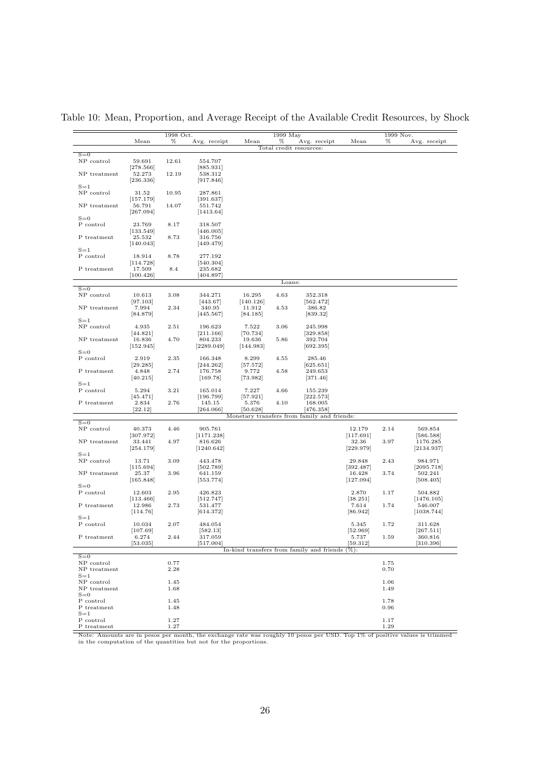Table 10: Mean, Proportion, and Average Receipt of the Available Credit Resources, by Shock

| | 1998 Oct. | | | 1999 May | | | 1999 Nov. | | |
|---|---|---|---|---|---|---|---|---|---|
| | Mean | % | Avg. receipt | Mean | % | Avg. receipt | Mean | % | Avg. receipt |
| **Total credit resources:** | | | | | | | | | |
| S=0 | | | | | | | | | |
| NP control | 59.691 | 12.61 | 554.707 | | | | | | |
| | [278.566] | | [885.931] | | | | | | |
| NP treatment | 52.273 | 12.19 | 538.312 | | | | | | |
| | [236.336] | | [917.846] | | | | | | |
| S=1 | | | | | | | | | |
| NP control | 31.52 | 10.95 | 287.861 | | | | | | |
| | [157.179] | | [391.637] | | | | | | |
| NP treatment | 56.791 | 14.07 | 551.742 | | | | | | |
| | [267.094] | | [1413.64] | | | | | | |
| S=0 | | | | | | | | | |
| P control | 23.769 | 8.17 | 318.507 | | | | | | |
| | [133.549] | | [446.005] | | | | | | |
| P treatment | 25.532 | 8.73 | 316.756 | | | | | | |
| | [140.043] | | [449.479] | | | | | | |
| S=1 | | | | | | | | | |
| P control | 18.914 | 8.78 | 277.192 | | | | | | |
| | [114.728] | | [540.304] | | | | | | |
| P treatment | 17.509 | 8.4 | 235.682 | | | | | | |
| | [100.426] | | [404.897] | | | | | | |
| **Loans:** | | | | | | | | | |
| S=0 | | | | | | | | | |
| NP control | 10.613 | 3.08 | 344.271 | 16.295 | 4.63 | 352.318 | | | |
| | [97.103] | | [443.67] | [140.126] | | [562.472] | | | |
| NP treatment | 7.994 | 2.34 | 340.95 | 11.912 | 4.53 | 386.82 | | | |
| | [84.879] | | [445.567] | [84.185] | | [839.32] | | | |
| S=1 | | | | | | | | | |
| NP control | 4.935 | 2.51 | 196.623 | 7.522 | 3.06 | 245.998 | | | |
| | [44.821] | | [211.166] | [70.734] | | [329.858] | | | |
| NP treatment | 16.836 | 4.70 | 804.233 | 19.636 | 5.86 | 392.704 | | | |
| | [152.945] | | [2289.049] | [144.983] | | [692.395] | | | |
| S=0 | | | | | | | | | |
| P control | 2.919 | 2.35 | 166.348 | 8.299 | 4.55 | 285.46 | | | |
| | [29.285] | | [244.262] | [57.572] | | [625.651] | | | |
| P treatment | 4.848 | 2.74 | 176.758 | 9.772 | 4.58 | 249.653 | | | |
| | [40.215] | | [169.78] | [73.982] | | [371.46] | | | |
| S=1 | | | | | | | | | |
| P control | 5.294 | 3.21 | 165.014 | 7.227 | 4.66 | 155.239 | | | |
| | [45.471] | | [196.799] | [57.921] | | [222.573] | | | |
| P treatment | 2.834 | 2.76 | 145.15 | 5.376 | 4.10 | 168.005 | | | |
| | [22.12] | | [264.066] | [50.628] | | [476.358] | | | |
| **Monetary transfers from family and friends:** | | | | | | | | | |
| S=0 | | | | | | | | | |
| NP control | 40.373 | 4.46 | 905.761 | | | | 12.179 | 2.14 | 569.854 |
| | [307.972] | | [1171.238] | | | | [117.691] | | [586.588] |
| NP treatment | 33.441 | 4.97 | 816.626 | | | | 32.36 | 3.97 | 1176.285 |
| | [254.179] | | [1240.642] | | | | [229.979] | | [2134.937] |
| S=1 | | | | | | | | | |
| NP control | 13.71 | 3.09 | 443.478 | | | | 29.848 | 2.43 | 984.971 |
| | [115.694] | | [502.789] | | | | [392.487] | | [2095.718] |
| NP treatment | 25.37 | 3.96 | 641.159 | | | | 16.428 | 3.74 | 502.241 |
| | [165.848] | | [553.774] | | | | [127.094] | | [508.405] |
| S=0 | | | | | | | | | |
| P control | 12.603 | 2.95 | 426.823 | | | | 2.870 | 1.17 | 504.882 |
| | [113.466] | | [512.747] | | | | [38.251] | | [1476.105] |
| P treatment | 12.986 | 2.73 | 531.477 | | | | 7.614 | 1.74 | 546.007 |
| | [114.76] | | [614.372] | | | | [86.942] | | [1038.744] |
| S=1 | | | | | | | | | |
| P control | 10.034 | 2.07 | 484.054 | | | | 5.345 | 1.72 | 311.628 |
| | [107.69] | | [582.13] | | | | [52.969] | | [267.511] |
| P treatment | 6.274 | 2.44 | 317.059 | | | | 5.737 | 1.59 | 360.816 |
| | [53.035] | | [517.004] | | | | [59.312] | | [310.396] |
| **In-kind transfers from family and friends (%):** | | | | | | | | | |
| S=0 | | | | | | | | | |
| NP control | | 0.77 | | | | | | 1.75 | |
| NP treatment | | 2.28 | | | | | | 0.70 | |
| S=1 | | | | | | | | | |
| NP control | | 1.45 | | | | | | 1.06 | |
| NP treatment | | 1.68 | | | | | | 1.49 | |
| S=0 | | | | | | | | | |
| P control | | 1.45 | | | | | | 1.78 | |
| P treatment | | 1.48 | | | | | | 0.96 | |
| S=1 | | | | | | | | | |
| P control | | 1.27 | | | | | | 1.17 | |
| P treatment | | 1.27 | | | | | | 1.29 | |

Note: Amounts are in pesos per month, the exchange rate was roughly 10 pesos per USD. Top 1% of positive values is trimmed in the computation of the quantities but not for the proportions.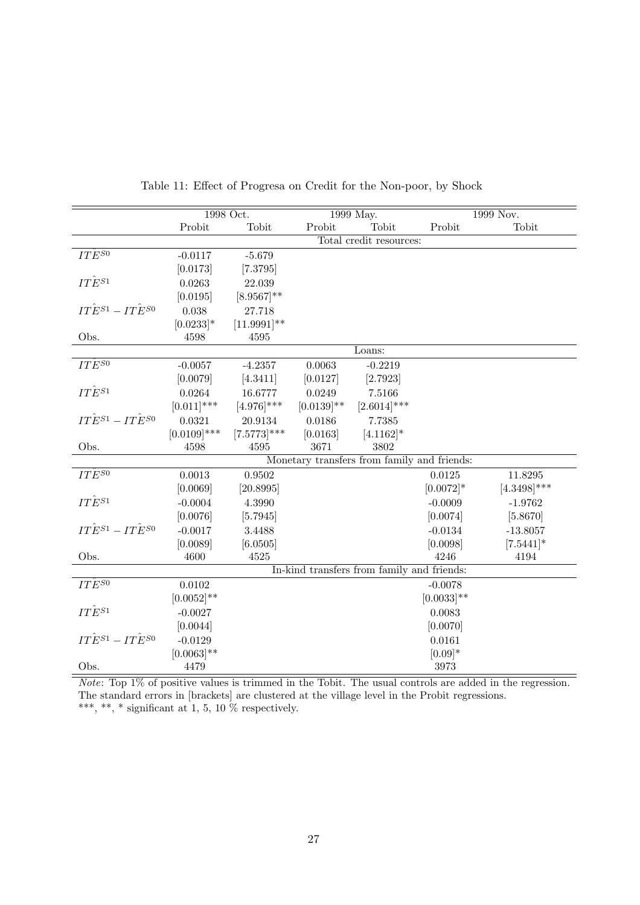Table 11: Effect of Progresa on Credit for the Non-poor, by Shock

| | 1998 Oct. | | 1999 May. | | 1999 Nov. | |
|---|---|---|---|---|---|---|
| | Probit | Tobit | Probit | Tobit | Probit | Tobit |
| | | | Total credit resources: | | | |
| $\hat{ITE}^{S0}$ | -0.0117 | -5.679 | | | | |
| | [0.0173] | [7.3795] | | | | |
| $\hat{ITE}^{S1}$ | 0.0263 | 22.039 | | | | |
| | [0.0195] | [8.9567]** | | | | |
| $\hat{ITE}^{S1} - \hat{ITE}^{S0}$ | 0.038 | 27.718 | | | | |
| | [0.0233]* | [11.9991]** | | | | |
| Obs. | 4598 | 4595 | | | | |
| | | | Loans: | | | |
| $\hat{ITE}^{S0}$ | -0.0057 | -4.2357 | 0.0063 | -0.2219 | | |
| | [0.0079] | [4.3411] | [0.0127] | [2.7923] | | |
| $\hat{ITE}^{S1}$ | 0.0264 | 16.6777 | 0.0249 | 7.5166 | | |
| | [0.011]*** | [4.976]*** | [0.0139]** | [2.6014]*** | | |
| $\hat{ITE}^{S1} - \hat{ITE}^{S0}$ | 0.0321 | 20.9134 | 0.0186 | 7.7385 | | |
| | [0.0109]*** | [7.5773]*** | [0.0163] | [4.1162]* | | |
| Obs. | 4598 | 4595 | 3671 | 3802 | | |
| | | | Monetary transfers from family and friends: | | | |
| $\hat{ITE}^{S0}$ | 0.0013 | 0.9502 | | | 0.0125 | 11.8295 |
| | [0.0069] | [20.8995] | | | [0.0072]* | [4.3498]*** |
| $\hat{ITE}^{S1}$ | -0.0004 | 4.3990 | | | -0.0009 | -1.9762 |
| | [0.0076] | [5.7945] | | | [0.0074] | [5.8670] |
| $\hat{ITE}^{S1} - \hat{ITE}^{S0}$ | -0.0017 | 3.4488 | | | -0.0134 | -13.8057 |
| | [0.0089] | [6.0505] | | | [0.0098] | [7.5441]* |
| Obs. | 4600 | 4525 | | | 4246 | 4194 |
| | | | In-kind transfers from family and friends: | | | |
| $\hat{ITE}^{S0}$ | 0.0102 | | | | -0.0078 | |
| | [0.0052]** | | | | [0.0033]** | |
| $\hat{ITE}^{S1}$ | -0.0027 | | | | 0.0083 | |
| | [0.0044] | | | | [0.0070] | |
| $\hat{ITE}^{S1} - \hat{ITE}^{S0}$ | -0.0129 | | | | 0.0161 | |
| | [0.0063]** | | | | [0.09]* | |
| Obs. | 4479 | | | | 3973 | |

*Note*: Top 1% of positive values is trimmed in the Tobit. The usual controls are added in the regression. The standard errors in [brackets] are clustered at the village level in the Probit regressions.
***, **, * significant at 1, 5, 10 % respectively.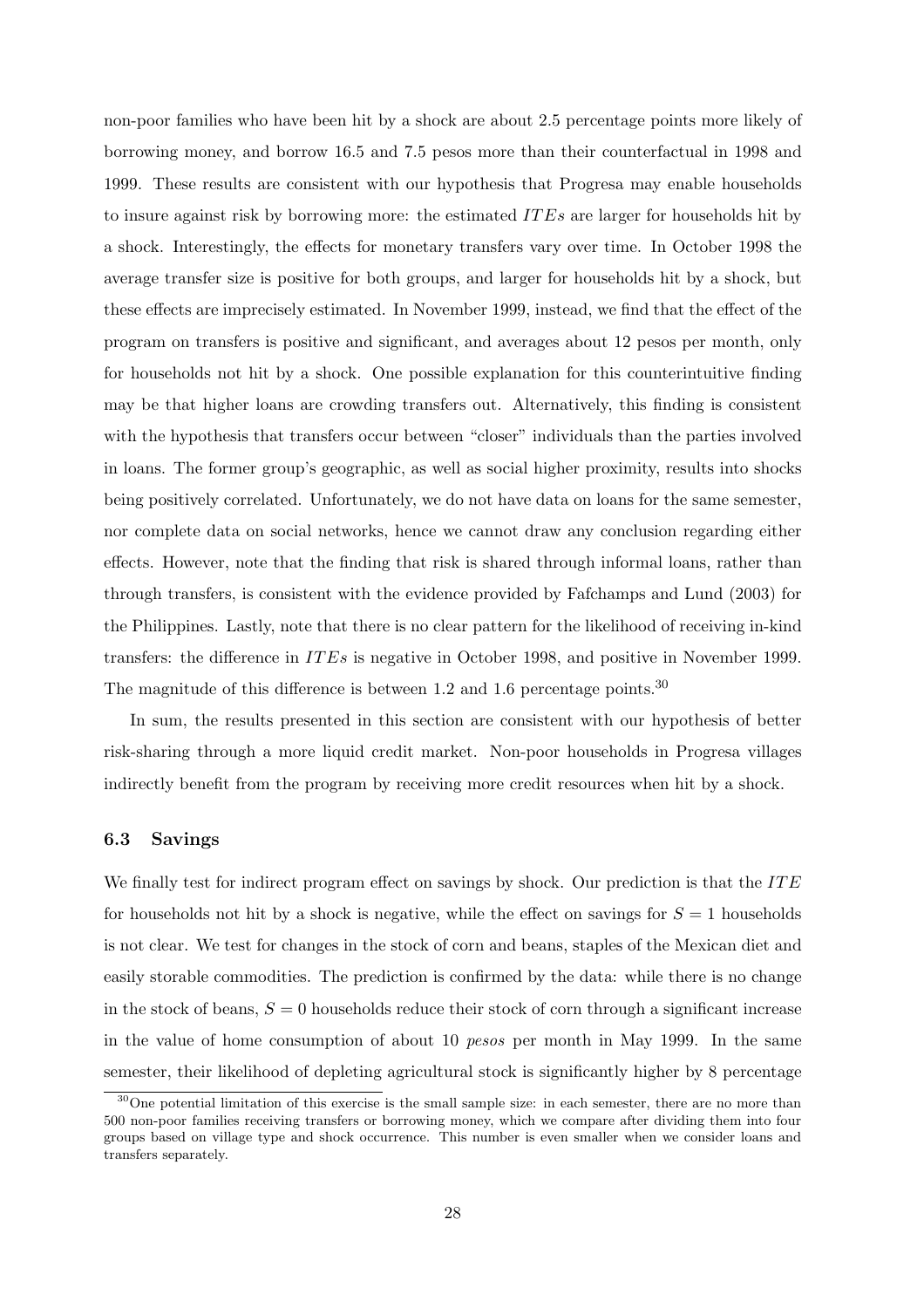non-poor families who have been hit by a shock are about 2.5 percentage points more likely of borrowing money, and borrow 16.5 and 7.5 pesos more than their counterfactual in 1998 and 1999. These results are consistent with our hypothesis that Progresa may enable households to insure against risk by borrowing more: the estimated $ITEs$ are larger for households hit by a shock. Interestingly, the effects for monetary transfers vary over time. In October 1998 the average transfer size is positive for both groups, and larger for households hit by a shock, but these effects are imprecisely estimated. In November 1999, instead, we find that the effect of the program on transfers is positive and significant, and averages about 12 pesos per month, only for households not hit by a shock. One possible explanation for this counterintuitive finding may be that higher loans are crowding transfers out. Alternatively, this finding is consistent with the hypothesis that transfers occur between "closer" individuals than the parties involved in loans. The former group's geographic, as well as social higher proximity, results into shocks being positively correlated. Unfortunately, we do not have data on loans for the same semester, nor complete data on social networks, hence we cannot draw any conclusion regarding either effects. However, note that the finding that risk is shared through informal loans, rather than through transfers, is consistent with the evidence provided by Fafchamps and Lund (2003) for the Philippines. Lastly, note that there is no clear pattern for the likelihood of receiving in-kind transfers: the difference in $ITEs$ is negative in October 1998, and positive in November 1999. The magnitude of this difference is between 1.2 and 1.6 percentage points.[30]

In sum, the results presented in this section are consistent with our hypothesis of better risk-sharing through a more liquid credit market. Non-poor households in Progresa villages indirectly benefit from the program by receiving more credit resources when hit by a shock.

### 6.3 Savings

We finally test for indirect program effect on savings by shock. Our prediction is that the $ITE$ for households not hit by a shock is negative, while the effect on savings for $S = 1$ households is not clear. We test for changes in the stock of corn and beans, staples of the Mexican diet and easily storable commodities. The prediction is confirmed by the data: while there is no change in the stock of beans, $S = 0$ households reduce their stock of corn through a significant increase in the value of home consumption of about 10 *pesos* per month in May 1999. In the same semester, their likelihood of depleting agricultural stock is significantly higher by 8 percentage

[30] One potential limitation of this exercise is the small sample size: in each semester, there are no more than 500 non-poor families receiving transfers or borrowing money, which we compare after dividing them into four groups based on village type and shock occurrence. This number is even smaller when we consider loans and transfers separately.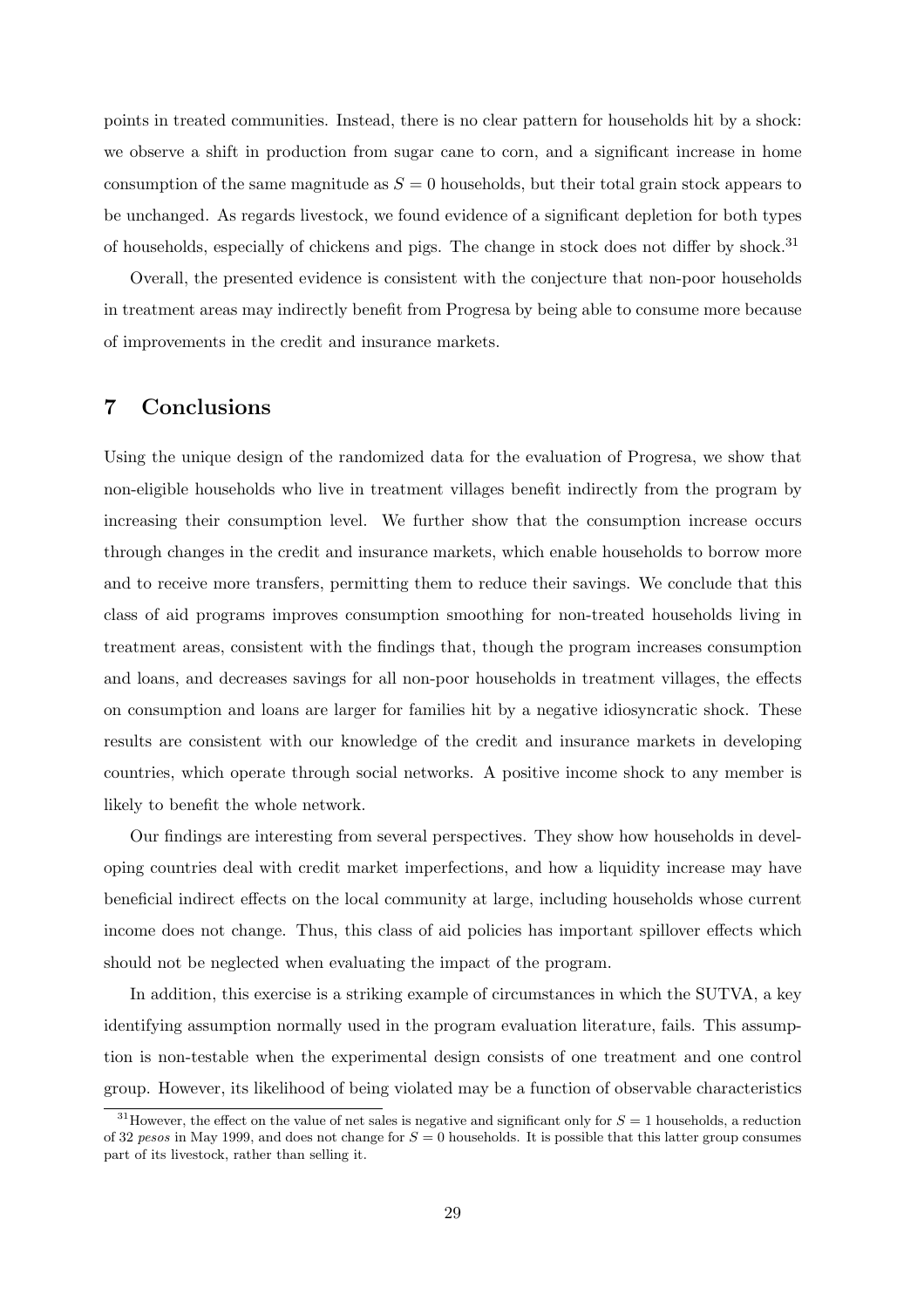points in treated communities. Instead, there is no clear pattern for households hit by a shock: we observe a shift in production from sugar cane to corn, and a significant increase in home consumption of the same magnitude as $S = 0$ households, but their total grain stock appears to be unchanged. As regards livestock, we found evidence of a significant depletion for both types of households, especially of chickens and pigs. The change in stock does not differ by shock.[31]

Overall, the presented evidence is consistent with the conjecture that non-poor households in treatment areas may indirectly benefit from Progresa by being able to consume more because of improvements in the credit and insurance markets.

## 7 Conclusions

Using the unique design of the randomized data for the evaluation of Progresa, we show that non-eligible households who live in treatment villages benefit indirectly from the program by increasing their consumption level. We further show that the consumption increase occurs through changes in the credit and insurance markets, which enable households to borrow more and to receive more transfers, permitting them to reduce their savings. We conclude that this class of aid programs improves consumption smoothing for non-treated households living in treatment areas, consistent with the findings that, though the program increases consumption and loans, and decreases savings for all non-poor households in treatment villages, the effects on consumption and loans are larger for families hit by a negative idiosyncratic shock. These results are consistent with our knowledge of the credit and insurance markets in developing countries, which operate through social networks. A positive income shock to any member is likely to benefit the whole network.

Our findings are interesting from several perspectives. They show how households in developing countries deal with credit market imperfections, and how a liquidity increase may have beneficial indirect effects on the local community at large, including households whose current income does not change. Thus, this class of aid policies has important spillover effects which should not be neglected when evaluating the impact of the program.

In addition, this exercise is a striking example of circumstances in which the SUTVA, a key identifying assumption normally used in the program evaluation literature, fails. This assumption is non-testable when the experimental design consists of one treatment and one control group. However, its likelihood of being violated may be a function of observable characteristics

[31] However, the effect on the value of net sales is negative and significant only for $S = 1$ households, a reduction of 32 *pesos* in May 1999, and does not change for $S = 0$ households. It is possible that this latter group consumes part of its livestock, rather than selling it.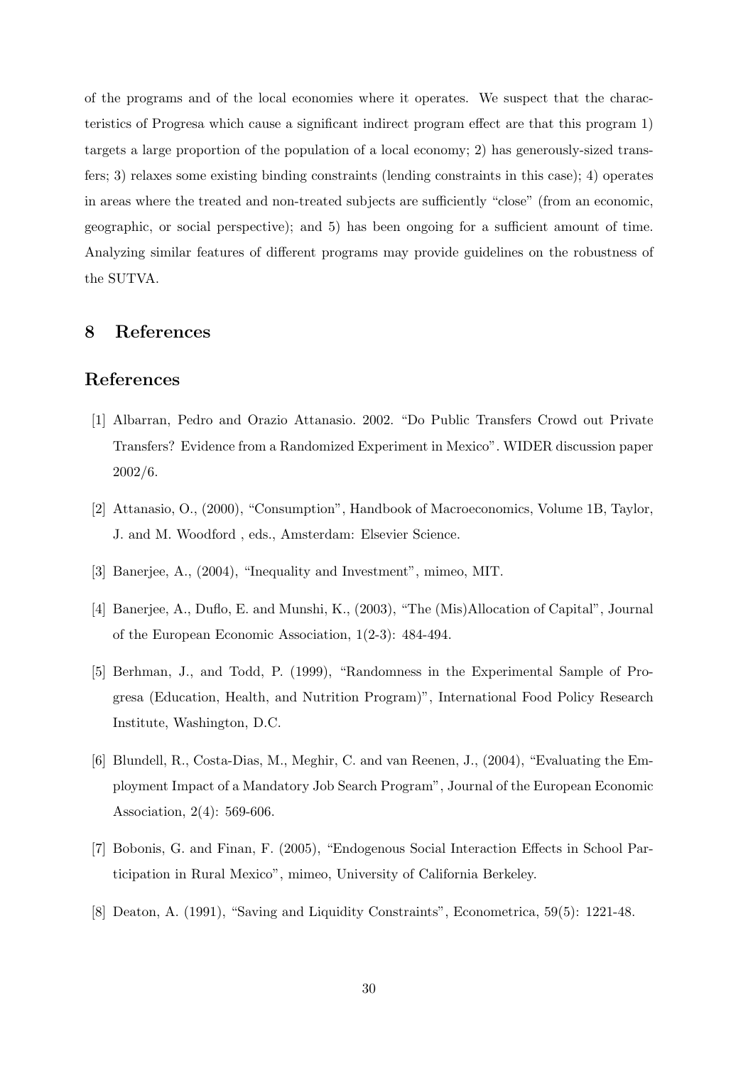of the programs and of the local economies where it operates. We suspect that the characteristics of Progresa which cause a significant indirect program effect are that this program 1) targets a large proportion of the population of a local economy; 2) has generously-sized transfers; 3) relaxes some existing binding constraints (lending constraints in this case); 4) operates in areas where the treated and non-treated subjects are sufficiently "close" (from an economic, geographic, or social perspective); and 5) has been ongoing for a sufficient amount of time. Analyzing similar features of different programs may provide guidelines on the robustness of the SUTVA.

# 8 References

## References

[1] Albarran, Pedro and Orazio Attanasio. 2002. "Do Public Transfers Crowd out Private Transfers? Evidence from a Randomized Experiment in Mexico". WIDER discussion paper 2002/6.

[2] Attanasio, O., (2000), "Consumption", Handbook of Macroeconomics, Volume 1B, Taylor, J. and M. Woodford , eds., Amsterdam: Elsevier Science.

[3] Banerjee, A., (2004), "Inequality and Investment", mimeo, MIT.

[4] Banerjee, A., Duflo, E. and Munshi, K., (2003), "The (Mis)Allocation of Capital", Journal of the European Economic Association, 1(2-3): 484-494.

[5] Berhman, J., and Todd, P. (1999), "Randomness in the Experimental Sample of Progresa (Education, Health, and Nutrition Program)", International Food Policy Research Institute, Washington, D.C.

[6] Blundell, R., Costa-Dias, M., Meghir, C. and van Reenen, J., (2004), "Evaluating the Employment Impact of a Mandatory Job Search Program", Journal of the European Economic Association, 2(4): 569-606.

[7] Bobonis, G. and Finan, F. (2005), "Endogenous Social Interaction Effects in School Participation in Rural Mexico", mimeo, University of California Berkeley.

[8] Deaton, A. (1991), "Saving and Liquidity Constraints", Econometrica, 59(5): 1221-48.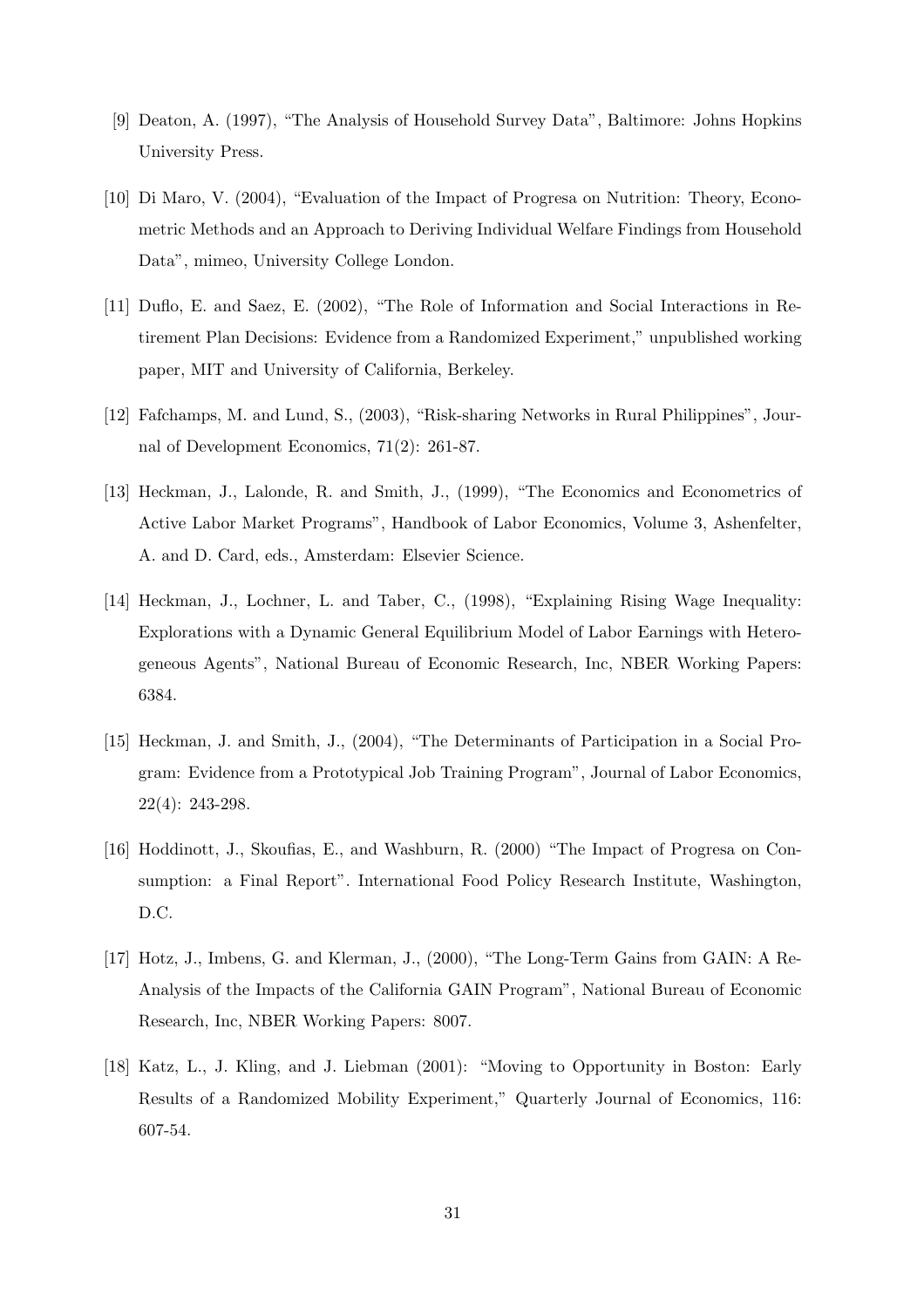[9] Deaton, A. (1997), "The Analysis of Household Survey Data", Baltimore: Johns Hopkins University Press.

[10] Di Maro, V. (2004), "Evaluation of the Impact of Progresa on Nutrition: Theory, Econometric Methods and an Approach to Deriving Individual Welfare Findings from Household Data", mimeo, University College London.

[11] Duflo, E. and Saez, E. (2002), "The Role of Information and Social Interactions in Retirement Plan Decisions: Evidence from a Randomized Experiment," unpublished working paper, MIT and University of California, Berkeley.

[12] Fafchamps, M. and Lund, S., (2003), "Risk-sharing Networks in Rural Philippines", Journal of Development Economics, 71(2): 261-87.

[13] Heckman, J., Lalonde, R. and Smith, J., (1999), "The Economics and Econometrics of Active Labor Market Programs", Handbook of Labor Economics, Volume 3, Ashenfelter, A. and D. Card, eds., Amsterdam: Elsevier Science.

[14] Heckman, J., Lochner, L. and Taber, C., (1998), "Explaining Rising Wage Inequality: Explorations with a Dynamic General Equilibrium Model of Labor Earnings with Heterogeneous Agents", National Bureau of Economic Research, Inc, NBER Working Papers: 6384.

[15] Heckman, J. and Smith, J., (2004), "The Determinants of Participation in a Social Program: Evidence from a Prototypical Job Training Program", Journal of Labor Economics, 22(4): 243-298.

[16] Hoddinott, J., Skoufias, E., and Washburn, R. (2000) "The Impact of Progresa on Consumption: a Final Report". International Food Policy Research Institute, Washington, D.C.

[17] Hotz, J., Imbens, G. and Klerman, J., (2000), "The Long-Term Gains from GAIN: A Re-Analysis of the Impacts of the California GAIN Program", National Bureau of Economic Research, Inc, NBER Working Papers: 8007.

[18] Katz, L., J. Kling, and J. Liebman (2001): "Moving to Opportunity in Boston: Early Results of a Randomized Mobility Experiment," Quarterly Journal of Economics, 116: 607-54.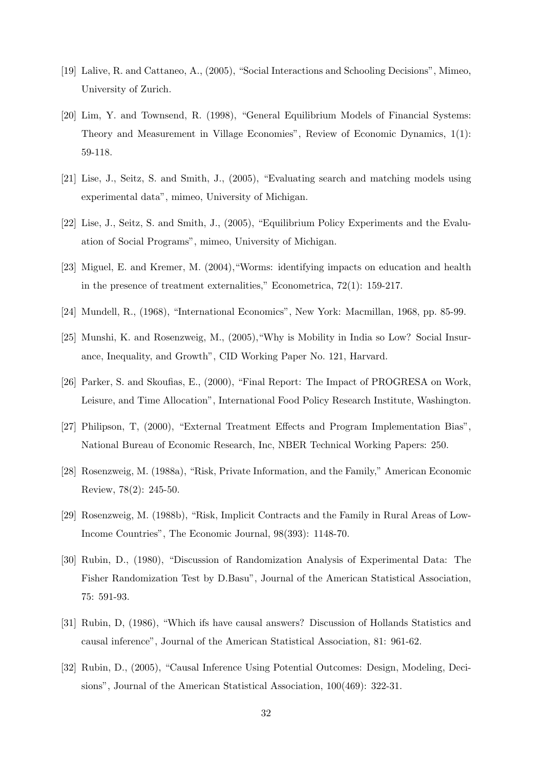[19] Lalive, R. and Cattaneo, A., (2005), "Social Interactions and Schooling Decisions", Mimeo, University of Zurich.

[20] Lim, Y. and Townsend, R. (1998), "General Equilibrium Models of Financial Systems: Theory and Measurement in Village Economies", Review of Economic Dynamics, 1(1): 59-118.

[21] Lise, J., Seitz, S. and Smith, J., (2005), "Evaluating search and matching models using experimental data", mimeo, University of Michigan.

[22] Lise, J., Seitz, S. and Smith, J., (2005), "Equilibrium Policy Experiments and the Evaluation of Social Programs", mimeo, University of Michigan.

[23] Miguel, E. and Kremer, M. (2004),"Worms: identifying impacts on education and health in the presence of treatment externalities," Econometrica, 72(1): 159-217.

[24] Mundell, R., (1968), "International Economics", New York: Macmillan, 1968, pp. 85-99.

[25] Munshi, K. and Rosenzweig, M., (2005),"Why is Mobility in India so Low? Social Insurance, Inequality, and Growth", CID Working Paper No. 121, Harvard.

[26] Parker, S. and Skoufias, E., (2000), "Final Report: The Impact of PROGRESA on Work, Leisure, and Time Allocation", International Food Policy Research Institute, Washington.

[27] Philipson, T, (2000), "External Treatment Effects and Program Implementation Bias", National Bureau of Economic Research, Inc, NBER Technical Working Papers: 250.

[28] Rosenzweig, M. (1988a), "Risk, Private Information, and the Family," American Economic Review, 78(2): 245-50.

[29] Rosenzweig, M. (1988b), "Risk, Implicit Contracts and the Family in Rural Areas of Low-Income Countries", The Economic Journal, 98(393): 1148-70.

[30] Rubin, D., (1980), "Discussion of Randomization Analysis of Experimental Data: The Fisher Randomization Test by D.Basu", Journal of the American Statistical Association, 75: 591-93.

[31] Rubin, D, (1986), "Which ifs have causal answers? Discussion of Hollands Statistics and causal inference", Journal of the American Statistical Association, 81: 961-62.

[32] Rubin, D., (2005), "Causal Inference Using Potential Outcomes: Design, Modeling, Decisions", Journal of the American Statistical Association, 100(469): 322-31.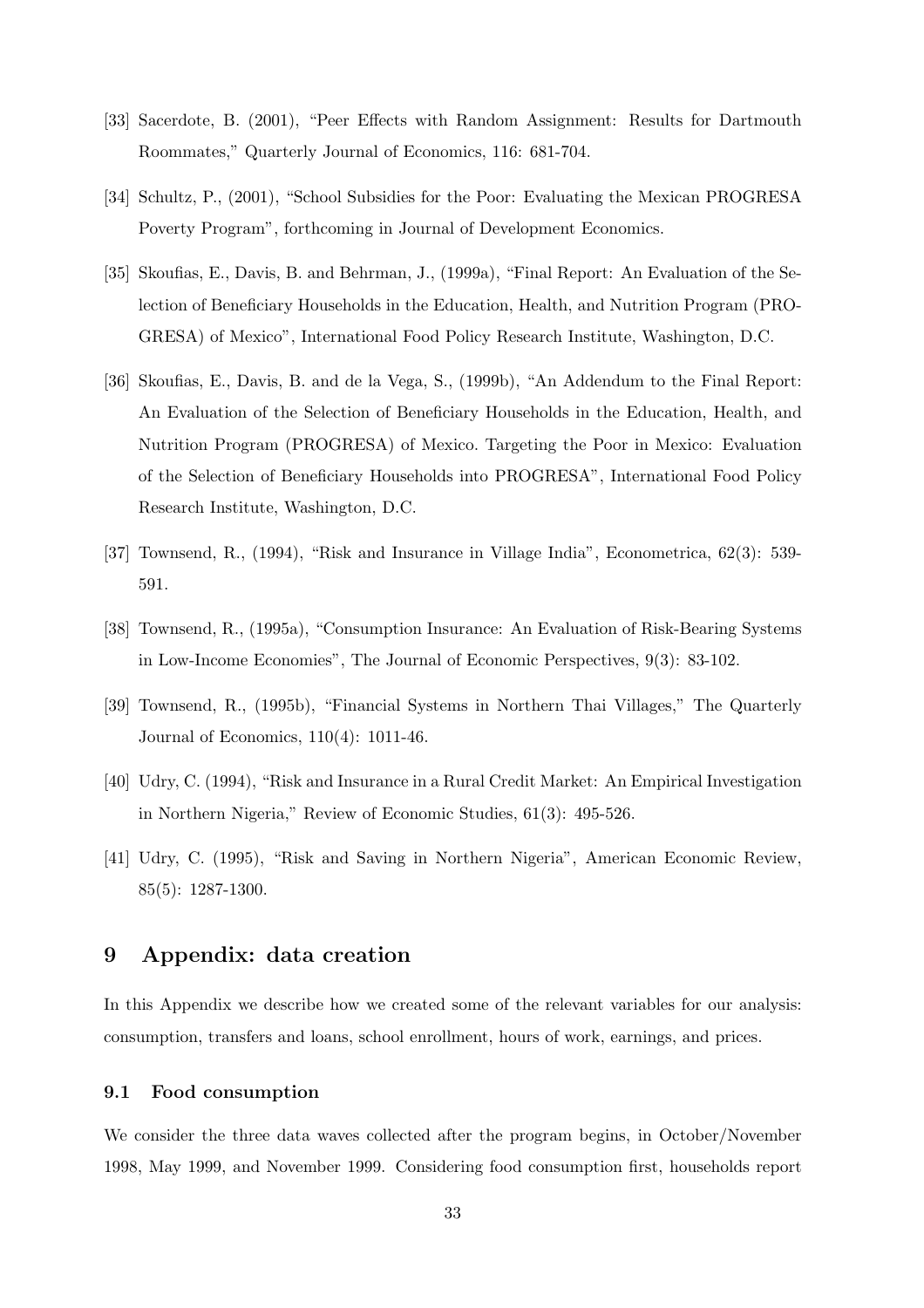[33] Sacerdote, B. (2001), "Peer Effects with Random Assignment: Results for Dartmouth Roommates," Quarterly Journal of Economics, 116: 681-704.

[34] Schultz, P., (2001), "School Subsidies for the Poor: Evaluating the Mexican PROGRESA Poverty Program", forthcoming in Journal of Development Economics.

[35] Skoufias, E., Davis, B. and Behrman, J., (1999a), "Final Report: An Evaluation of the Selection of Beneficiary Households in the Education, Health, and Nutrition Program (PROGRESA) of Mexico", International Food Policy Research Institute, Washington, D.C.

[36] Skoufias, E., Davis, B. and de la Vega, S., (1999b), "An Addendum to the Final Report: An Evaluation of the Selection of Beneficiary Households in the Education, Health, and Nutrition Program (PROGRESA) of Mexico. Targeting the Poor in Mexico: Evaluation of the Selection of Beneficiary Households into PROGRESA", International Food Policy Research Institute, Washington, D.C.

[37] Townsend, R., (1994), "Risk and Insurance in Village India", Econometrica, 62(3): 539-591.

[38] Townsend, R., (1995a), "Consumption Insurance: An Evaluation of Risk-Bearing Systems in Low-Income Economies", The Journal of Economic Perspectives, 9(3): 83-102.

[39] Townsend, R., (1995b), "Financial Systems in Northern Thai Villages," The Quarterly Journal of Economics, 110(4): 1011-46.

[40] Udry, C. (1994), "Risk and Insurance in a Rural Credit Market: An Empirical Investigation in Northern Nigeria," Review of Economic Studies, 61(3): 495-526.

[41] Udry, C. (1995), "Risk and Saving in Northern Nigeria", American Economic Review, 85(5): 1287-1300.

## 9 Appendix: data creation

In this Appendix we describe how we created some of the relevant variables for our analysis: consumption, transfers and loans, school enrollment, hours of work, earnings, and prices.

### 9.1 Food consumption

We consider the three data waves collected after the program begins, in October/November 1998, May 1999, and November 1999. Considering food consumption first, households report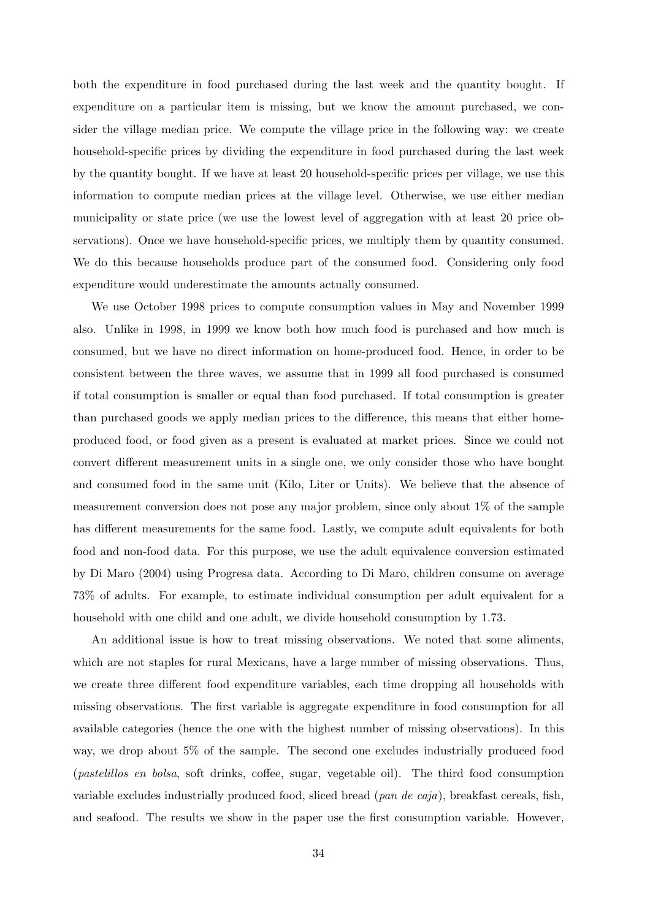both the expenditure in food purchased during the last week and the quantity bought. If expenditure on a particular item is missing, but we know the amount purchased, we consider the village median price. We compute the village price in the following way: we create household-specific prices by dividing the expenditure in food purchased during the last week by the quantity bought. If we have at least 20 household-specific prices per village, we use this information to compute median prices at the village level. Otherwise, we use either median municipality or state price (we use the lowest level of aggregation with at least 20 price observations). Once we have household-specific prices, we multiply them by quantity consumed. We do this because households produce part of the consumed food. Considering only food expenditure would underestimate the amounts actually consumed.

We use October 1998 prices to compute consumption values in May and November 1999 also. Unlike in 1998, in 1999 we know both how much food is purchased and how much is consumed, but we have no direct information on home-produced food. Hence, in order to be consistent between the three waves, we assume that in 1999 all food purchased is consumed if total consumption is smaller or equal than food purchased. If total consumption is greater than purchased goods we apply median prices to the difference, this means that either home-produced food, or food given as a present is evaluated at market prices. Since we could not convert different measurement units in a single one, we only consider those who have bought and consumed food in the same unit (Kilo, Liter or Units). We believe that the absence of measurement conversion does not pose any major problem, since only about 1% of the sample has different measurements for the same food. Lastly, we compute adult equivalents for both food and non-food data. For this purpose, we use the adult equivalence conversion estimated by Di Maro (2004) using Progresa data. According to Di Maro, children consume on average 73% of adults. For example, to estimate individual consumption per adult equivalent for a household with one child and one adult, we divide household consumption by 1.73.

An additional issue is how to treat missing observations. We noted that some aliments, which are not staples for rural Mexicans, have a large number of missing observations. Thus, we create three different food expenditure variables, each time dropping all households with missing observations. The first variable is aggregate expenditure in food consumption for all available categories (hence the one with the highest number of missing observations). In this way, we drop about 5% of the sample. The second one excludes industrially produced food (*pastelillos en bolsa*, soft drinks, coffee, sugar, vegetable oil). The third food consumption variable excludes industrially produced food, sliced bread (*pan de caja*), breakfast cereals, fish, and seafood. The results we show in the paper use the first consumption variable. However,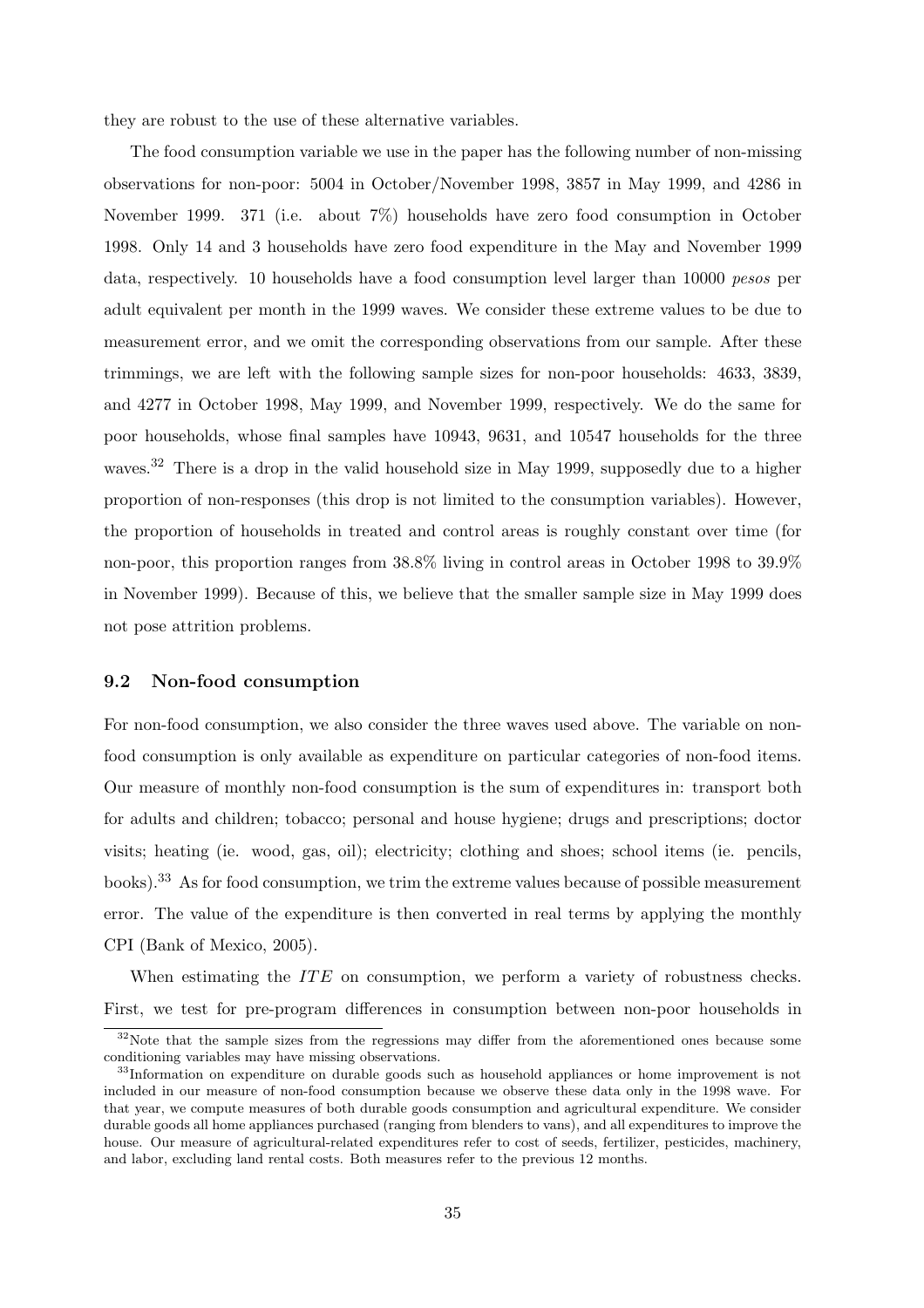they are robust to the use of these alternative variables.

The food consumption variable we use in the paper has the following number of non-missing observations for non-poor: 5004 in October/November 1998, 3857 in May 1999, and 4286 in November 1999. 371 (i.e. about 7%) households have zero food consumption in October 1998. Only 14 and 3 households have zero food expenditure in the May and November 1999 data, respectively. 10 households have a food consumption level larger than 10000 *pesos* per adult equivalent per month in the 1999 waves. We consider these extreme values to be due to measurement error, and we omit the corresponding observations from our sample. After these trimmings, we are left with the following sample sizes for non-poor households: 4633, 3839, and 4277 in October 1998, May 1999, and November 1999, respectively. We do the same for poor households, whose final samples have 10943, 9631, and 10547 households for the three waves.[32] There is a drop in the valid household size in May 1999, supposedly due to a higher proportion of non-responses (this drop is not limited to the consumption variables). However, the proportion of households in treated and control areas is roughly constant over time (for non-poor, this proportion ranges from 38.8% living in control areas in October 1998 to 39.9% in November 1999). Because of this, we believe that the smaller sample size in May 1999 does not pose attrition problems.

### 9.2 Non-food consumption

For non-food consumption, we also consider the three waves used above. The variable on non-food consumption is only available as expenditure on particular categories of non-food items. Our measure of monthly non-food consumption is the sum of expenditures in: transport both for adults and children; tobacco; personal and house hygiene; drugs and prescriptions; doctor visits; heating (ie. wood, gas, oil); electricity; clothing and shoes; school items (ie. pencils, books).[33] As for food consumption, we trim the extreme values because of possible measurement error. The value of the expenditure is then converted in real terms by applying the monthly CPI (Bank of Mexico, 2005).

When estimating the $ITE$ on consumption, we perform a variety of robustness checks. First, we test for pre-program differences in consumption between non-poor households in

[32] Note that the sample sizes from the regressions may differ from the aforementioned ones because some conditioning variables may have missing observations.

[33] Information on expenditure on durable goods such as household appliances or home improvement is not included in our measure of non-food consumption because we observe these data only in the 1998 wave. For that year, we compute measures of both durable goods consumption and agricultural expenditure. We consider durable goods all home appliances purchased (ranging from blenders to vans), and all expenditures to improve the house. Our measure of agricultural-related expenditures refer to cost of seeds, fertilizer, pesticides, machinery, and labor, excluding land rental costs. Both measures refer to the previous 12 months.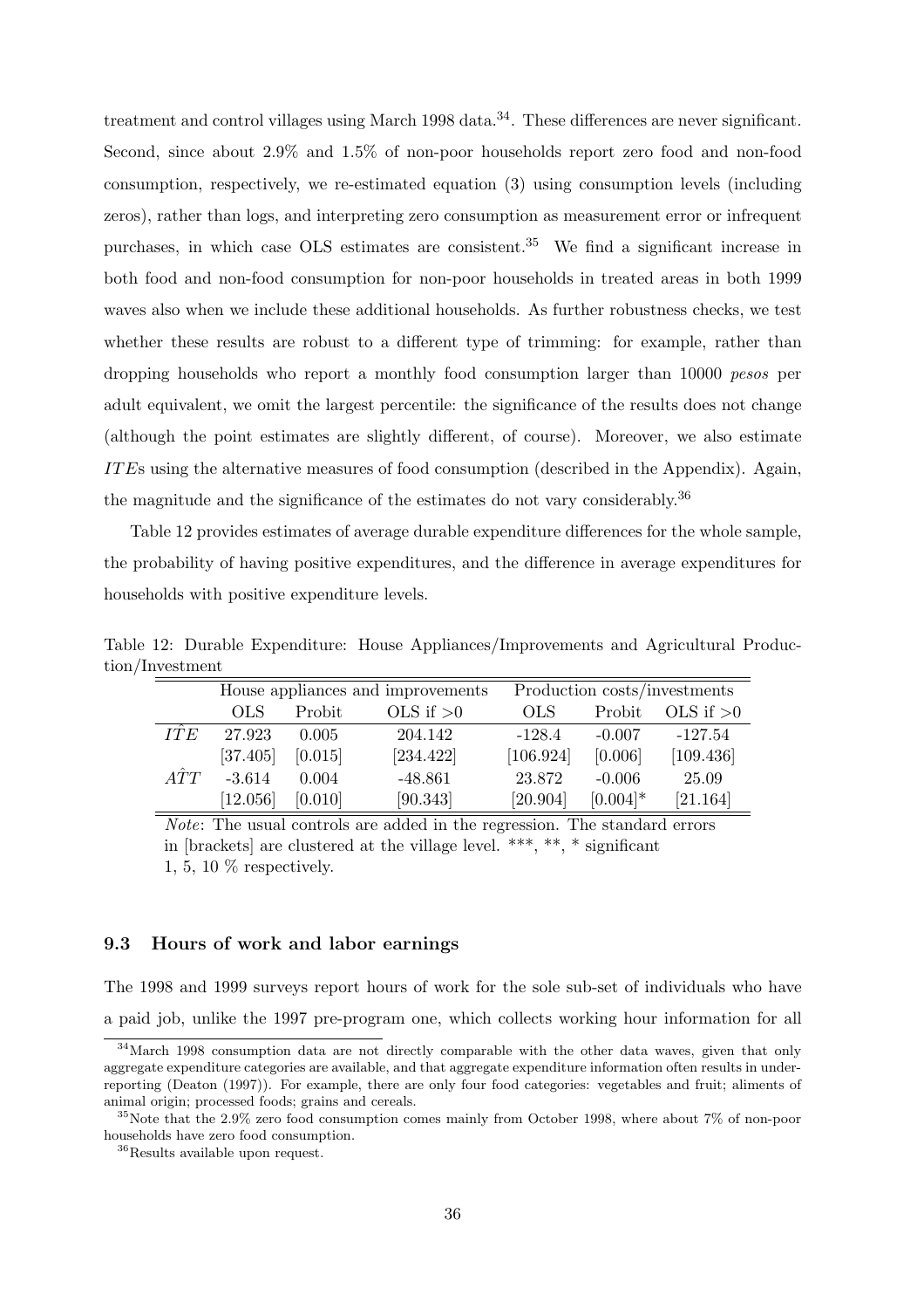treatment and control villages using March 1998 data.[34]. These differences are never significant. Second, since about 2.9% and 1.5% of non-poor households report zero food and non-food consumption, respectively, we re-estimated equation (3) using consumption levels (including zeros), rather than logs, and interpreting zero consumption as measurement error or infrequent purchases, in which case OLS estimates are consistent.[35] We find a significant increase in both food and non-food consumption for non-poor households in treated areas in both 1999 waves also when we include these additional households. As further robustness checks, we test whether these results are robust to a different type of trimming: for example, rather than dropping households who report a monthly food consumption larger than 10000 *pesos* per adult equivalent, we omit the largest percentile: the significance of the results does not change (although the point estimates are slightly different, of course). Moreover, we also estimate $ITE$s using the alternative measures of food consumption (described in the Appendix). Again, the magnitude and the significance of the estimates do not vary considerably.[36]

Table 12 provides estimates of average durable expenditure differences for the whole sample, the probability of having positive expenditures, and the difference in average expenditures for households with positive expenditure levels.

Table 12: Durable Expenditure: House Appliances/Improvements and Agricultural Production/Investment

| | House appliances and improvements | | | Production costs/investments | | |
|---|---|---|---|---|---|---|
| | OLS | Probit | OLS if >0 | OLS | Probit | OLS if >0 |
| $\hat{ITE}$ | 27.923 | 0.005 | 204.142 | -128.4 | -0.007 | -127.54 |
| | [37.405] | [0.015] | [234.422] | [106.924] | [0.006] | [109.436] |
| $\hat{ATT}$ | -3.614 | 0.004 | -48.861 | 23.872 | -0.006 | 25.09 |
| | [12.056] | [0.010] | [90.343] | [20.904] | [0.004]* | [21.164] |

*Note*: The usual controls are added in the regression. The standard errors in [brackets] are clustered at the village level. ***, **, * significant 1, 5, 10 % respectively.

### 9.3 Hours of work and labor earnings

The 1998 and 1999 surveys report hours of work for the sole sub-set of individuals who have a paid job, unlike the 1997 pre-program one, which collects working hour information for all

[34] March 1998 consumption data are not directly comparable with the other data waves, given that only aggregate expenditure categories are available, and that aggregate expenditure information often results in under-reporting (Deaton (1997)). For example, there are only four food categories: vegetables and fruit; aliments of animal origin; processed foods; grains and cereals.

[35] Note that the 2.9% zero food consumption comes mainly from October 1998, where about 7% of non-poor households have zero food consumption.

[36] Results available upon request.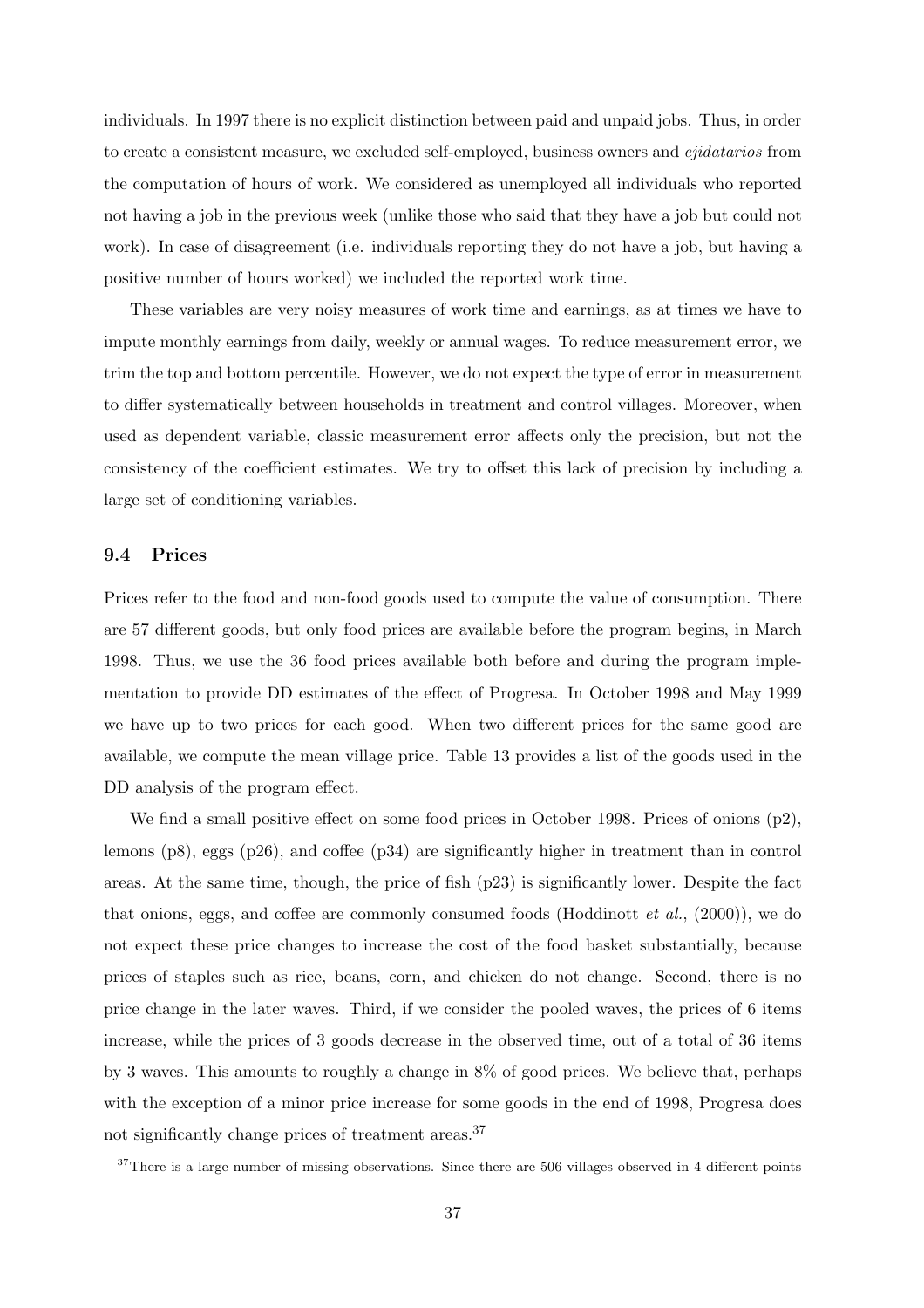individuals. In 1997 there is no explicit distinction between paid and unpaid jobs. Thus, in order to create a consistent measure, we excluded self-employed, business owners and *ejidatarios* from the computation of hours of work. We considered as unemployed all individuals who reported not having a job in the previous week (unlike those who said that they have a job but could not work). In case of disagreement (i.e. individuals reporting they do not have a job, but having a positive number of hours worked) we included the reported work time.

These variables are very noisy measures of work time and earnings, as at times we have to impute monthly earnings from daily, weekly or annual wages. To reduce measurement error, we trim the top and bottom percentile. However, we do not expect the type of error in measurement to differ systematically between households in treatment and control villages. Moreover, when used as dependent variable, classic measurement error affects only the precision, but not the consistency of the coefficient estimates. We try to offset this lack of precision by including a large set of conditioning variables.

### 9.4 Prices

Prices refer to the food and non-food goods used to compute the value of consumption. There are 57 different goods, but only food prices are available before the program begins, in March 1998. Thus, we use the 36 food prices available both before and during the program implementation to provide DD estimates of the effect of Progresa. In October 1998 and May 1999 we have up to two prices for each good. When two different prices for the same good are available, we compute the mean village price. Table 13 provides a list of the goods used in the DD analysis of the program effect.

We find a small positive effect on some food prices in October 1998. Prices of onions (p2), lemons (p8), eggs (p26), and coffee (p34) are significantly higher in treatment than in control areas. At the same time, though, the price of fish (p23) is significantly lower. Despite the fact that onions, eggs, and coffee are commonly consumed foods (Hoddinott *et al.*, (2000)), we do not expect these price changes to increase the cost of the food basket substantially, because prices of staples such as rice, beans, corn, and chicken do not change. Second, there is no price change in the later waves. Third, if we consider the pooled waves, the prices of 6 items increase, while the prices of 3 goods decrease in the observed time, out of a total of 36 items by 3 waves. This amounts to roughly a change in 8% of good prices. We believe that, perhaps with the exception of a minor price increase for some goods in the end of 1998, Progresa does not significantly change prices of treatment areas.[37]

[37] There is a large number of missing observations. Since there are 506 villages observed in 4 different points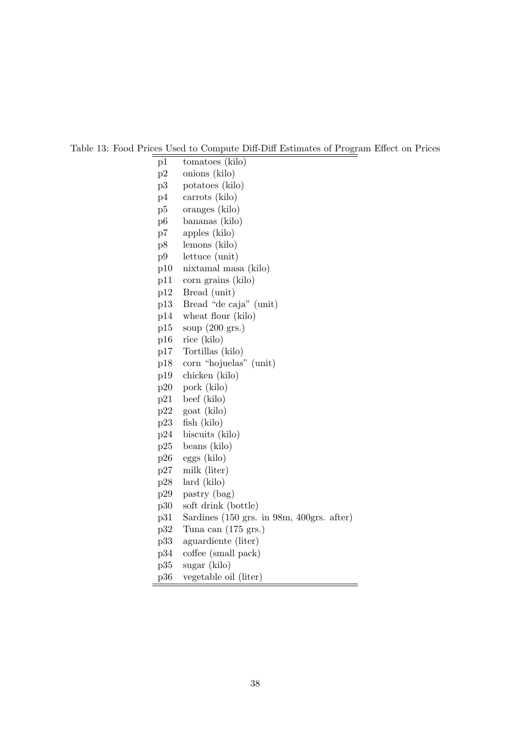Table 13: Food Prices Used to Compute Diff-Diff Estimates of Program Effect on Prices

| | |
|---|---|
| p1 | tomatoes (kilo) |
| p2 | onions (kilo) |
| p3 | potatoes (kilo) |
| p4 | carrots (kilo) |
| p5 | oranges (kilo) |
| p6 | bananas (kilo) |
| p7 | apples (kilo) |
| p8 | lemons (kilo) |
| p9 | lettuce (unit) |
| p10 | nixtamal masa (kilo) |
| p11 | corn grains (kilo) |
| p12 | Bread (unit) |
| p13 | Bread "de caja" (unit) |
| p14 | wheat flour (kilo) |
| p15 | soup (200 grs.) |
| p16 | rice (kilo) |
| p17 | Tortillas (kilo) |
| p18 | corn "hojuelas" (unit) |
| p19 | chicken (kilo) |
| p20 | pork (kilo) |
| p21 | beef (kilo) |
| p22 | goat (kilo) |
| p23 | fish (kilo) |
| p24 | biscuits (kilo) |
| p25 | beans (kilo) |
| p26 | eggs (kilo) |
| p27 | milk (liter) |
| p28 | lard (kilo) |
| p29 | pastry (bag) |
| p30 | soft drink (bottle) |
| p31 | Sardines (150 grs. in 98m, 400grs. after) |
| p32 | Tuna can (175 grs.) |
| p33 | aguardiente (liter) |
| p34 | coffee (small pack) |
| p35 | sugar (kilo) |
| p36 | vegetable oil (liter) |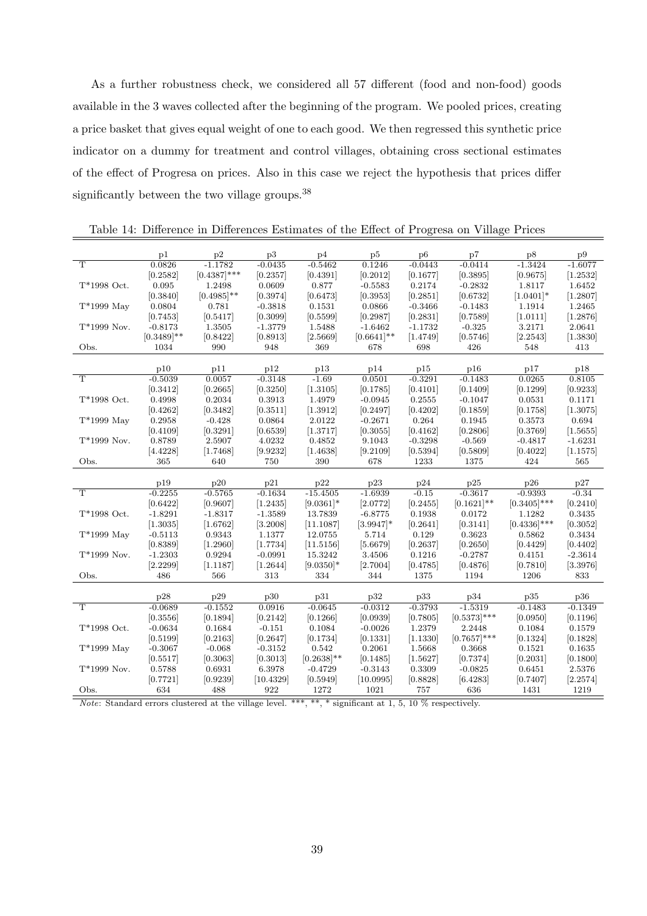As a further robustness check, we considered all 57 different (food and non-food) goods available in the 3 waves collected after the beginning of the program. We pooled prices, creating a price basket that gives equal weight of one to each good. We then regressed this synthetic price indicator on a dummy for treatment and control villages, obtaining cross sectional estimates of the effect of Progresa on prices. Also in this case we reject the hypothesis that prices differ significantly between the two village groups.[38]

Table 14: Difference in Differences Estimates of the Effect of Progresa on Village Prices

| | p1 | p2 | p3 | p4 | p5 | p6 | p7 | p8 | p9 |
|---|---|---|---|---|---|---|---|---|---|
| T | 0.0826 | -1.1782 | -0.0435 | -0.5462 | 0.1246 | -0.0443 | -0.0414 | -1.3424 | -1.6077 |
| | [0.2582] | [0.4387]*** | [0.2357] | [0.4391] | [0.2012] | [0.1677] | [0.3895] | [0.9675] | [1.2532] |
| T*1998 Oct. | 0.095 | 1.2498 | 0.0609 | 0.877 | -0.5583 | 0.2174 | -0.2832 | 1.8117 | 1.6452 |
| | [0.3840] | [0.4985]** | [0.3974] | [0.6473] | [0.3953] | [0.2851] | [0.6732] | [1.0401]* | [1.2807] |
| T*1999 May | 0.0804 | 0.781 | -0.3818 | 0.1531 | 0.0866 | -0.3466 | -0.1483 | 1.1914 | 1.2465 |
| | [0.7453] | [0.5417] | [0.3099] | [0.5599] | [0.2987] | [0.2831] | [0.7589] | [1.0111] | [1.2876] |
| T*1999 Nov. | -0.8173 | 1.3505 | -1.3779 | 1.5488 | -1.6462 | -1.1732 | -0.325 | 3.2171 | 2.0641 |
| | [0.3489]** | [0.8422] | [0.8913] | [2.5669] | [0.6641]** | [1.4749] | [0.5746] | [2.2543] | [1.3830] |
| Obs. | 1034 | 990 | 948 | 369 | 678 | 698 | 426 | 548 | 413 |
| | p10 | p11 | p12 | p13 | p14 | p15 | p16 | p17 | p18 |
| T | -0.5039 | 0.0057 | -0.3148 | -1.69 | 0.0501 | -0.3291 | -0.1483 | 0.0265 | 0.8105 |
| | [0.3412] | [0.2665] | [0.3250] | [1.3105] | [0.1785] | [0.4101] | [0.1409] | [0.1299] | [0.9233] |
| T*1998 Oct. | 0.4998 | 0.2034 | 0.3913 | 1.4979 | -0.0945 | 0.2555 | -0.1047 | 0.0531 | 0.1171 |
| | [0.4262] | [0.3482] | [0.3511] | [1.3912] | [0.2497] | [0.4202] | [0.1859] | [0.1758] | [1.3075] |
| T*1999 May | 0.2958 | -0.428 | 0.0864 | 2.0122 | -0.2671 | 0.264 | 0.1945 | 0.3573 | 0.694 |
| | [0.4109] | [0.3291] | [0.6539] | [1.3717] | [0.3055] | [0.4162] | [0.2806] | [0.3769] | [1.5655] |
| T*1999 Nov. | 0.8789 | 2.5907 | 4.0232 | 0.4852 | 9.1043 | -0.3298 | -0.569 | -0.4817 | -1.6231 |
| | [4.4228] | [1.7468] | [9.9232] | [1.4638] | [9.2109] | [0.5394] | [0.5809] | [0.4022] | [1.1575] |
| Obs. | 365 | 640 | 750 | 390 | 678 | 1233 | 1375 | 424 | 565 |
| | p19 | p20 | p21 | p22 | p23 | p24 | p25 | p26 | p27 |
| T | -0.2255 | -0.5765 | -0.1634 | -15.4505 | -1.6939 | -0.15 | -0.3617 | -0.9393 | -0.34 |
| | [0.6422] | [0.9607] | [1.2435] | [9.0361]* | [2.0772] | [0.2455] | [0.1621]** | [0.3405]*** | [0.2410] |
| T*1998 Oct. | -1.8291 | -1.8317 | -1.3589 | 13.7839 | -6.8775 | 0.1938 | 0.0172 | 1.1282 | 0.3435 |
| | [1.3035] | [1.6762] | [3.2008] | [11.1087] | [3.9947]* | [0.2641] | [0.3141] | [0.4336]*** | [0.3052] |
| T*1999 May | -0.5113 | 0.9343 | 1.1377 | 12.0755 | 5.714 | 0.129 | 0.3623 | 0.5862 | 0.3434 |
| | [0.8389] | [1.2960] | [1.7734] | [11.5156] | [5.6679] | [0.2637] | [0.2650] | [0.4429] | [0.4402] |
| T*1999 Nov. | -1.2303 | 0.9294 | -0.0991 | 15.3242 | 3.4506 | 0.1216 | -0.2787 | 0.4151 | -2.3614 |
| | [2.2299] | [1.1187] | [1.2644] | [9.0350]* | [2.7004] | [0.4785] | [0.4876] | [0.7810] | [3.3976] |
| Obs. | 486 | 566 | 313 | 334 | 344 | 1375 | 1194 | 1206 | 833 |
| | p28 | p29 | p30 | p31 | p32 | p33 | p34 | p35 | p36 |
| T | -0.0689 | -0.1552 | 0.0916 | -0.0645 | -0.0312 | -0.3793 | -1.5319 | -0.1483 | -0.1349 |
| | [0.3556] | [0.1894] | [0.2142] | [0.1266] | [0.0939] | [0.7805] | [0.5373]*** | [0.0950] | [0.1196] |
| T*1998 Oct. | -0.0634 | 0.1684 | -0.151 | 0.1084 | -0.0026 | 1.2379 | 2.2448 | 0.1084 | 0.1579 |
| | [0.5199] | [0.2163] | [0.2647] | [0.1734] | [0.1331] | [1.1330] | [0.7657]*** | [0.1324] | [0.1828] |
| T*1999 May | -0.3067 | -0.068 | -0.3152 | 0.542 | 0.2061 | 1.5668 | 0.3668 | 0.1521 | 0.1635 |
| | [0.5517] | [0.3063] | [0.3013] | [0.2638]** | [0.1485] | [1.5627] | [0.7374] | [0.2031] | [0.1800] |
| T*1999 Nov. | 0.5788 | 0.6931 | 6.3978 | -0.4729 | -0.3143 | 0.3309 | -0.0825 | 0.6451 | 2.5376 |
| | [0.7721] | [0.9239] | [10.4329] | [0.5949] | [10.0995] | [0.8828] | [6.4283] | [0.7407] | [2.2574] |
| Obs. | 634 | 488 | 922 | 1272 | 1021 | 757 | 636 | 1431 | 1219 |

*Note*: Standard errors clustered at the village level. ***, **, * significant at 1, 5, 10 % respectively.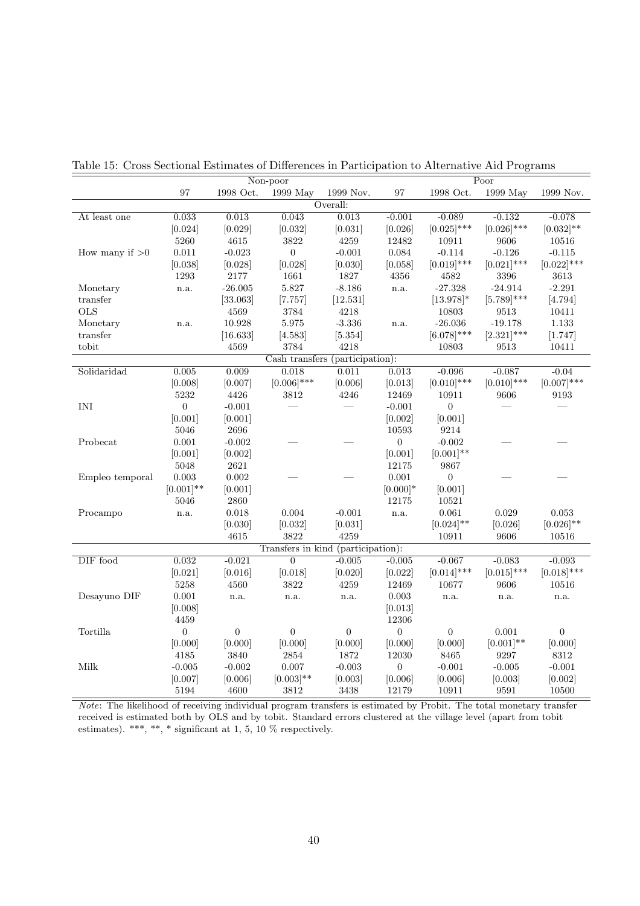Table 15: Cross Sectional Estimates of Differences in Participation to Alternative Aid Programs

| | Non-poor | | | | Poor | | | |
|---|---|---|---|---|---|---|---|---|
| | 97 | 1998 Oct. | 1999 May | 1999 Nov. | 97 | 1998 Oct. | 1999 May | 1999 Nov. |
| | | | | Overall: | | | | |
| At least one | 0.033 | 0.013 | 0.043 | 0.013 | -0.001 | -0.089 | -0.132 | -0.078 |
| | [0.024] | [0.029] | [0.032] | [0.031] | [0.026] | [0.025]*** | [0.026]*** | [0.032]** |
| | 5260 | 4615 | 3822 | 4259 | 12482 | 10911 | 9606 | 10516 |
| How many if >0 | 0.011 | -0.023 | 0 | -0.001 | 0.084 | -0.114 | -0.126 | -0.115 |
| | [0.038] | [0.028] | [0.028] | [0.030] | [0.058] | [0.019]*** | [0.021]*** | [0.022]*** |
| | 1293 | 2177 | 1661 | 1827 | 4356 | 4582 | 3396 | 3613 |
| Monetary | n.a. | -26.005 | 5.827 | -8.186 | n.a. | -27.328 | -24.914 | -2.291 |
| transfer | | [33.063] | [7.757] | [12.531] | | [13.978]* | [5.789]*** | [4.794] |
| OLS | | 4569 | 3784 | 4218 | | 10803 | 9513 | 10411 |
| Monetary | n.a. | 10.928 | 5.975 | -3.336 | n.a. | -26.036 | -19.178 | 1.133 |
| transfer | | [16.633] | [4.583] | [5.354] | | [6.078]*** | [2.321]*** | [1.747] |
| tobit | | 4569 | 3784 | 4218 | | 10803 | 9513 | 10411 |
| | | | Cash transfers (participation): | | | | | |
| Solidaridad | 0.005 | 0.009 | 0.018 | 0.011 | 0.013 | -0.096 | -0.087 | -0.04 |
| | [0.008] | [0.007] | [0.006]*** | [0.006] | [0.013] | [0.010]*** | [0.010]*** | [0.007]*** |
| | 5232 | 4426 | 3812 | 4246 | 12469 | 10911 | 9606 | 9193 |
| INI | 0 | -0.001 | — | — | -0.001 | 0 | — | — |
| | [0.001] | [0.001] | | | [0.002] | [0.001] | | |
| | 5046 | 2696 | | | 10593 | 9214 | | |
| Probecat | 0.001 | -0.002 | — | — | 0 | -0.002 | — | — |
| | [0.001] | [0.002] | | | [0.001] | [0.001]** | | |
| | 5048 | 2621 | | | 12175 | 9867 | | |
| Empleo temporal | 0.003 | 0.002 | — | — | 0.001 | 0 | — | — |
| | [0.001]** | [0.001] | | | [0.000]* | [0.001] | | |
| | 5046 | 2860 | | | 12175 | 10521 | | |
| Procampo | n.a. | 0.018 | 0.004 | -0.001 | n.a. | 0.061 | 0.029 | 0.053 |
| | | [0.030] | [0.032] | [0.031] | | [0.024]** | [0.026] | [0.026]** |
| | | 4615 | 3822 | 4259 | | 10911 | 9606 | 10516 |
| | | | Transfers in kind (participation): | | | | | |
| DIF food | 0.032 | -0.021 | 0 | -0.005 | -0.005 | -0.067 | -0.083 | -0.093 |
| | [0.021] | [0.016] | [0.018] | [0.020] | [0.022] | [0.014]*** | [0.015]*** | [0.018]*** |
| | 5258 | 4560 | 3822 | 4259 | 12469 | 10677 | 9606 | 10516 |
| Desayuno DIF | 0.001 | n.a. | n.a. | n.a. | 0.003 | n.a. | n.a. | n.a. |
| | [0.008] | | | | [0.013] | | | |
| | 4459 | | | | 12306 | | | |
| Tortilla | 0 | 0 | 0 | 0 | 0 | 0 | 0.001 | 0 |
| | [0.000] | [0.000] | [0.000] | [0.000] | [0.000] | [0.000] | [0.001]** | [0.000] |
| | 4185 | 3840 | 2854 | 1872 | 12030 | 8465 | 9297 | 8312 |
| Milk | -0.005 | -0.002 | 0.007 | -0.003 | 0 | -0.001 | -0.005 | -0.001 |
| | [0.007] | [0.006] | [0.003]** | [0.003] | [0.006] | [0.006] | [0.003] | [0.002] |
| | 5194 | 4600 | 3812 | 3438 | 12179 | 10911 | 9591 | 10500 |

*Note*: The likelihood of receiving individual program transfers is estimated by Probit. The total monetary transfer received is estimated both by OLS and by tobit. Standard errors clustered at the village level (apart from tobit estimates). ***, **, * significant at 1, 5, 10 % respectively.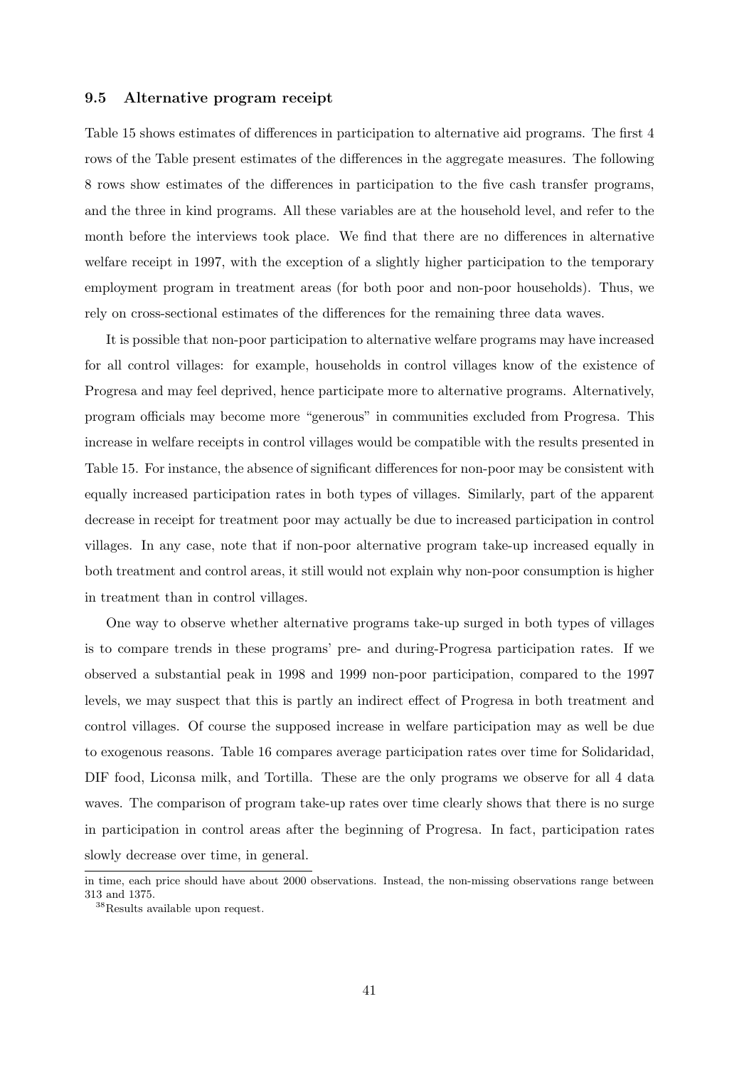### 9.5 Alternative program receipt

Table 15 shows estimates of differences in participation to alternative aid programs. The first 4 rows of the Table present estimates of the differences in the aggregate measures. The following 8 rows show estimates of the differences in participation to the five cash transfer programs, and the three in kind programs. All these variables are at the household level, and refer to the month before the interviews took place. We find that there are no differences in alternative welfare receipt in 1997, with the exception of a slightly higher participation to the temporary employment program in treatment areas (for both poor and non-poor households). Thus, we rely on cross-sectional estimates of the differences for the remaining three data waves.

It is possible that non-poor participation to alternative welfare programs may have increased for all control villages: for example, households in control villages know of the existence of Progresa and may feel deprived, hence participate more to alternative programs. Alternatively, program officials may become more "generous" in communities excluded from Progresa. This increase in welfare receipts in control villages would be compatible with the results presented in Table 15. For instance, the absence of significant differences for non-poor may be consistent with equally increased participation rates in both types of villages. Similarly, part of the apparent decrease in receipt for treatment poor may actually be due to increased participation in control villages. In any case, note that if non-poor alternative program take-up increased equally in both treatment and control areas, it still would not explain why non-poor consumption is higher in treatment than in control villages.

One way to observe whether alternative programs take-up surged in both types of villages is to compare trends in these programs' pre- and during-Progresa participation rates. If we observed a substantial peak in 1998 and 1999 non-poor participation, compared to the 1997 levels, we may suspect that this is partly an indirect effect of Progresa in both treatment and control villages. Of course the supposed increase in welfare participation may as well be due to exogenous reasons. Table 16 compares average participation rates over time for Solidaridad, DIF food, Liconsa milk, and Tortilla. These are the only programs we observe for all 4 data waves. The comparison of program take-up rates over time clearly shows that there is no surge in participation in control areas after the beginning of Progresa. In fact, participation rates slowly decrease over time, in general.

in time, each price should have about 2000 observations. Instead, the non-missing observations range between 313 and 1375.

[38] Results available upon request.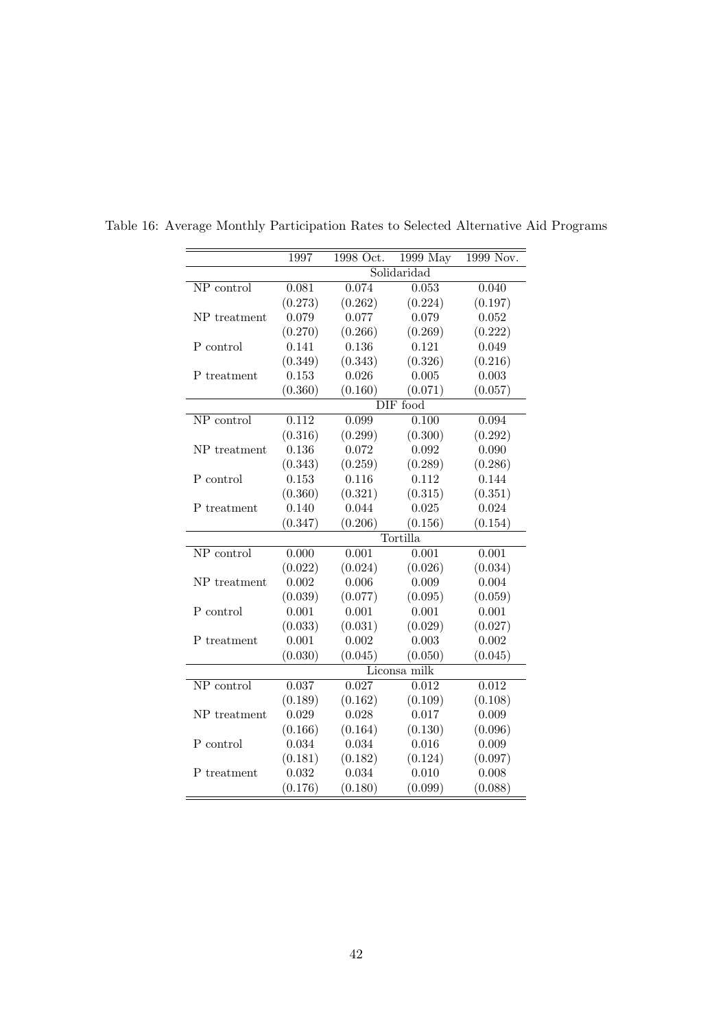Table 16: Average Monthly Participation Rates to Selected Alternative Aid Programs

| | 1997 | 1998 Oct. | 1999 May | 1999 Nov. |
|---|---|---|---|---|
| | | Solidaridad | | |
| NP control | 0.081 | 0.074 | 0.053 | 0.040 |
| | (0.273) | (0.262) | (0.224) | (0.197) |
| NP treatment | 0.079 | 0.077 | 0.079 | 0.052 |
| | (0.270) | (0.266) | (0.269) | (0.222) |
| P control | 0.141 | 0.136 | 0.121 | 0.049 |
| | (0.349) | (0.343) | (0.326) | (0.216) |
| P treatment | 0.153 | 0.026 | 0.005 | 0.003 |
| | (0.360) | (0.160) | (0.071) | (0.057) |
| | | DIF food | | |
| NP control | 0.112 | 0.099 | 0.100 | 0.094 |
| | (0.316) | (0.299) | (0.300) | (0.292) |
| NP treatment | 0.136 | 0.072 | 0.092 | 0.090 |
| | (0.343) | (0.259) | (0.289) | (0.286) |
| P control | 0.153 | 0.116 | 0.112 | 0.144 |
| | (0.360) | (0.321) | (0.315) | (0.351) |
| P treatment | 0.140 | 0.044 | 0.025 | 0.024 |
| | (0.347) | (0.206) | (0.156) | (0.154) |
| | | Tortilla | | |
| NP control | 0.000 | 0.001 | 0.001 | 0.001 |
| | (0.022) | (0.024) | (0.026) | (0.034) |
| NP treatment | 0.002 | 0.006 | 0.009 | 0.004 |
| | (0.039) | (0.077) | (0.095) | (0.059) |
| P control | 0.001 | 0.001 | 0.001 | 0.001 |
| | (0.033) | (0.031) | (0.029) | (0.027) |
| P treatment | 0.001 | 0.002 | 0.003 | 0.002 |
| | (0.030) | (0.045) | (0.050) | (0.045) |
| | | Liconsa milk | | |
| NP control | 0.037 | 0.027 | 0.012 | 0.012 |
| | (0.189) | (0.162) | (0.109) | (0.108) |
| NP treatment | 0.029 | 0.028 | 0.017 | 0.009 |
| | (0.166) | (0.164) | (0.130) | (0.096) |
| P control | 0.034 | 0.034 | 0.016 | 0.009 |
| | (0.181) | (0.182) | (0.124) | (0.097) |
| P treatment | 0.032 | 0.034 | 0.010 | 0.008 |
| | (0.176) | (0.180) | (0.099) | (0.088) |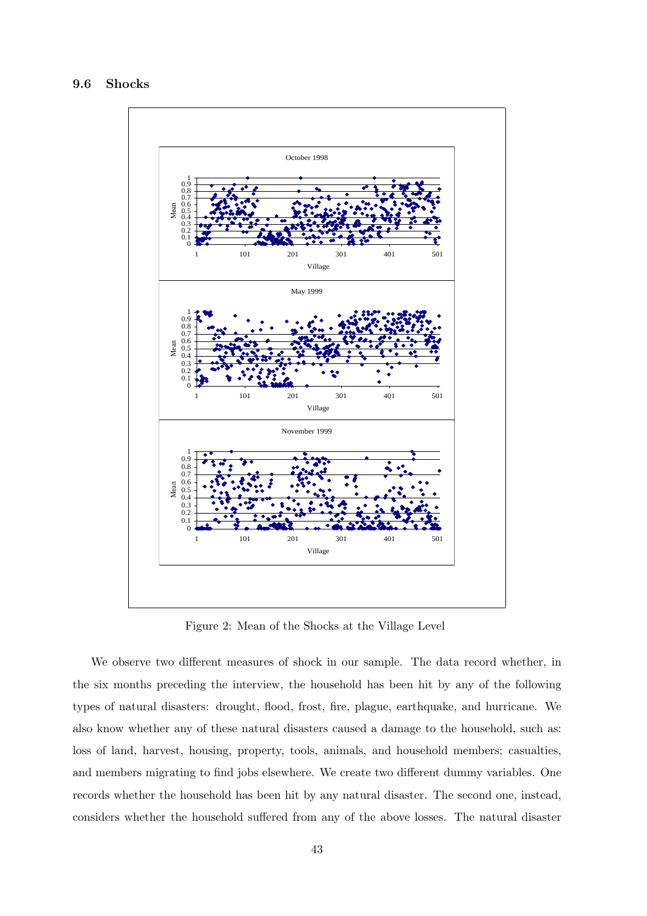### 9.6 Shocks

October 1998

Mean

1
0.9
0.8
0.7
0.6
0.5
0.4
0.3
0.2
0.1
0

1 101 201 301 401 501

Village

May 1999

Mean

1
0.9
0.8
0.7
0.6
0.5
0.4
0.3
0.2
0.1
0

1 101 201 301 401 501

Village

November 1999

Mean

1
0.9
0.8
0.7
0.6
0.5
0.4
0.3
0.2
0.1
0

1 101 201 301 401 501

Village

Figure 2: Mean of the Shocks at the Village Level

We observe two different measures of shock in our sample. The data record whether, in the six months preceding the interview, the household has been hit by any of the following types of natural disasters: drought, flood, frost, fire, plague, earthquake, and hurricane. We also know whether any of these natural disasters caused a damage to the household, such as: loss of land, harvest, housing, property, tools, animals, and household members; casualties, and members migrating to find jobs elsewhere. We create two different dummy variables. One records whether the household has been hit by any natural disaster. The second one, instead, considers whether the household suffered from any of the above losses. The natural disaster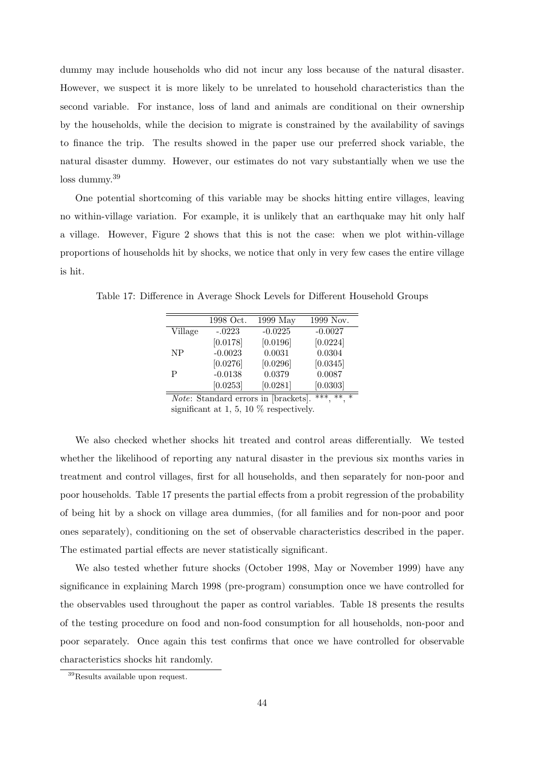dummy may include households who did not incur any loss because of the natural disaster. However, we suspect it is more likely to be unrelated to household characteristics than the second variable. For instance, loss of land and animals are conditional on their ownership by the households, while the decision to migrate is constrained by the availability of savings to finance the trip. The results showed in the paper use our preferred shock variable, the natural disaster dummy. However, our estimates do not vary substantially when we use the loss dummy.[39]

One potential shortcoming of this variable may be shocks hitting entire villages, leaving no within-village variation. For example, it is unlikely that an earthquake may hit only half a village. However, Figure 2 shows that this is not the case: when we plot within-village proportions of households hit by shocks, we notice that only in very few cases the entire village is hit.

Table 17: Difference in Average Shock Levels for Different Household Groups

| | 1998 Oct. | 1999 May | 1999 Nov. |
|---|---|---|---|
| Village | -.0223 | -0.0225 | -0.0027 |
| | [0.0178] | [0.0196] | [0.0224] |
| NP | -0.0023 | 0.0031 | 0.0304 |
| | [0.0276] | [0.0296] | [0.0345] |
| P | -0.0138 | 0.0379 | 0.0087 |
| | [0.0253] | [0.0281] | [0.0303] |

*Note*: Standard errors in [brackets]. ***, **, * significant at 1, 5, 10 % respectively.

We also checked whether shocks hit treated and control areas differentially. We tested whether the likelihood of reporting any natural disaster in the previous six months varies in treatment and control villages, first for all households, and then separately for non-poor and poor households. Table 17 presents the partial effects from a probit regression of the probability of being hit by a shock on village area dummies, (for all families and for non-poor and poor ones separately), conditioning on the set of observable characteristics described in the paper. The estimated partial effects are never statistically significant.

We also tested whether future shocks (October 1998, May or November 1999) have any significance in explaining March 1998 (pre-program) consumption once we have controlled for the observables used throughout the paper as control variables. Table 18 presents the results of the testing procedure on food and non-food consumption for all households, non-poor and poor separately. Once again this test confirms that once we have controlled for observable characteristics shocks hit randomly.

[39]Results available upon request.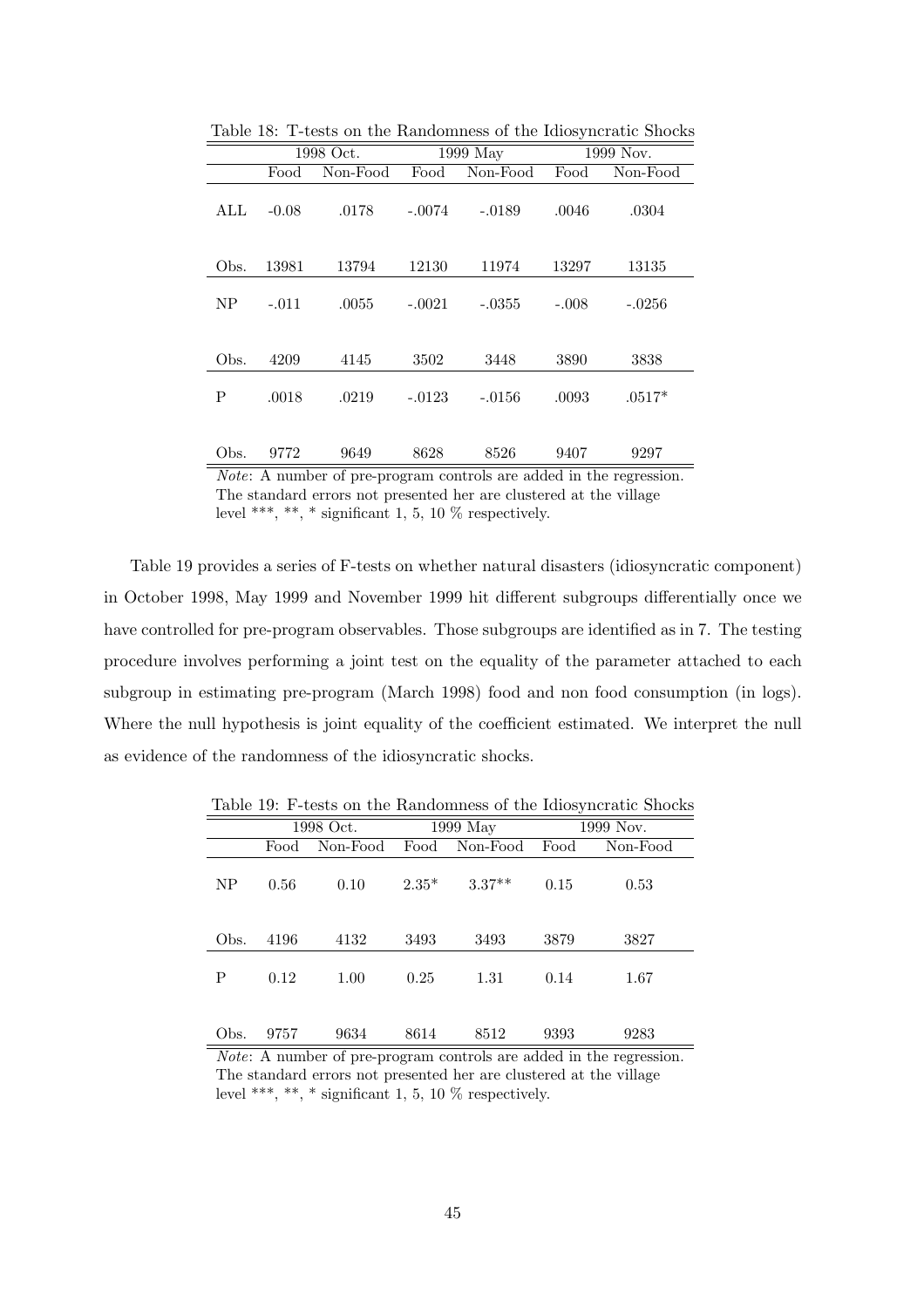Table 18: T-tests on the Randomness of the Idiosyncratic Shocks

| | 1998 Oct. | | 1999 May | | 1999 Nov. | |
|---|---|---|---|---|---|---|
| | Food | Non-Food | Food | Non-Food | Food | Non-Food |
| ALL | -0.08 | .0178 | -.0074 | -.0189 | .0046 | .0304 |
| Obs. | 13981 | 13794 | 12130 | 11974 | 13297 | 13135 |
| NP | -.011 | .0055 | -.0021 | -.0355 | -.008 | -.0256 |
| Obs. | 4209 | 4145 | 3502 | 3448 | 3890 | 3838 |
| P | .0018 | .0219 | -.0123 | -.0156 | .0093 | .0517* |
| Obs. | 9772 | 9649 | 8628 | 8526 | 9407 | 9297 |

*Note*: A number of pre-program controls are added in the regression. The standard errors not presented her are clustered at the village level ***, **, * significant 1, 5, 10 % respectively.

Table 19 provides a series of F-tests on whether natural disasters (idiosyncratic component) in October 1998, May 1999 and November 1999 hit different subgroups differentially once we have controlled for pre-program observables. Those subgroups are identified as in 7. The testing procedure involves performing a joint test on the equality of the parameter attached to each subgroup in estimating pre-program (March 1998) food and non food consumption (in logs). Where the null hypothesis is joint equality of the coefficient estimated. We interpret the null as evidence of the randomness of the idiosyncratic shocks.

Table 19: F-tests on the Randomness of the Idiosyncratic Shocks

| | 1998 Oct. | | 1999 May | | 1999 Nov. | |
|---|---|---|---|---|---|---|
| | Food | Non-Food | Food | Non-Food | Food | Non-Food |
| NP | 0.56 | 0.10 | 2.35* | 3.37** | 0.15 | 0.53 |
| Obs. | 4196 | 4132 | 3493 | 3493 | 3879 | 3827 |
| P | 0.12 | 1.00 | 0.25 | 1.31 | 0.14 | 1.67 |
| Obs. | 9757 | 9634 | 8614 | 8512 | 9393 | 9283 |

*Note*: A number of pre-program controls are added in the regression. The standard errors not presented her are clustered at the village level ***, **, * significant 1, 5, 10 % respectively.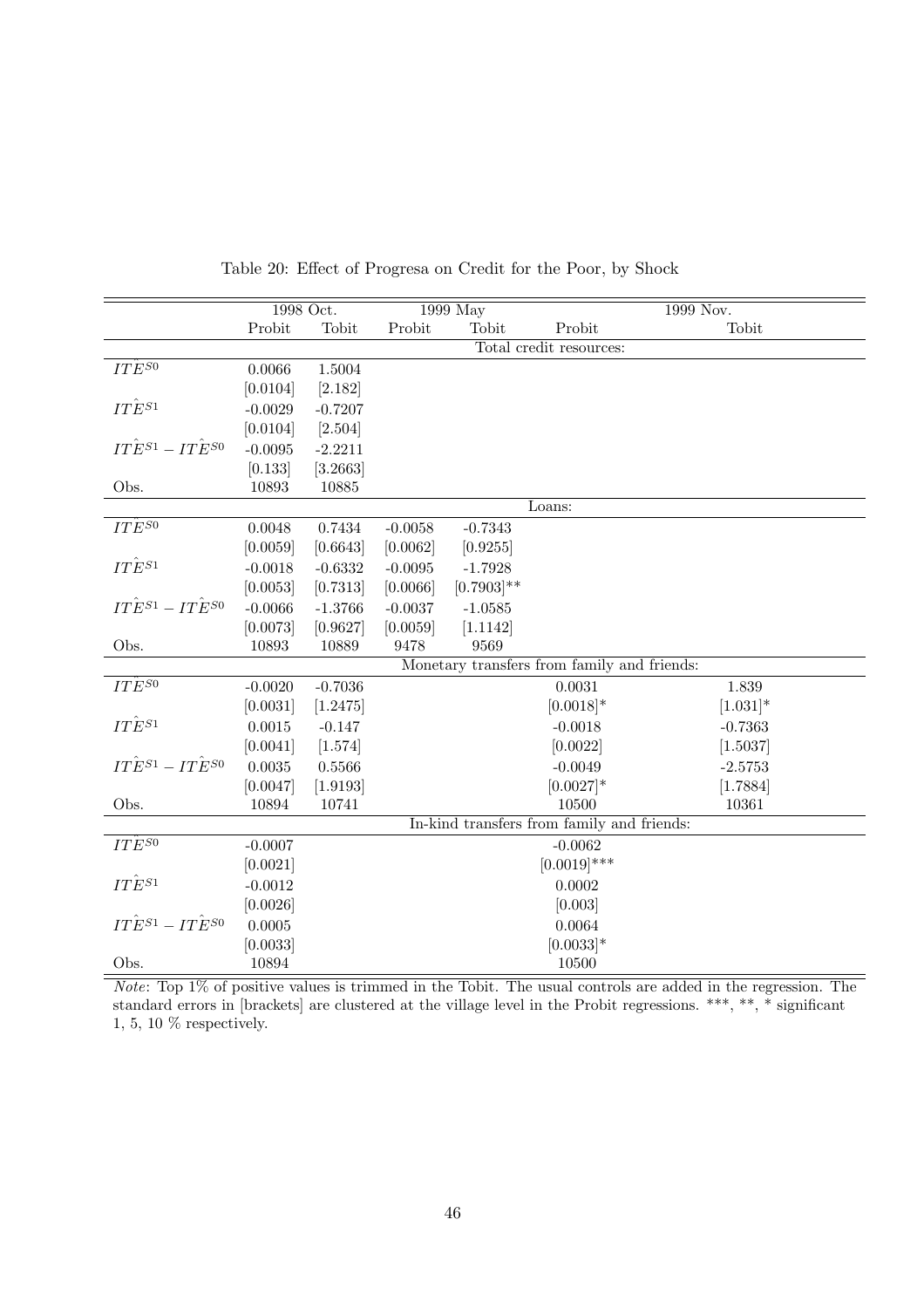Table 20: Effect of Progresa on Credit for the Poor, by Shock

| | 1998 Oct. | | 1999 May | | 1999 Nov. | |
|---|---|---|---|---|---|---|
| | Probit | Tobit | Probit | Tobit | Probit | Tobit |
| | | | | Total credit resources: | | |
| $\hat{ITE}^{S0}$ | 0.0066 | 1.5004 | | | | |
| | [0.0104] | [2.182] | | | | |
| $\hat{ITE}^{S1}$ | -0.0029 | -0.7207 | | | | |
| | [0.0104] | [2.504] | | | | |
| $\hat{ITE}^{S1} - \hat{ITE}^{S0}$ | -0.0095 | -2.2211 | | | | |
| | [0.133] | [3.2663] | | | | |
| Obs. | 10893 | 10885 | | | | |
| | | | | Loans: | | |
| $\hat{ITE}^{S0}$ | 0.0048 | 0.7434 | -0.0058 | -0.7343 | | |
| | [0.0059] | [0.6643] | [0.0062] | [0.9255] | | |
| $\hat{ITE}^{S1}$ | -0.0018 | -0.6332 | -0.0095 | -1.7928 | | |
| | [0.0053] | [0.7313] | [0.0066] | [0.7903]** | | |
| $\hat{ITE}^{S1} - \hat{ITE}^{S0}$ | -0.0066 | -1.3766 | -0.0037 | -1.0585 | | |
| | [0.0073] | [0.9627] | [0.0059] | [1.1142] | | |
| Obs. | 10893 | 10889 | 9478 | 9569 | | |
| | | | | Monetary transfers from family and friends: | | |
| $\hat{ITE}^{S0}$ | -0.0020 | -0.7036 | | | 0.0031 | 1.839 |
| | [0.0031] | [1.2475] | | | [0.0018]* | [1.031]* |
| $\hat{ITE}^{S1}$ | 0.0015 | -0.147 | | | -0.0018 | -0.7363 |
| | [0.0041] | [1.574] | | | [0.0022] | [1.5037] |
| $\hat{ITE}^{S1} - \hat{ITE}^{S0}$ | 0.0035 | 0.5566 | | | -0.0049 | -2.5753 |
| | [0.0047] | [1.9193] | | | [0.0027]* | [1.7884] |
| Obs. | 10894 | 10741 | | | 10500 | 10361 |
| | | | | In-kind transfers from family and friends: | | |
| $\hat{ITE}^{S0}$ | -0.0007 | | | | -0.0062 | |
| | [0.0021] | | | | [0.0019]*** | |
| $\hat{ITE}^{S1}$ | -0.0012 | | | | 0.0002 | |
| | [0.0026] | | | | [0.003] | |
| $\hat{ITE}^{S1} - \hat{ITE}^{S0}$ | 0.0005 | | | | 0.0064 | |
| | [0.0033] | | | | [0.0033]* | |
| Obs. | 10894 | | | | 10500 | |

*Note*: Top 1% of positive values is trimmed in the Tobit. The usual controls are added in the regression. The standard errors in [brackets] are clustered at the village level in the Probit regressions. ***, **, * significant 1, 5, 10 % respectively.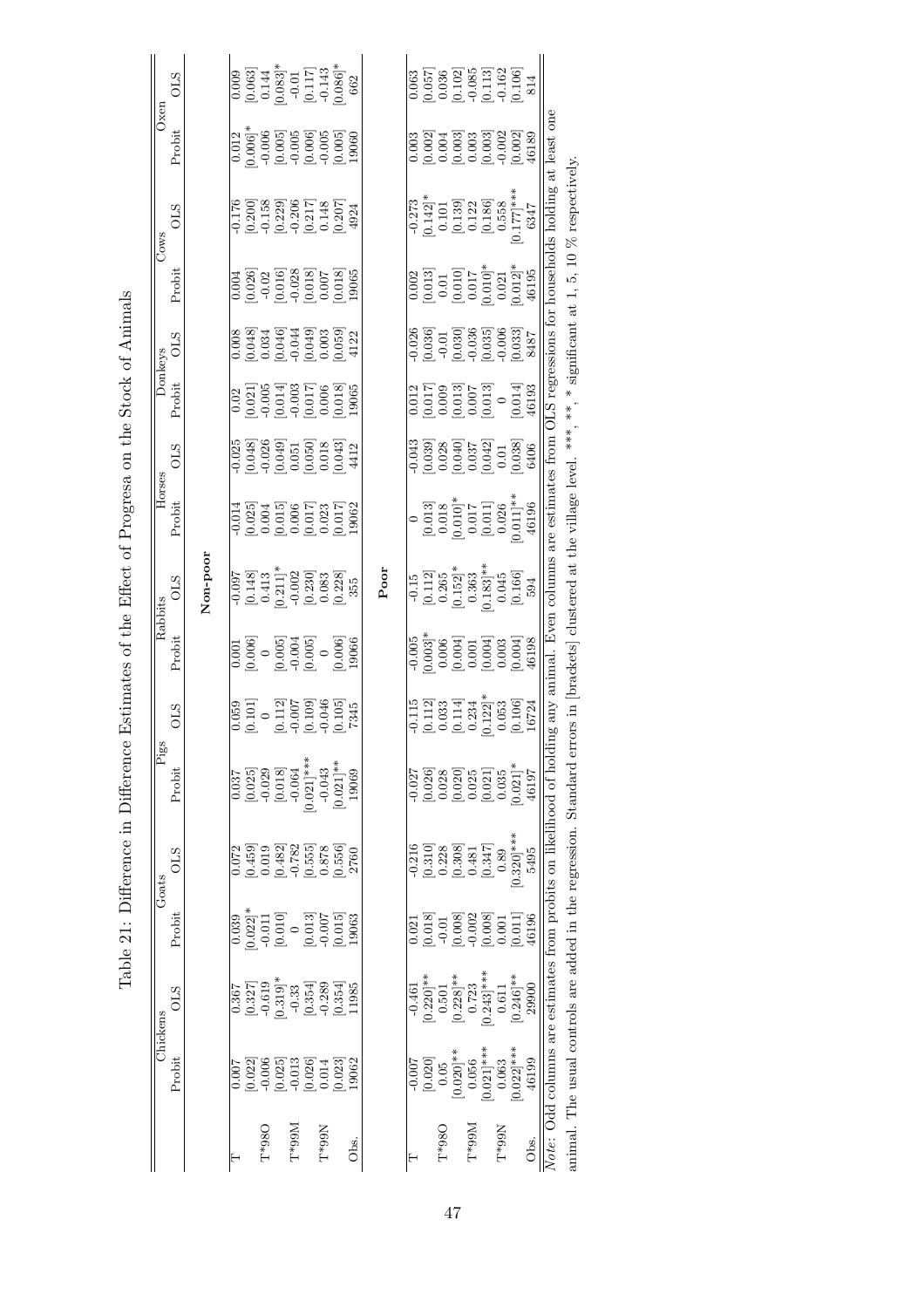Table 21: Difference in Difference Estimates of the Effect of Progresa on the Stock of Animals

| | Chickens | | Goats | | Pigs | | Rabbits | | Horses | | Donkeys | | Cows | | Oxen | |
|---|---|---|---|---|---|---|---|---|---|---|---|---|---|---|---|---|
| | Probit | OLS | Probit | OLS | Probit | OLS | Probit | OLS | Probit | OLS | Probit | OLS | Probit | OLS | Probit | OLS |
| **Non-poor** | | | | | | | | | | | | | | | | |
| T | 0.007 | 0.367 | 0.039 | 0.072 | 0.037 | 0.059 | 0.001 | -0.097 | -0.014 | -0.025 | 0.02 | 0.008 | 0.004 | -0.176 | 0.012 | 0.009 |
| | [0.022] | [0.327] | [0.022]* | [0.459] | [0.025] | [0.101] | [0.006] | [0.148] | [0.025] | [0.048] | [0.021] | [0.048] | [0.026] | [0.200] | [0.006]* | [0.063] |
| T*98O | -0.006 | -0.619 | -0.011 | 0.019 | -0.029 | 0 | 0 | 0.413 | 0.004 | -0.026 | -0.005 | 0.034 | -0.02 | -0.158 | -0.006 | 0.144 |
| | [0.025] | [0.319]* | [0.010] | [0.482] | [0.018] | [0.112] | [0.005] | [0.211]* | [0.015] | [0.049] | [0.014] | [0.046] | [0.016] | [0.229] | [0.005] | [0.083]* |
| T*99M | -0.013 | -0.33 | 0 | -0.782 | -0.064 | -0.007 | -0.004 | -0.002 | 0.006 | 0.051 | -0.003 | -0.044 | -0.028 | -0.206 | -0.005 | -0.01 |
| | [0.026] | [0.354] | [0.013] | [0.555] | [0.021]*** | [0.109] | [0.005] | [0.230] | [0.017] | [0.050] | [0.017] | [0.049] | [0.018] | [0.217] | [0.006] | [0.117] |
| T*99N | 0.014 | -0.289 | -0.007 | 0.878 | -0.043 | -0.046 | 0 | 0.083 | 0.023 | 0.018 | 0.006 | 0.003 | 0.007 | 0.148 | -0.005 | -0.143 |
| | [0.023] | [0.354] | [0.015] | [0.556] | [0.021]** | [0.105] | [0.006] | [0.228] | [0.017] | [0.043] | [0.018] | [0.059] | [0.018] | [0.207] | [0.005] | [0.086]* |
| Obs. | 19062 | 11985 | 19063 | 2760 | 19069 | 7345 | 19066 | 355 | 19062 | 4412 | 19065 | 4122 | 19065 | 4924 | 19060 | 662 |
| **Poor** | | | | | | | | | | | | | | | | |
| T | -0.007 | -0.461 | 0.021 | -0.216 | -0.027 | -0.115 | -0.005 | -0.15 | 0 | -0.043 | 0.012 | -0.026 | 0.002 | -0.273 | 0.003 | 0.063 |
| | [0.020] | [0.220]** | [0.018] | [0.310] | [0.026] | [0.112] | [0.003]* | [0.112] | [0.013] | [0.039] | [0.017] | [0.036] | [0.013] | [0.142]* | [0.002] | [0.057] |
| T*98O | 0.05 | 0.501 | -0.01 | 0.228 | 0.028 | 0.033 | 0.006 | 0.265 | 0.018 | 0.028 | 0.009 | -0.01 | 0.01 | 0.101 | 0.004 | 0.036 |
| | [0.020]** | [0.228]** | [0.008] | [0.308] | [0.020] | [0.114] | [0.004] | [0.152]* | [0.010]* | [0.040] | [0.013] | [0.030] | [0.010] | [0.139] | [0.003] | [0.102] |
| T*99M | 0.056 | 0.723 | -0.002 | 0.481 | 0.025 | 0.234 | 0.001 | 0.363 | 0.017 | 0.037 | 0.007 | -0.036 | 0.017 | 0.122 | 0.003 | -0.085 |
| | [0.021]*** | [0.243]*** | [0.008] | [0.347] | [0.021] | [0.122]* | [0.004] | [0.183]** | [0.011] | [0.042] | [0.013] | [0.035] | [0.010]* | [0.186] | [0.003] | [0.113] |
| T*99N | 0.063 | 0.611 | 0.001 | 0.89 | 0.035 | 0.053 | 0.003 | 0.045 | 0.026 | 0.01 | 0 | -0.006 | 0.021 | 0.558 | -0.002 | -0.162 |
| | [0.022]*** | [0.246]** | [0.011] | [0.320]*** | [0.021]* | [0.106] | [0.004] | [0.166] | [0.011]** | [0.038] | [0.014] | [0.033] | [0.012]* | [0.177]*** | [0.002] | [0.106] |
| Obs. | 46199 | 29900 | 46196 | 5495 | 46197 | 16724 | 46198 | 594 | 46196 | 6406 | 46193 | 8487 | 46195 | 6347 | 46189 | 814 |

*Note*: Odd columns are estimates from probits on likelihood of holding any animal. Even columns are estimates from OLS regressions for households holding at least one animal. The usual controls are added in the regression. Standard errors in [brackets] clustered at the village level. ***, **, * significant at 1, 5, 10 % respectively.